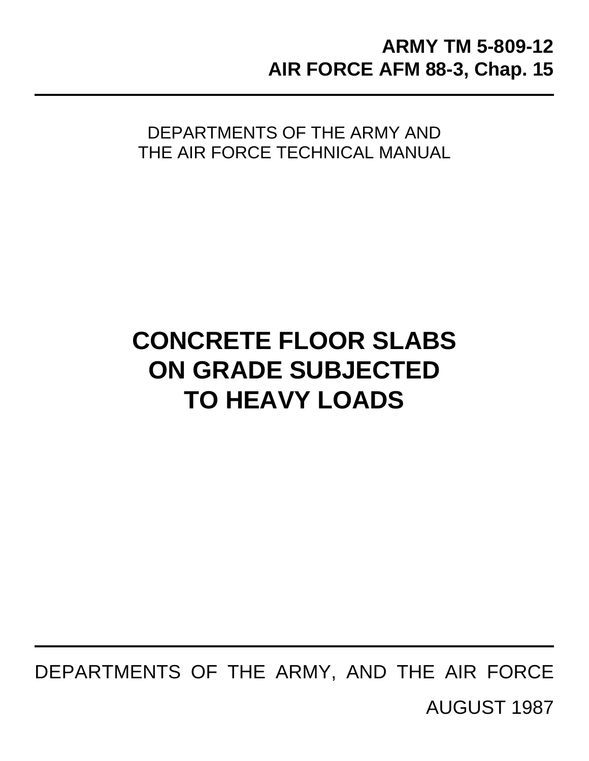**ARMY TM 5-809-12**
**AIR FORCE AFM 88-3, Chap. 15**

---

DEPARTMENTS OF THE ARMY AND
THE AIR FORCE TECHNICAL MANUAL

# CONCRETE FLOOR SLABS ON GRADE SUBJECTED TO HEAVY LOADS

---

DEPARTMENTS OF THE ARMY, AND THE AIR FORCE

AUGUST 1987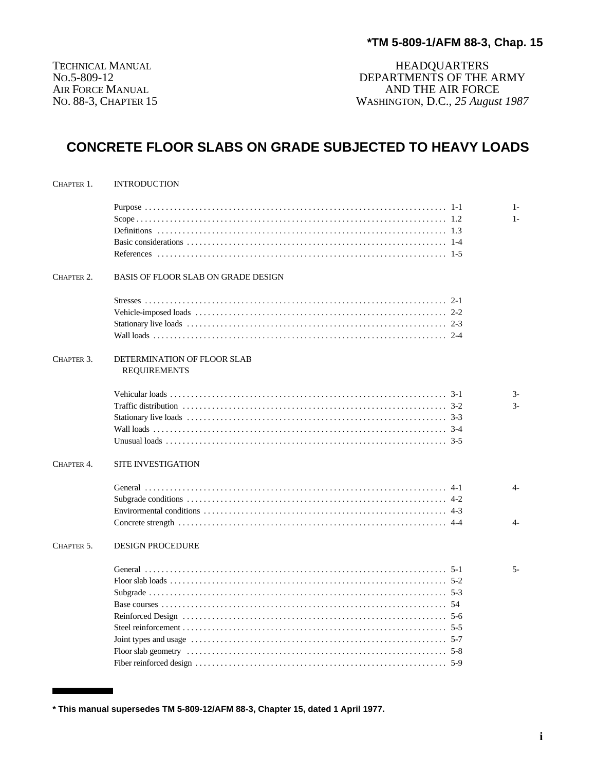**\*TM 5-809-1/AFM 88-3, Chap. 15**

TECHNICAL MANUAL
NO.5-809-12
AIR FORCE MANUAL
NO. 88-3, CHAPTER 15

HEADQUARTERS
DEPARTMENTS OF THE ARMY
AND THE AIR FORCE
WASHINGTON, D.C., *25 August 1987*

# CONCRETE FLOOR SLABS ON GRADE SUBJECTED TO HEAVY LOADS

| | | | |
|---|---|---|---|
| CHAPTER 1. | INTRODUCTION | | |
| | Purpose | 1-1 | 1- |
| | Scope | 1.2 | 1- |
| | Definitions | 1.3 | |
| | Basic considerations | 1-4 | |
| | References | 1-5 | |
| CHAPTER 2. | BASIS OF FLOOR SLAB ON GRADE DESIGN | | |
| | Stresses | 2-1 | |
| | Vehicle-imposed loads | 2-2 | |
| | Stationary live loads | 2-3 | |
| | Wall loads | 2-4 | |
| CHAPTER 3. | DETERMINATION OF FLOOR SLAB REQUIREMENTS | | |
| | Vehicular loads | 3-1 | 3- |
| | Traffic distribution | 3-2 | 3- |
| | Stationary live loads | 3-3 | |
| | Wall loads | 3-4 | |
| | Unusual loads | 3-5 | |
| CHAPTER 4. | SITE INVESTIGATION | | |
| | General | 4-1 | 4- |
| | Subgrade conditions | 4-2 | |
| | Environmental conditions | 4-3 | |
| | Concrete strength | 4-4 | 4- |
| CHAPTER 5. | DESIGN PROCEDURE | | |
| | General | 5-1 | 5- |
| | Floor slab loads | 5-2 | |
| | Subgrade | 5-3 | |
| | Base courses | 54 | |
| | Reinforced Design | 5-6 | |
| | Steel reinforcement | 5-5 | |
| | Joint types and usage | 5-7 | |
| | Floor slab geometry | 5-8 | |
| | Fiber reinforced design | 5-9 | |

**\* This manual supersedes TM 5-809-12/AFM 88-3, Chapter 15, dated 1 April 1977.**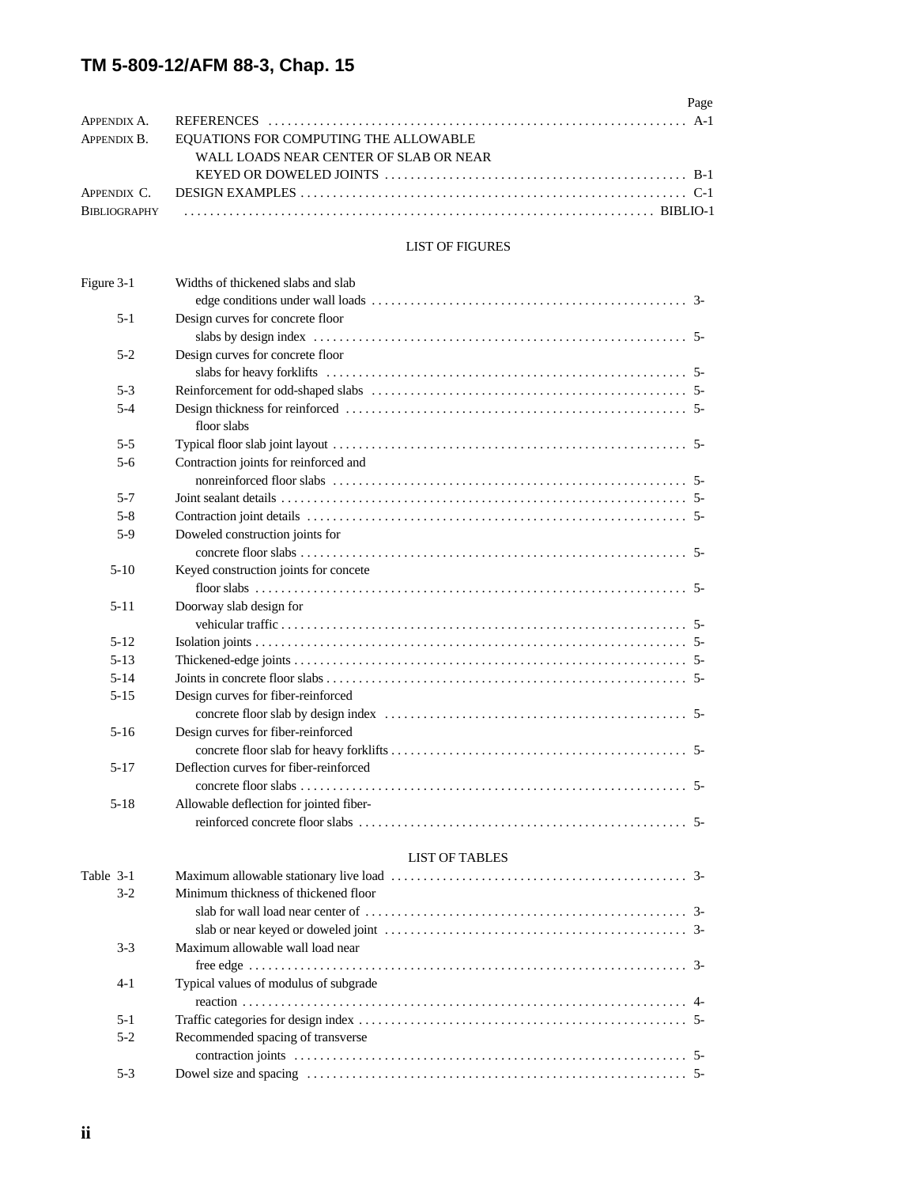| | | Page |
|---|---|---|
| APPENDIX A. | REFERENCES | A-1 |
| APPENDIX B. | EQUATIONS FOR COMPUTING THE ALLOWABLE WALL LOADS NEAR CENTER OF SLAB OR NEAR KEYED OR DOWELED JOINTS | B-1 |
| APPENDIX C. | DESIGN EXAMPLES | C-1 |
| BIBLIOGRAPHY | | BIBLIO-1 |

## LIST OF FIGURES

| | | |
|---|---|---|
| Figure 3-1 | Widths of thickened slabs and slab edge conditions under wall loads | 3- |
| 5-1 | Design curves for concrete floor slabs by design index | 5- |
| 5-2 | Design curves for concrete floor slabs for heavy forklifts | 5- |
| 5-3 | Reinforcement for odd-shaped slabs | 5- |
| 5-4 | Design thickness for reinforced floor slabs | 5- |
| 5-5 | Typical floor slab joint layout | 5- |
| 5-6 | Contraction joints for reinforced and nonreinforced floor slabs | 5- |
| 5-7 | Joint sealant details | 5- |
| 5-8 | Contraction joint details | 5- |
| 5-9 | Doweled construction joints for concrete floor slabs | 5- |
| 5-10 | Keyed construction joints for concete floor slabs | 5- |
| 5-11 | Doorway slab design for vehicular traffic | 5- |
| 5-12 | Isolation joints | 5- |
| 5-13 | Thickened-edge joints | 5- |
| 5-14 | Joints in concrete floor slabs | 5- |
| 5-15 | Design curves for fiber-reinforced concrete floor slab by design index | 5- |
| 5-16 | Design curves for fiber-reinforced concrete floor slab for heavy forklifts | 5- |
| 5-17 | Deflection curves for fiber-reinforced concrete floor slabs | 5- |
| 5-18 | Allowable deflection for jointed fiber-reinforced concrete floor slabs | 5- |

## LIST OF TABLES

| | | |
|---|---|---|
| Table 3-1 | Maximum allowable stationary live load | 3- |
| 3-2 | Minimum thickness of thickened floor slab for wall load near center of | 3- |
| | slab or near keyed or doweled joint | 3- |
| 3-3 | Maximum allowable wall load near free edge | 3- |
| 4-1 | Typical values of modulus of subgrade reaction | 4- |
| 5-1 | Traffic categories for design index | 5- |
| 5-2 | Recommended spacing of transverse contraction joints | 5- |
| 5-3 | Dowel size and spacing | 5- |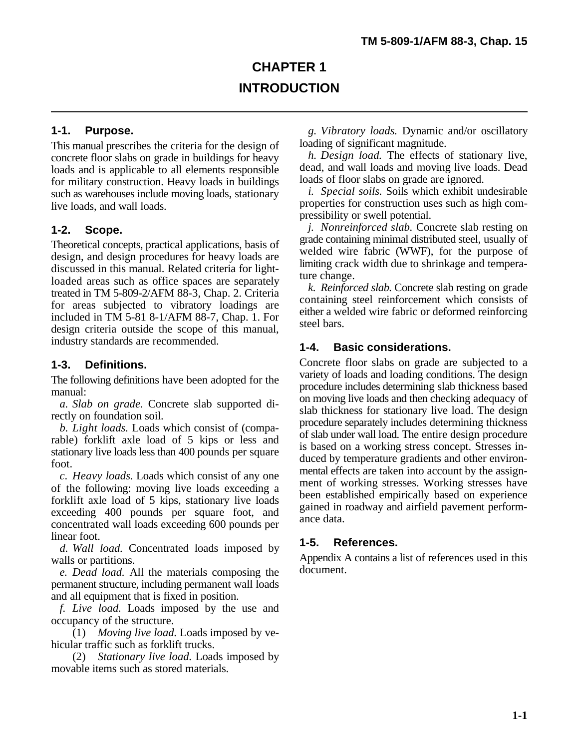# CHAPTER 1
# INTRODUCTION

## 1-1. Purpose.

This manual prescribes the criteria for the design of concrete floor slabs on grade in buildings for heavy loads and is applicable to all elements responsible for military construction. Heavy loads in buildings such as warehouses include moving loads, stationary live loads, and wall loads.

## 1-2. Scope.

Theoretical concepts, practical applications, basis of design, and design procedures for heavy loads are discussed in this manual. Related criteria for light-loaded areas such as office spaces are separately treated in TM 5-809-2/AFM 88-3, Chap. 2. Criteria for areas subjected to vibratory loadings are included in TM 5-81 8-1/AFM 88-7, Chap. 1. For design criteria outside the scope of this manual, industry standards are recommended.

## 1-3. Definitions.

The following definitions have been adopted for the manual:

*a. Slab on grade.* Concrete slab supported directly on foundation soil.

*b. Light loads.* Loads which consist of (comparable) forklift axle load of 5 kips or less and stationary live loads less than 400 pounds per square foot.

*c. Heavy loads.* Loads which consist of any one of the following: moving live loads exceeding a forklift axle load of 5 kips, stationary live loads exceeding 400 pounds per square foot, and concentrated wall loads exceeding 600 pounds per linear foot.

*d. Wall load.* Concentrated loads imposed by walls or partitions.

*e. Dead load.* All the materials composing the permanent structure, including permanent wall loads and all equipment that is fixed in position.

*f. Live load.* Loads imposed by the use and occupancy of the structure.

(1) *Moving live load.* Loads imposed by vehicular traffic such as forklift trucks.

(2) *Stationary live load.* Loads imposed by movable items such as stored materials.

*g. Vibratory loads.* Dynamic and/or oscillatory loading of significant magnitude.

*h. Design load.* The effects of stationary live, dead, and wall loads and moving live loads. Dead loads of floor slabs on grade are ignored.

*i. Special soils.* Soils which exhibit undesirable properties for construction uses such as high compressibility or swell potential.

*j. Nonreinforced slab.* Concrete slab resting on grade containing minimal distributed steel, usually of welded wire fabric (WWF), for the purpose of limiting crack width due to shrinkage and temperature change.

*k. Reinforced slab.* Concrete slab resting on grade containing steel reinforcement which consists of either a welded wire fabric or deformed reinforcing steel bars.

## 1-4. Basic considerations.

Concrete floor slabs on grade are subjected to a variety of loads and loading conditions. The design procedure includes determining slab thickness based on moving live loads and then checking adequacy of slab thickness for stationary live load. The design procedure separately includes determining thickness of slab under wall load. The entire design procedure is based on a working stress concept. Stresses induced by temperature gradients and other environmental effects are taken into account by the assignment of working stresses. Working stresses have been established empirically based on experience gained in roadway and airfield pavement performance data.

## 1-5. References.

Appendix A contains a list of references used in this document.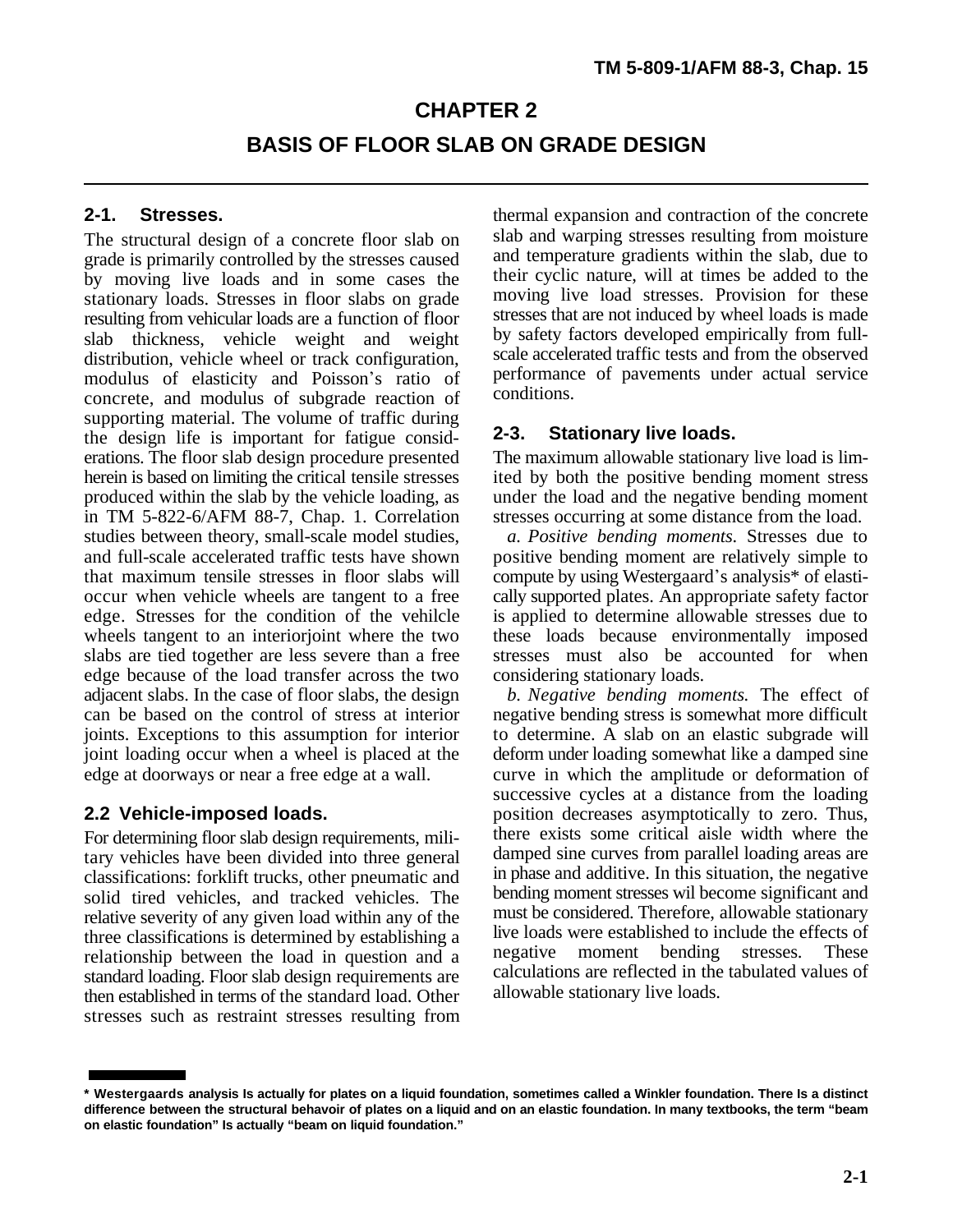# CHAPTER 2

# BASIS OF FLOOR SLAB ON GRADE DESIGN

## 2-1. Stresses.

The structural design of a concrete floor slab on grade is primarily controlled by the stresses caused by moving live loads and in some cases the stationary loads. Stresses in floor slabs on grade resulting from vehicular loads are a function of floor slab thickness, vehicle weight and weight distribution, vehicle wheel or track configuration, modulus of elasticity and Poisson's ratio of concrete, and modulus of subgrade reaction of supporting material. The volume of traffic during the design life is important for fatigue considerations. The floor slab design procedure presented herein is based on limiting the critical tensile stresses produced within the slab by the vehicle loading, as in TM 5-822-6/AFM 88-7, Chap. 1. Correlation studies between theory, small-scale model studies, and full-scale accelerated traffic tests have shown that maximum tensile stresses in floor slabs will occur when vehicle wheels are tangent to a free edge. Stresses for the condition of the vehilcle wheels tangent to an interiorjoint where the two slabs are tied together are less severe than a free edge because of the load transfer across the two adjacent slabs. In the case of floor slabs, the design can be based on the control of stress at interior joints. Exceptions to this assumption for interior joint loading occur when a wheel is placed at the edge at doorways or near a free edge at a wall.

## 2.2 Vehicle-imposed loads.

For determining floor slab design requirements, military vehicles have been divided into three general classifications: forklift trucks, other pneumatic and solid tired vehicles, and tracked vehicles. The relative severity of any given load within any of the three classifications is determined by establishing a relationship between the load in question and a standard loading. Floor slab design requirements are then established in terms of the standard load. Other stresses such as restraint stresses resulting from thermal expansion and contraction of the concrete slab and warping stresses resulting from moisture and temperature gradients within the slab, due to their cyclic nature, will at times be added to the moving live load stresses. Provision for these stresses that are not induced by wheel loads is made by safety factors developed empirically from full-scale accelerated traffic tests and from the observed performance of pavements under actual service conditions.

## 2-3. Stationary live loads.

The maximum allowable stationary live load is limited by both the positive bending moment stress under the load and the negative bending moment stresses occurring at some distance from the load.

*a. Positive bending moments.* Stresses due to positive bending moment are relatively simple to compute by using Westergaard's analysis* of elastically supported plates. An appropriate safety factor is applied to determine allowable stresses due to these loads because environmentally imposed stresses must also be accounted for when considering stationary loads.

*b. Negative bending moments.* The effect of negative bending stress is somewhat more difficult to determine. A slab on an elastic subgrade will deform under loading somewhat like a damped sine curve in which the amplitude or deformation of successive cycles at a distance from the loading position decreases asymptotically to zero. Thus, there exists some critical aisle width where the damped sine curves from parallel loading areas are in phase and additive. In this situation, the negative bending moment stresses wil become significant and must be considered. Therefore, allowable stationary live loads were established to include the effects of negative moment bending stresses. These calculations are reflected in the tabulated values of allowable stationary live loads.

---

**\* Westergaards analysis Is actually for plates on a liquid foundation, sometimes called a Winkler foundation. There Is a distinct difference between the structural behavoir of plates on a liquid and on an elastic foundation. In many textbooks, the term "beam on elastic foundation" Is actually "beam on liquid foundation."**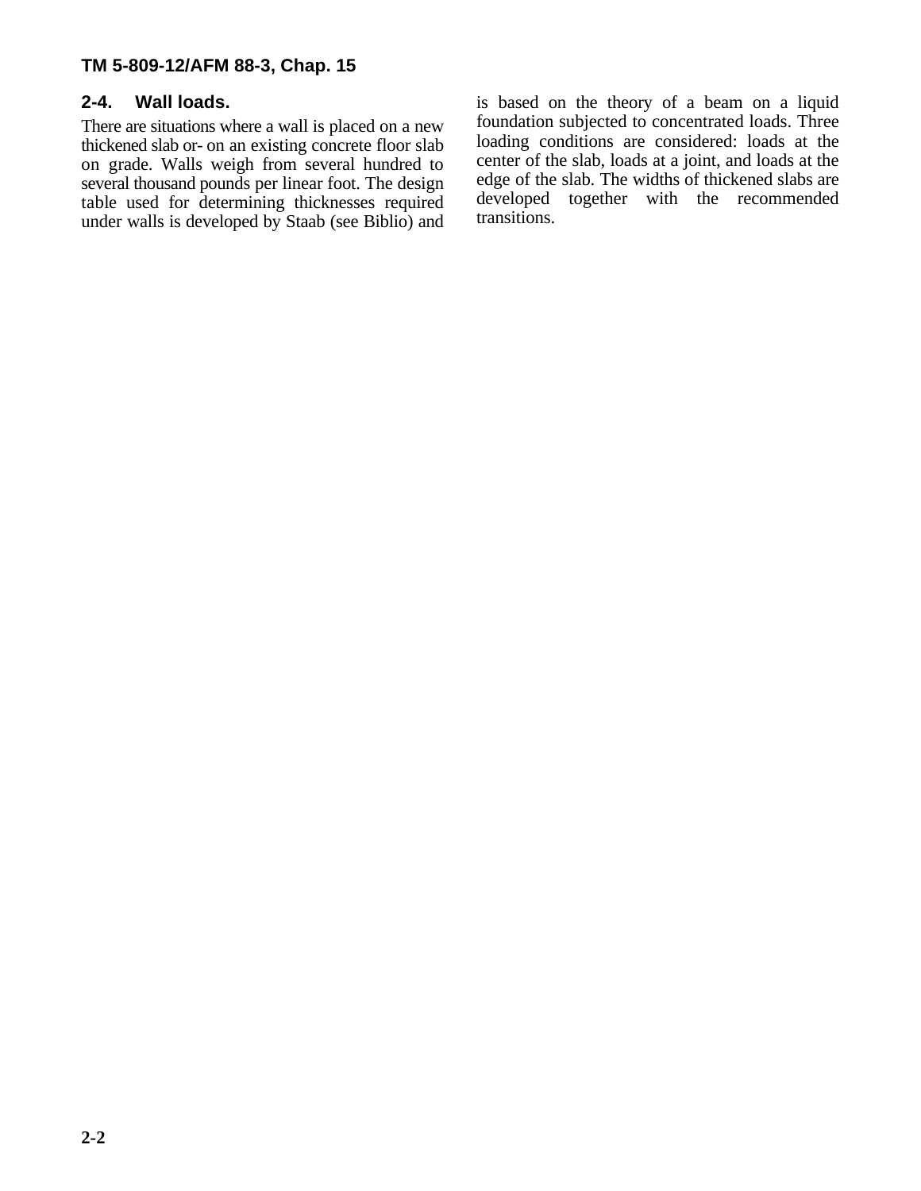## 2-4. Wall loads.

There are situations where a wall is placed on a new thickened slab or- on an existing concrete floor slab on grade. Walls weigh from several hundred to several thousand pounds per linear foot. The design table used for determining thicknesses required under walls is developed by Staab (see Biblio) and is based on the theory of a beam on a liquid foundation subjected to concentrated loads. Three loading conditions are considered: loads at the center of the slab, loads at a joint, and loads at the edge of the slab. The widths of thickened slabs are developed together with the recommended transitions.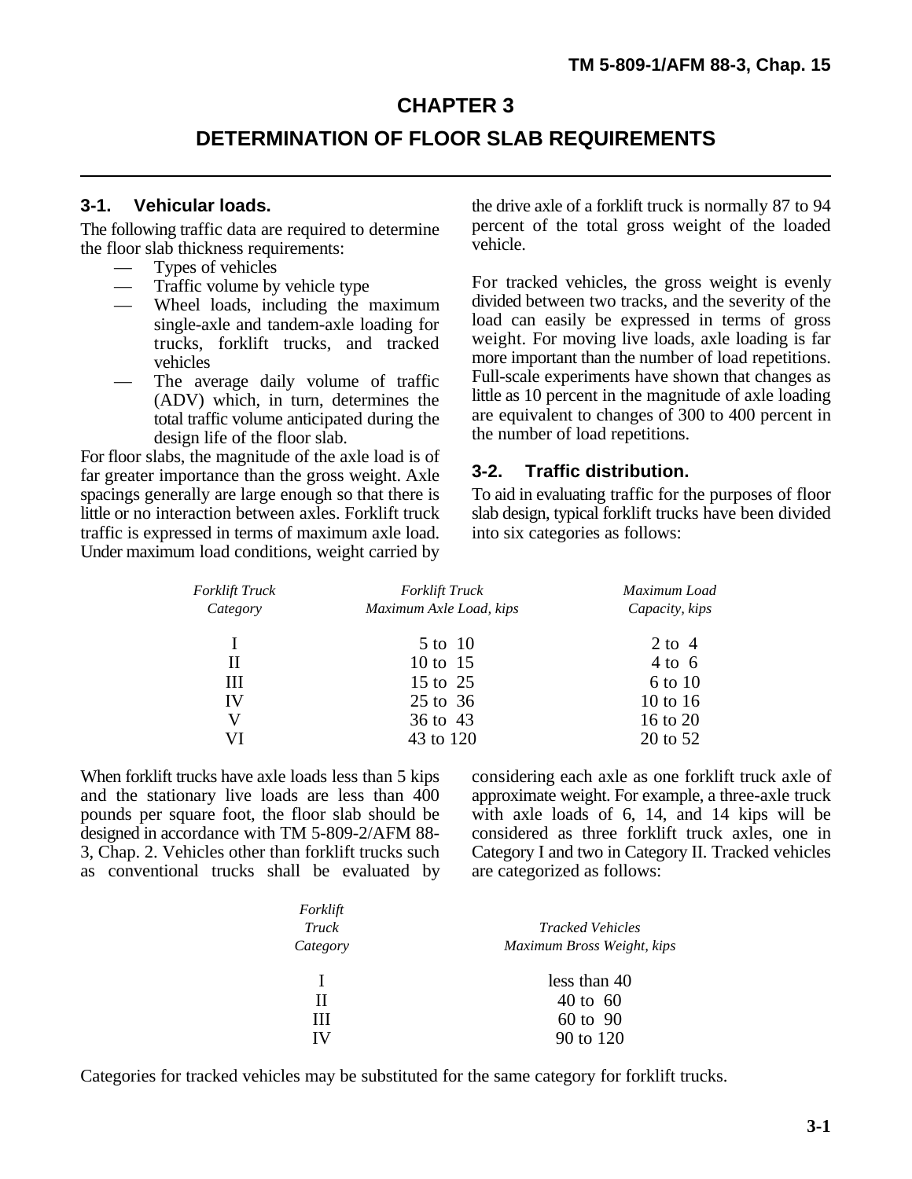# CHAPTER 3

# DETERMINATION OF FLOOR SLAB REQUIREMENTS

## 3-1. Vehicular loads.

The following traffic data are required to determine the floor slab thickness requirements:

- Types of vehicles
- Traffic volume by vehicle type
- Wheel loads, including the maximum single-axle and tandem-axle loading for trucks, forklift trucks, and tracked vehicles
- The average daily volume of traffic (ADV) which, in turn, determines the total traffic volume anticipated during the design life of the floor slab.

For floor slabs, the magnitude of the axle load is of far greater importance than the gross weight. Axle spacings generally are large enough so that there is little or no interaction between axles. Forklift truck traffic is expressed in terms of maximum axle load. Under maximum load conditions, weight carried by the drive axle of a forklift truck is normally 87 to 94 percent of the total gross weight of the loaded vehicle.

For tracked vehicles, the gross weight is evenly divided between two tracks, and the severity of the load can easily be expressed in terms of gross weight. For moving live loads, axle loading is far more important than the number of load repetitions. Full-scale experiments have shown that changes as little as 10 percent in the magnitude of axle loading are equivalent to changes of 300 to 400 percent in the number of load repetitions.

## 3-2. Traffic distribution.

To aid in evaluating traffic for the purposes of floor slab design, typical forklift trucks have been divided into six categories as follows:

| *Forklift Truck Category* | *Forklift Truck Maximum Axle Load, kips* | *Maximum Load Capacity, kips* |
|---|---|---|
| I | 5 to 10 | 2 to 4 |
| II | 10 to 15 | 4 to 6 |
| III | 15 to 25 | 6 to 10 |
| IV | 25 to 36 | 10 to 16 |
| V | 36 to 43 | 16 to 20 |
| VI | 43 to 120 | 20 to 52 |

When forklift trucks have axle loads less than 5 kips and the stationary live loads are less than 400 pounds per square foot, the floor slab should be designed in accordance with TM 5-809-2/AFM 88-3, Chap. 2. Vehicles other than forklift trucks such as conventional trucks shall be evaluated by considering each axle as one forklift truck axle of approximate weight. For example, a three-axle truck with axle loads of 6, 14, and 14 kips will be considered as three forklift truck axles, one in Category I and two in Category II. Tracked vehicles are categorized as follows:

| *Forklift Truck Category* | *Tracked Vehicles Maximum Bross Weight, kips* |
|---|---|
| I | less than 40 |
| II | 40 to 60 |
| III | 60 to 90 |
| IV | 90 to 120 |

Categories for tracked vehicles may be substituted for the same category for forklift trucks.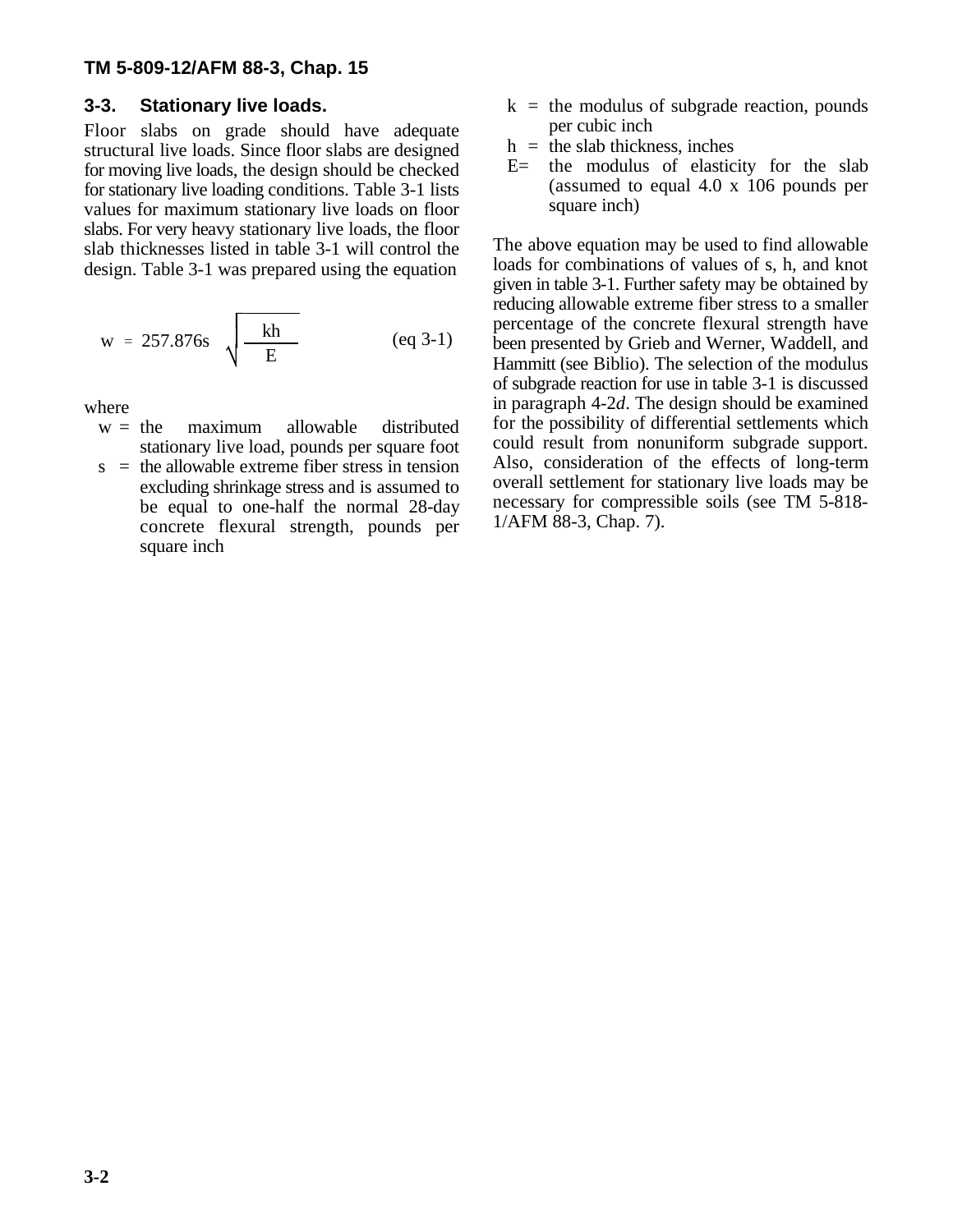## 3-3. Stationary live loads.

Floor slabs on grade should have adequate structural live loads. Since floor slabs are designed for moving live loads, the design should be checked for stationary live loading conditions. Table 3-1 lists values for maximum stationary live loads on floor slabs. For very heavy stationary live loads, the floor slab thicknesses listed in table 3-1 will control the design. Table 3-1 was prepared using the equation

$$w = 257.876s\sqrt{\frac{kh}{E}} \qquad \text{(eq 3-1)}$$

where

- w = the maximum allowable distributed stationary live load, pounds per square foot
- s = the allowable extreme fiber stress in tension excluding shrinkage stress and is assumed to be equal to one-half the normal 28-day concrete flexural strength, pounds per square inch
- k = the modulus of subgrade reaction, pounds per cubic inch
- h = the slab thickness, inches
- E= the modulus of elasticity for the slab (assumed to equal 4.0 x 106 pounds per square inch)

The above equation may be used to find allowable loads for combinations of values of s, h, and knot given in table 3-1. Further safety may be obtained by reducing allowable extreme fiber stress to a smaller percentage of the concrete flexural strength have been presented by Grieb and Werner, Waddell, and Hammitt (see Biblio). The selection of the modulus of subgrade reaction for use in table 3-1 is discussed in paragraph 4-2*d*. The design should be examined for the possibility of differential settlements which could result from nonuniform subgrade support. Also, consideration of the effects of long-term overall settlement for stationary live loads may be necessary for compressible soils (see TM 5-818-1/AFM 88-3, Chap. 7).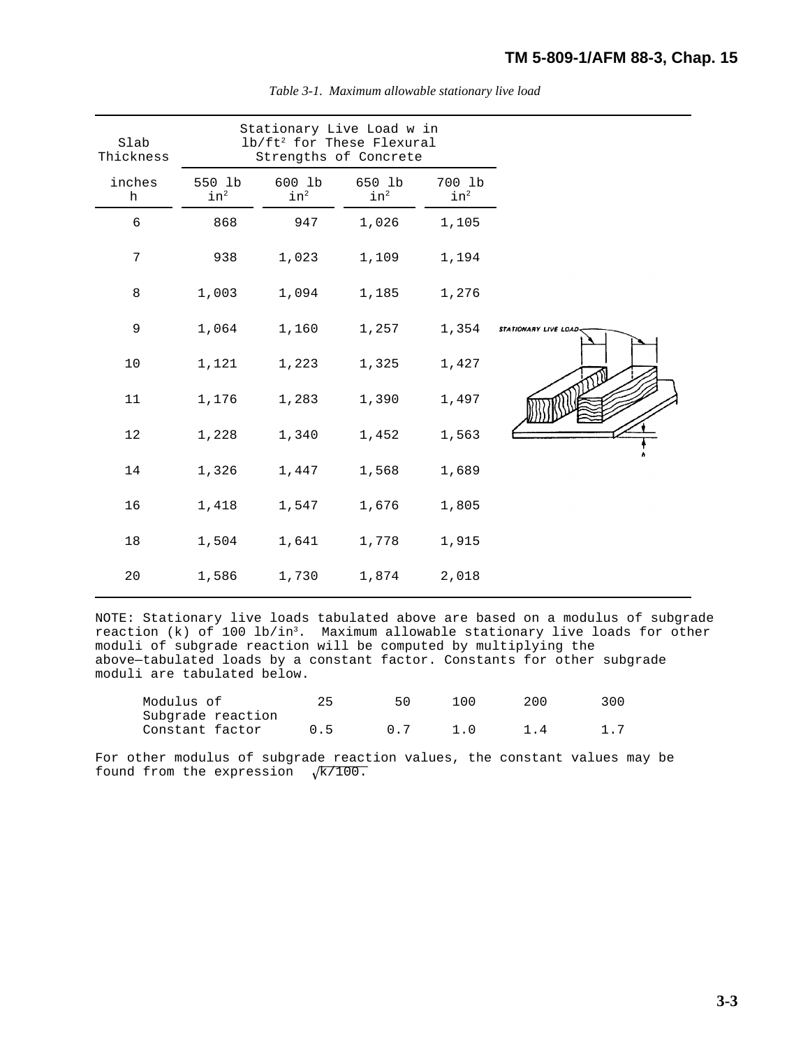*Table 3-1. Maximum allowable stationary live load*

| Slab Thickness | Stationary Live Load w in $lb/ft^2$ for These Flexural Strengths of Concrete | | | |
|---|---|---|---|---|
| inches h | 550 lb $in^2$ | 600 lb $in^2$ | 650 lb $in^2$ | 700 lb $in^2$ |
| 6 | 868 | 947 | 1,026 | 1,105 |
| 7 | 938 | 1,023 | 1,109 | 1,194 |
| 8 | 1,003 | 1,094 | 1,185 | 1,276 |
| 9 | 1,064 | 1,160 | 1,257 | 1,354 |
| 10 | 1,121 | 1,223 | 1,325 | 1,427 |
| 11 | 1,176 | 1,283 | 1,390 | 1,497 |
| 12 | 1,228 | 1,340 | 1,452 | 1,563 |
| 14 | 1,326 | 1,447 | 1,568 | 1,689 |
| 16 | 1,418 | 1,547 | 1,676 | 1,805 |
| 18 | 1,504 | 1,641 | 1,778 | 1,915 |
| 20 | 1,586 | 1,730 | 1,874 | 2,018 |

STATIONARY LIVE LOAD

NOTE: Stationary live loads tabulated above are based on a modulus of subgrade reaction (k) of 100 $lb/in^3$. Maximum allowable stationary live loads for other moduli of subgrade reaction will be computed by multiplying the above—tabulated loads by a constant factor. Constants for other subgrade moduli are tabulated below.

| Modulus of Subgrade reaction | 25 | 50 | 100 | 200 | 300 |
|---|---|---|---|---|---|
| Constant factor | 0.5 | 0.7 | 1.0 | 1.4 | 1.7 |

For other modulus of subgrade reaction values, the constant values may be found from the expression $\sqrt{k/100}$.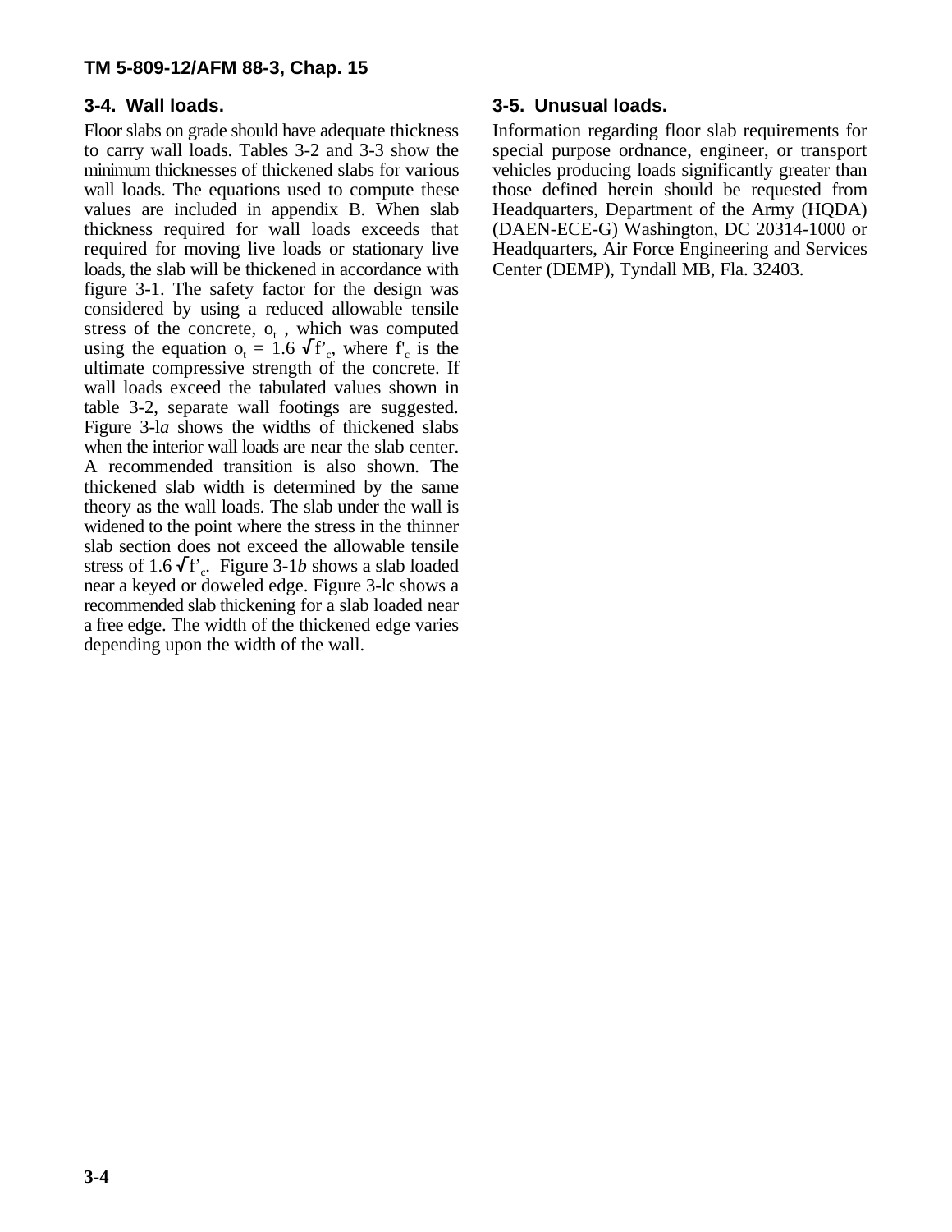## 3-4. Wall loads.

Floor slabs on grade should have adequate thickness to carry wall loads. Tables 3-2 and 3-3 show the minimum thicknesses of thickened slabs for various wall loads. The equations used to compute these values are included in appendix B. When slab thickness required for wall loads exceeds that required for moving live loads or stationary live loads, the slab will be thickened in accordance with figure 3-1. The safety factor for the design was considered by using a reduced allowable tensile stress of the concrete, $o_t$, which was computed using the equation $o_t = 1.6 \sqrt{f'_c}$, where $f'_c$ is the ultimate compressive strength of the concrete. If wall loads exceed the tabulated values shown in table 3-2, separate wall footings are suggested. Figure 3-l*a* shows the widths of thickened slabs when the interior wall loads are near the slab center. A recommended transition is also shown. The thickened slab width is determined by the same theory as the wall loads. The slab under the wall is widened to the point where the stress in the thinner slab section does not exceed the allowable tensile stress of $1.6 \sqrt{f'_c}$. Figure 3-1*b* shows a slab loaded near a keyed or doweled edge. Figure 3-lc shows a recommended slab thickening for a slab loaded near a free edge. The width of the thickened edge varies depending upon the width of the wall.

## 3-5. Unusual loads.

Information regarding floor slab requirements for special purpose ordnance, engineer, or transport vehicles producing loads significantly greater than those defined herein should be requested from Headquarters, Department of the Army (HQDA) (DAEN-ECE-G) Washington, DC 20314-1000 or Headquarters, Air Force Engineering and Services Center (DEMP), Tyndall MB, Fla. 32403.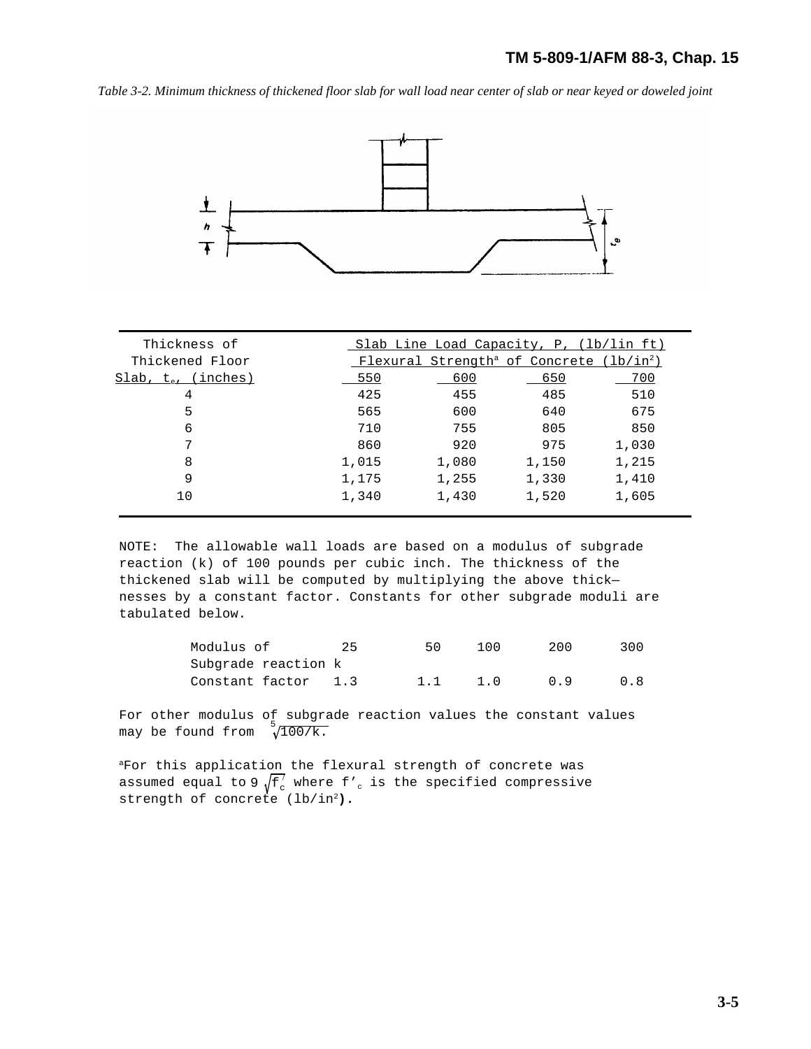*Table 3-2. Minimum thickness of thickened floor slab for wall load near center of slab or near keyed or doweled joint*

| Thickness of Thickened Floor Slab, $t_e$, (inches) | Slab Line Load Capacity, P, (lb/lin ft) Flexural Strength[a] of Concrete ($lb/in^2$) | | | |
|---|---|---|---|---|
| | 550 | 600 | 650 | 700 |
| 4 | 425 | 455 | 485 | 510 |
| 5 | 565 | 600 | 640 | 675 |
| 6 | 710 | 755 | 805 | 850 |
| 7 | 860 | 920 | 975 | 1,030 |
| 8 | 1,015 | 1,080 | 1,150 | 1,215 |
| 9 | 1,175 | 1,255 | 1,330 | 1,410 |
| 10 | 1,340 | 1,430 | 1,520 | 1,605 |

NOTE: The allowable wall loads are based on a modulus of subgrade reaction (k) of 100 pounds per cubic inch. The thickness of the thickened slab will be computed by multiplying the above thicknesses by a constant factor. Constants for other subgrade moduli are tabulated below.

| Modulus of Subgrade reaction k | 25 | 50 | 100 | 200 | 300 |
|---|---|---|---|---|---|
| Constant factor | 1.3 | 1.1 | 1.0 | 0.9 | 0.8 |

For other modulus of subgrade reaction values the constant values may be found from $\sqrt[5]{100/k}$.

[a]For this application the flexural strength of concrete was assumed equal to $9\sqrt{f'_c}$ where $f'_c$ is the specified compressive strength of concrete ($lb/in^2$).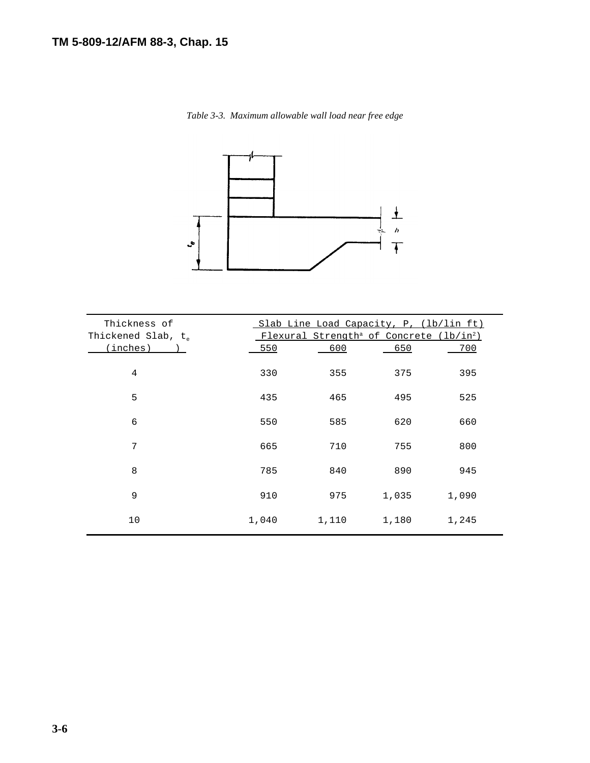*Table 3-3. Maximum allowable wall load near free edge*

| Thickness of Thickened Slab, $t_e$ (inches) | Slab Line Load Capacity, P, (lb/lin ft) Flexural Strength[a] of Concrete (lb/in$^2$) | | | |
|---|---|---|---|---|
| | 550 | 600 | 650 | 700 |
| 4 | 330 | 355 | 375 | 395 |
| 5 | 435 | 465 | 495 | 525 |
| 6 | 550 | 585 | 620 | 660 |
| 7 | 665 | 710 | 755 | 800 |
| 8 | 785 | 840 | 890 | 945 |
| 9 | 910 | 975 | 1,035 | 1,090 |
| 10 | 1,040 | 1,110 | 1,180 | 1,245 |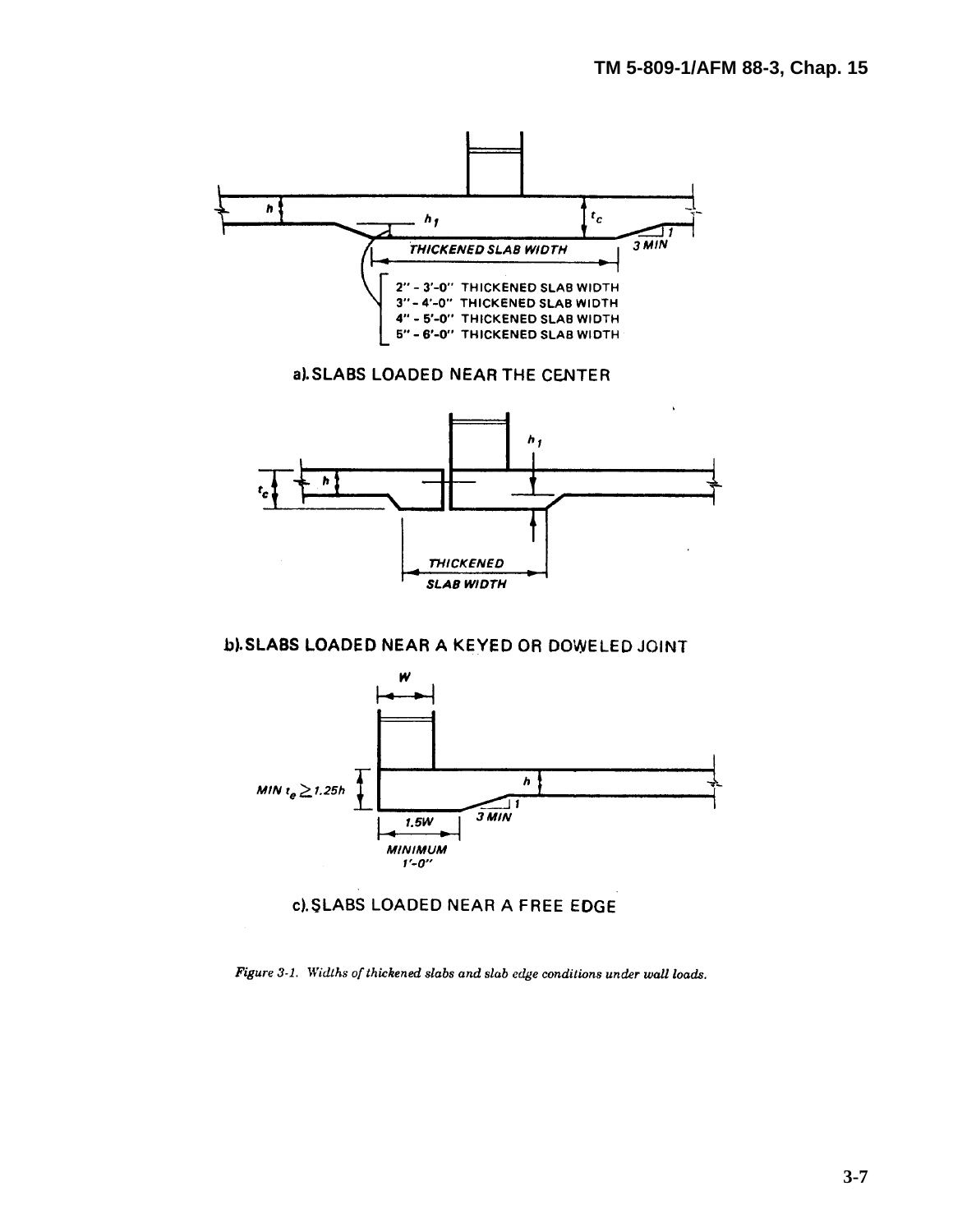THICKENED SLAB WIDTH

2" - 3'-0" THICKENED SLAB WIDTH
3" - 4'-0" THICKENED SLAB WIDTH
4" - 5'-0" THICKENED SLAB WIDTH
5" - 6'-0" THICKENED SLAB WIDTH

a). SLABS LOADED NEAR THE CENTER

THICKENED SLAB WIDTH

b). SLABS LOADED NEAR A KEYED OR DOWELED JOINT

MIN $t_e \geq 1.25h$

1.5W MINIMUM 1'-0"

c). SLABS LOADED NEAR A FREE EDGE

*Figure 3-1. Widths of thickened slabs and slab edge conditions under wall loads.*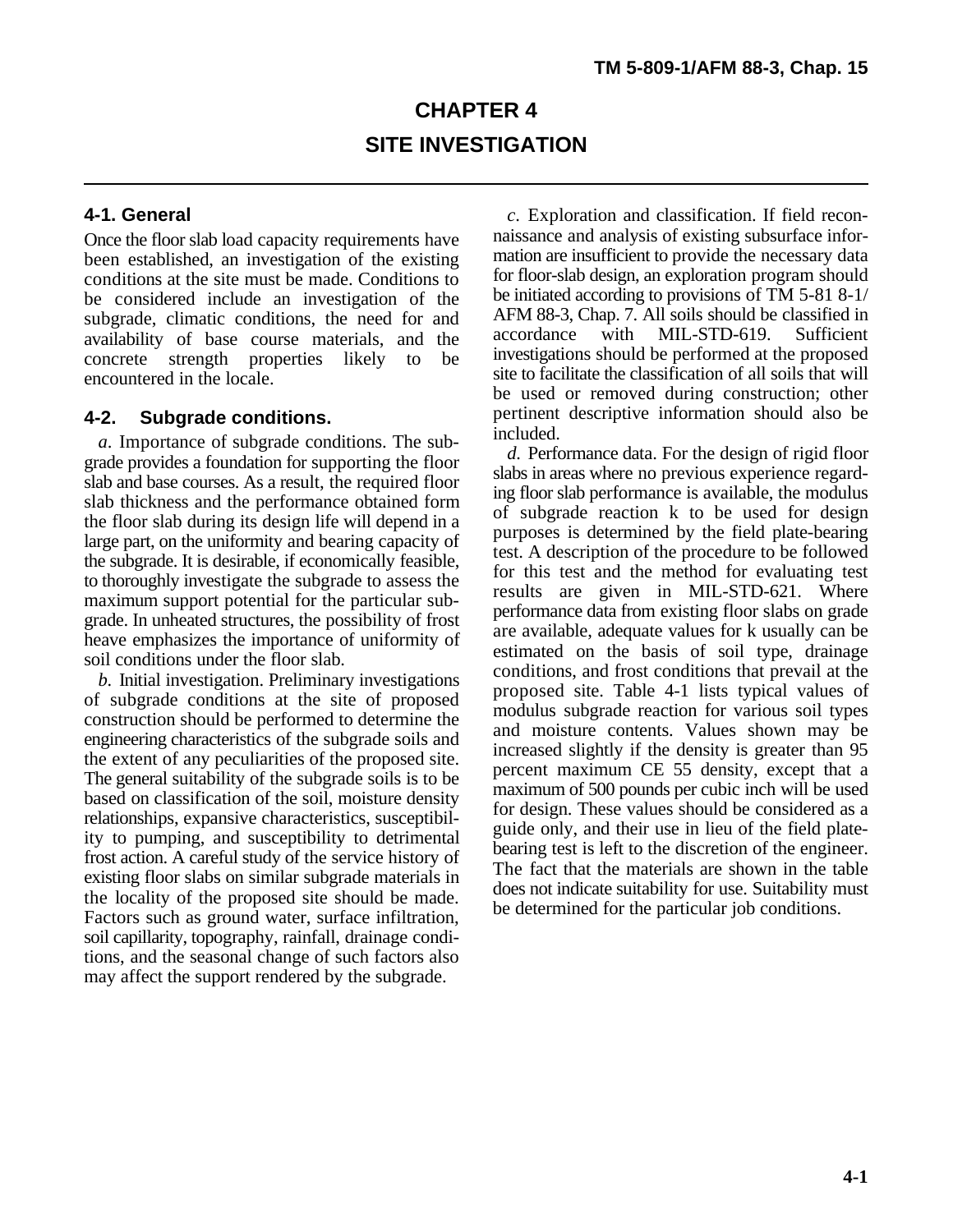# CHAPTER 4

# SITE INVESTIGATION

## 4-1. General

Once the floor slab load capacity requirements have been established, an investigation of the existing conditions at the site must be made. Conditions to be considered include an investigation of the subgrade, climatic conditions, the need for and availability of base course materials, and the concrete strength properties likely to be encountered in the locale.

## 4-2. Subgrade conditions.

*a*. Importance of subgrade conditions. The subgrade provides a foundation for supporting the floor slab and base courses. As a result, the required floor slab thickness and the performance obtained form the floor slab during its design life will depend in a large part, on the uniformity and bearing capacity of the subgrade. It is desirable, if economically feasible, to thoroughly investigate the subgrade to assess the maximum support potential for the particular subgrade. In unheated structures, the possibility of frost heave emphasizes the importance of uniformity of soil conditions under the floor slab.

*b*. Initial investigation. Preliminary investigations of subgrade conditions at the site of proposed construction should be performed to determine the engineering characteristics of the subgrade soils and the extent of any peculiarities of the proposed site. The general suitability of the subgrade soils is to be based on classification of the soil, moisture density relationships, expansive characteristics, susceptibility to pumping, and susceptibility to detrimental frost action. A careful study of the service history of existing floor slabs on similar subgrade materials in the locality of the proposed site should be made. Factors such as ground water, surface infiltration, soil capillarity, topography, rainfall, drainage conditions, and the seasonal change of such factors also may affect the support rendered by the subgrade.

*c*. Exploration and classification. If field reconnaissance and analysis of existing subsurface information are insufficient to provide the necessary data for floor-slab design, an exploration program should be initiated according to provisions of TM 5-81 8-1/ AFM 88-3, Chap. 7. All soils should be classified in accordance with MIL-STD-619. Sufficient investigations should be performed at the proposed site to facilitate the classification of all soils that will be used or removed during construction; other pertinent descriptive information should also be included.

*d*. Performance data. For the design of rigid floor slabs in areas where no previous experience regarding floor slab performance is available, the modulus of subgrade reaction k to be used for design purposes is determined by the field plate-bearing test. A description of the procedure to be followed for this test and the method for evaluating test results are given in MIL-STD-621. Where performance data from existing floor slabs on grade are available, adequate values for k usually can be estimated on the basis of soil type, drainage conditions, and frost conditions that prevail at the proposed site. Table 4-1 lists typical values of modulus subgrade reaction for various soil types and moisture contents. Values shown may be increased slightly if the density is greater than 95 percent maximum CE 55 density, except that a maximum of 500 pounds per cubic inch will be used for design. These values should be considered as a guide only, and their use in lieu of the field plate-bearing test is left to the discretion of the engineer. The fact that the materials are shown in the table does not indicate suitability for use. Suitability must be determined for the particular job conditions.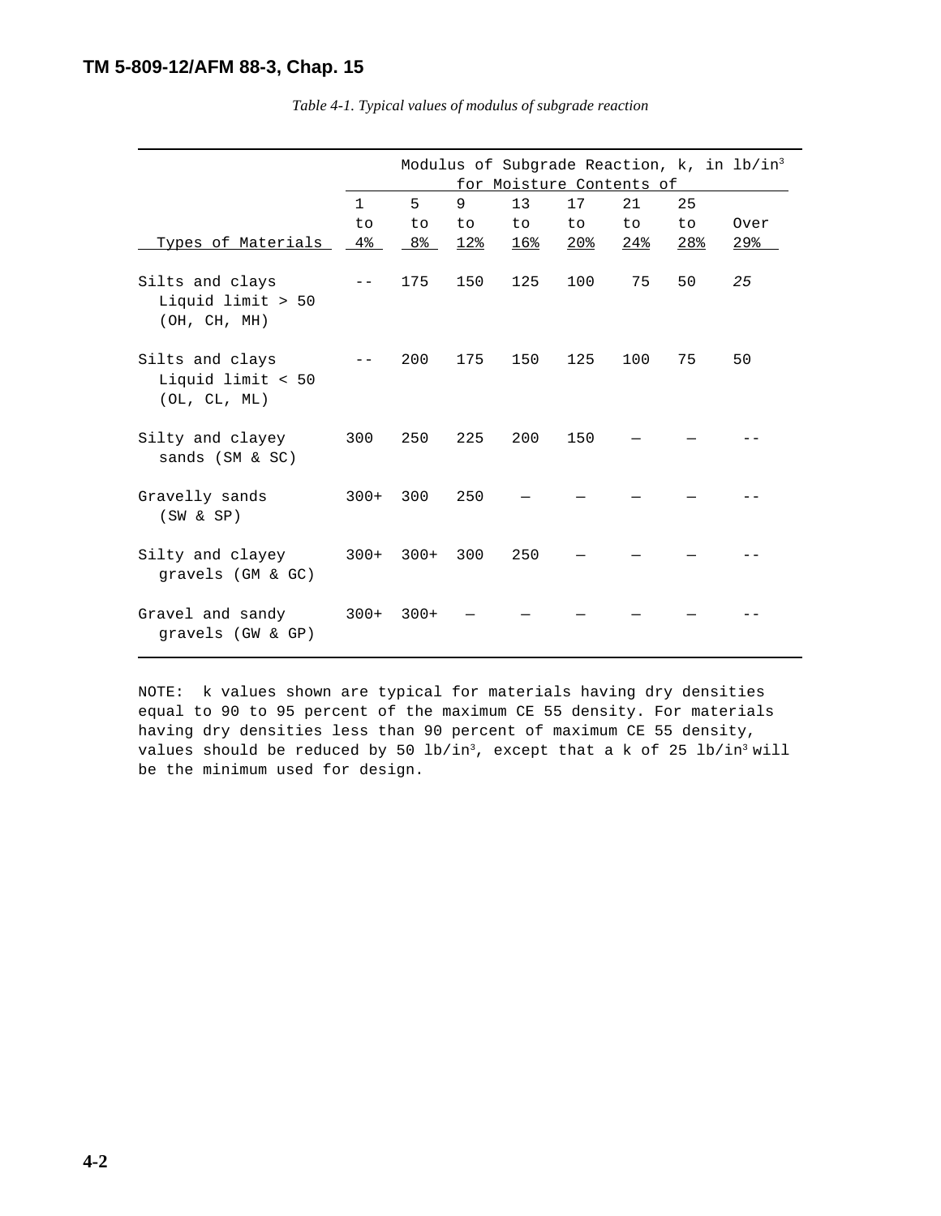*Table 4-1. Typical values of modulus of subgrade reaction*

| Types of Materials | Modulus of Subgrade Reaction, k, in lb/in$^3$ for Moisture Contents of | | | | | | | |
|---|---|---|---|---|---|---|---|---|
| | 1 to 4% | 5 to 8% | 9 to 12% | 13 to 16% | 17 to 20% | 21 to 24% | 25 to 28% | Over 29% |
| Silts and clays Liquid limit > 50 (OH, CH, MH) | -- | 175 | 150 | 125 | 100 | 75 | 50 | 25 |
| Silts and clays Liquid limit < 50 (OL, CL, ML) | -- | 200 | 175 | 150 | 125 | 100 | 75 | 50 |
| Silty and clayey sands (SM & SC) | 300 | 250 | 225 | 200 | 150 | — | — | -- |
| Gravelly sands (SW & SP) | 300+ | 300 | 250 | — | — | — | — | -- |
| Silty and clayey gravels (GM & GC) | 300+ | 300+ | 300 | 250 | — | — | — | -- |
| Gravel and sandy gravels (GW & GP) | 300+ | 300+ | — | — | — | — | — | -- |

NOTE: k values shown are typical for materials having dry densities equal to 90 to 95 percent of the maximum CE 55 density. For materials having dry densities less than 90 percent of maximum CE 55 density, values should be reduced by 50 lb/in$^3$, except that a k of 25 lb/in$^3$ will be the minimum used for design.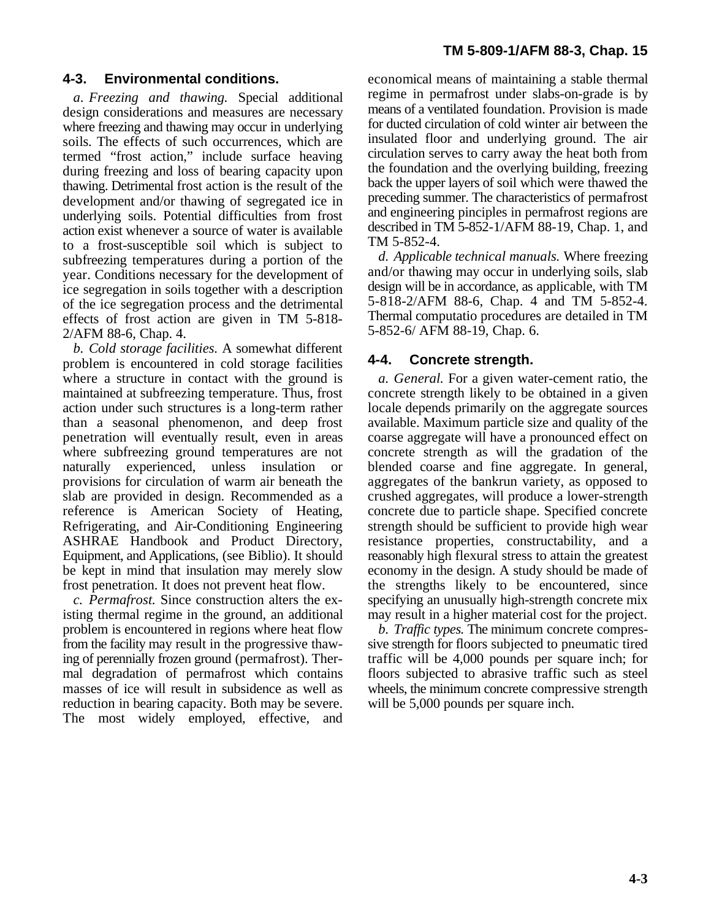## 4-3. Environmental conditions.

*a. Freezing and thawing.* Special additional design considerations and measures are necessary where freezing and thawing may occur in underlying soils. The effects of such occurrences, which are termed "frost action," include surface heaving during freezing and loss of bearing capacity upon thawing. Detrimental frost action is the result of the development and/or thawing of segregated ice in underlying soils. Potential difficulties from frost action exist whenever a source of water is available to a frost-susceptible soil which is subject to subfreezing temperatures during a portion of the year. Conditions necessary for the development of ice segregation in soils together with a description of the ice segregation process and the detrimental effects of frost action are given in TM 5-818-2/AFM 88-6, Chap. 4.

*b. Cold storage facilities.* A somewhat different problem is encountered in cold storage facilities where a structure in contact with the ground is maintained at subfreezing temperature. Thus, frost action under such structures is a long-term rather than a seasonal phenomenon, and deep frost penetration will eventually result, even in areas where subfreezing ground temperatures are not naturally experienced, unless insulation or provisions for circulation of warm air beneath the slab are provided in design. Recommended as a reference is American Society of Heating, Refrigerating, and Air-Conditioning Engineering ASHRAE Handbook and Product Directory, Equipment, and Applications, (see Biblio). It should be kept in mind that insulation may merely slow frost penetration. It does not prevent heat flow.

*c. Permafrost.* Since construction alters the existing thermal regime in the ground, an additional problem is encountered in regions where heat flow from the facility may result in the progressive thawing of perennially frozen ground (permafrost). Thermal degradation of permafrost which contains masses of ice will result in subsidence as well as reduction in bearing capacity. Both may be severe. The most widely employed, effective, and economical means of maintaining a stable thermal regime in permafrost under slabs-on-grade is by means of a ventilated foundation. Provision is made for ducted circulation of cold winter air between the insulated floor and underlying ground. The air circulation serves to carry away the heat both from the foundation and the overlying building, freezing back the upper layers of soil which were thawed the preceding summer. The characteristics of permafrost and engineering pinciples in permafrost regions are described in TM 5-852-1/AFM 88-19, Chap. 1, and TM 5-852-4.

*d. Applicable technical manuals.* Where freezing and/or thawing may occur in underlying soils, slab design will be in accordance, as applicable, with TM 5-818-2/AFM 88-6, Chap. 4 and TM 5-852-4. Thermal computatio procedures are detailed in TM 5-852-6/ AFM 88-19, Chap. 6.

## 4-4. Concrete strength.

*a. General.* For a given water-cement ratio, the concrete strength likely to be obtained in a given locale depends primarily on the aggregate sources available. Maximum particle size and quality of the coarse aggregate will have a pronounced effect on concrete strength as will the gradation of the blended coarse and fine aggregate. In general, aggregates of the bankrun variety, as opposed to crushed aggregates, will produce a lower-strength concrete due to particle shape. Specified concrete strength should be sufficient to provide high wear resistance properties, constructability, and a reasonably high flexural stress to attain the greatest economy in the design. A study should be made of the strengths likely to be encountered, since specifying an unusually high-strength concrete mix may result in a higher material cost for the project.

*b. Traffic types.* The minimum concrete compressive strength for floors subjected to pneumatic tired traffic will be 4,000 pounds per square inch; for floors subjected to abrasive traffic such as steel wheels, the minimum concrete compressive strength will be 5,000 pounds per square inch.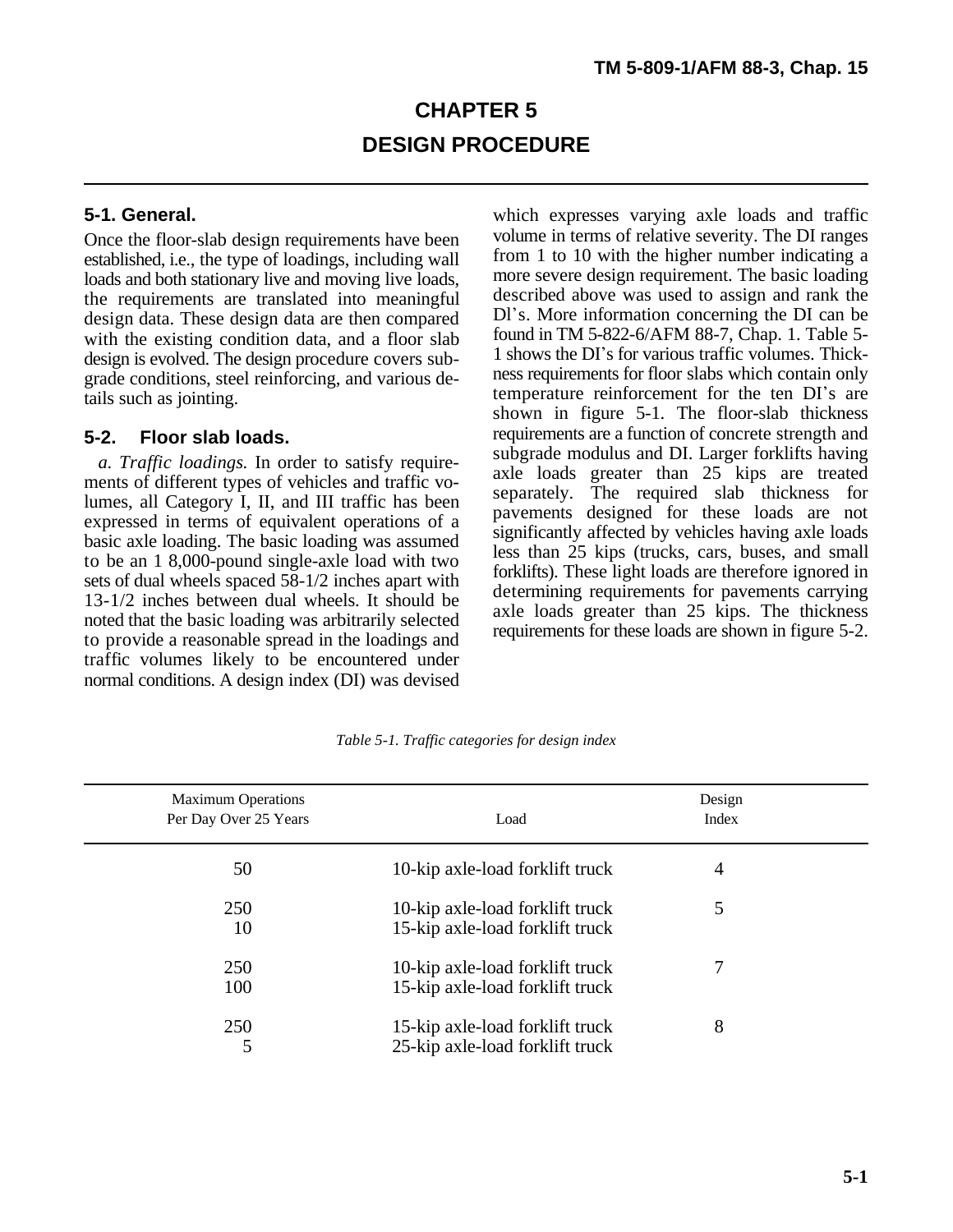# CHAPTER 5

# DESIGN PROCEDURE

## 5-1. General.

Once the floor-slab design requirements have been established, i.e., the type of loadings, including wall loads and both stationary live and moving live loads, the requirements are translated into meaningful design data. These design data are then compared with the existing condition data, and a floor slab design is evolved. The design procedure covers subgrade conditions, steel reinforcing, and various details such as jointing.

## 5-2. Floor slab loads.

*a. Traffic loadings.* In order to satisfy requirements of different types of vehicles and traffic volumes, all Category I, II, and III traffic has been expressed in terms of equivalent operations of a basic axle loading. The basic loading was assumed to be an 1 8,000-pound single-axle load with two sets of dual wheels spaced 58-1/2 inches apart with 13-1/2 inches between dual wheels. It should be noted that the basic loading was arbitrarily selected to provide a reasonable spread in the loadings and traffic volumes likely to be encountered under normal conditions. A design index (DI) was devised which expresses varying axle loads and traffic volume in terms of relative severity. The DI ranges from 1 to 10 with the higher number indicating a more severe design requirement. The basic loading described above was used to assign and rank the Dl's. More information concerning the DI can be found in TM 5-822-6/AFM 88-7, Chap. 1. Table 5-1 shows the DI's for various traffic volumes. Thickness requirements for floor slabs which contain only temperature reinforcement for the ten DI's are shown in figure 5-1. The floor-slab thickness requirements are a function of concrete strength and subgrade modulus and DI. Larger forklifts having axle loads greater than 25 kips are treated separately. The required slab thickness for pavements designed for these loads are not significantly affected by vehicles having axle loads less than 25 kips (trucks, cars, buses, and small forklifts). These light loads are therefore ignored in determining requirements for pavements carrying axle loads greater than 25 kips. The thickness requirements for these loads are shown in figure 5-2.

*Table 5-1. Traffic categories for design index*

| Maximum Operations Per Day Over 25 Years | Load | Design Index |
|---|---|---|
| 50 | 10-kip axle-load forklift truck | 4 |
| 250<br>10 | 10-kip axle-load forklift truck<br>15-kip axle-load forklift truck | 5 |
| 250<br>100 | 10-kip axle-load forklift truck<br>15-kip axle-load forklift truck | 7 |
| 250<br>5 | 15-kip axle-load forklift truck<br>25-kip axle-load forklift truck | 8 |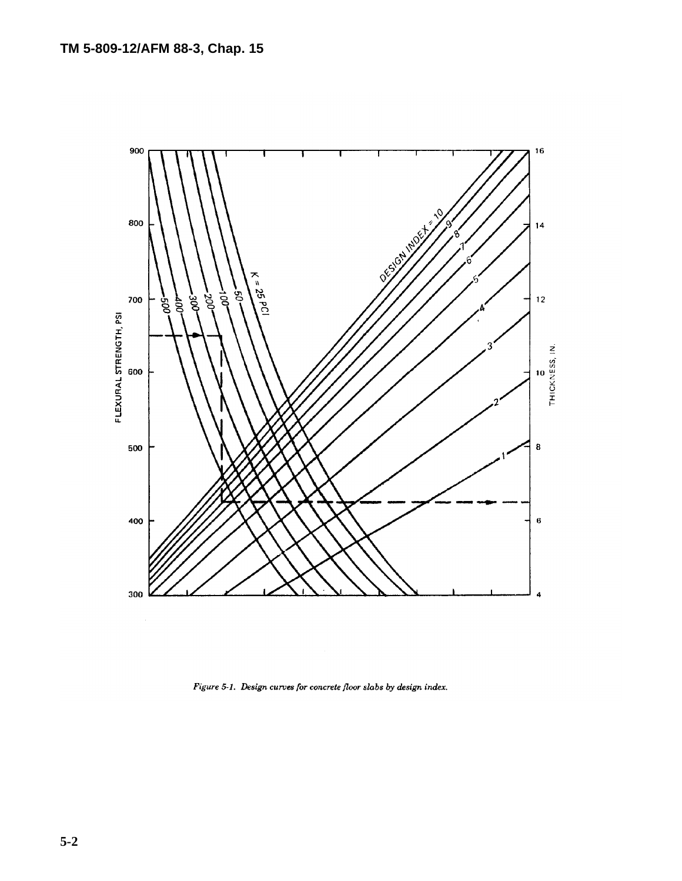Figure 5-1. Design curves for concrete floor slabs by design index.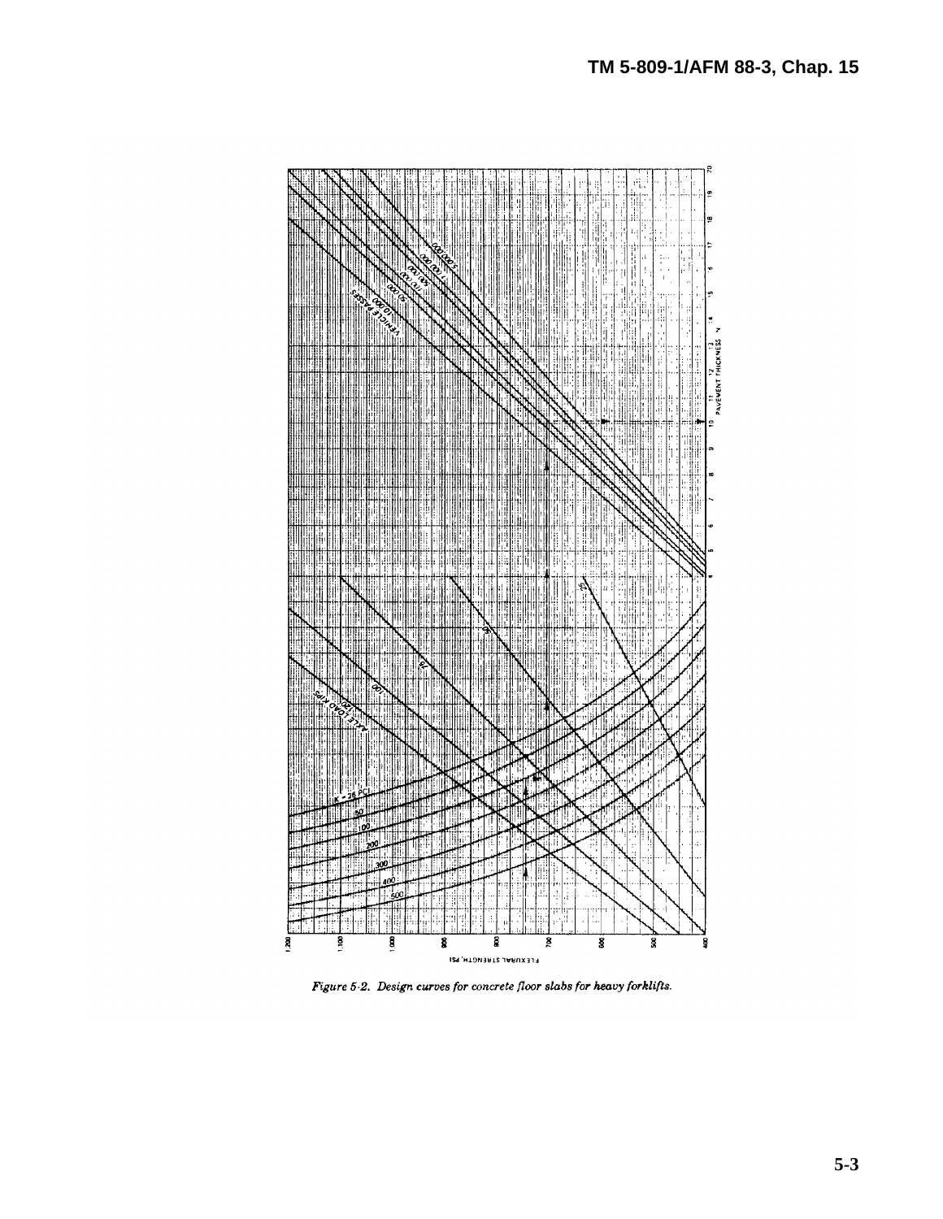Figure 5-2. Design curves for concrete floor slabs for heavy forklifts.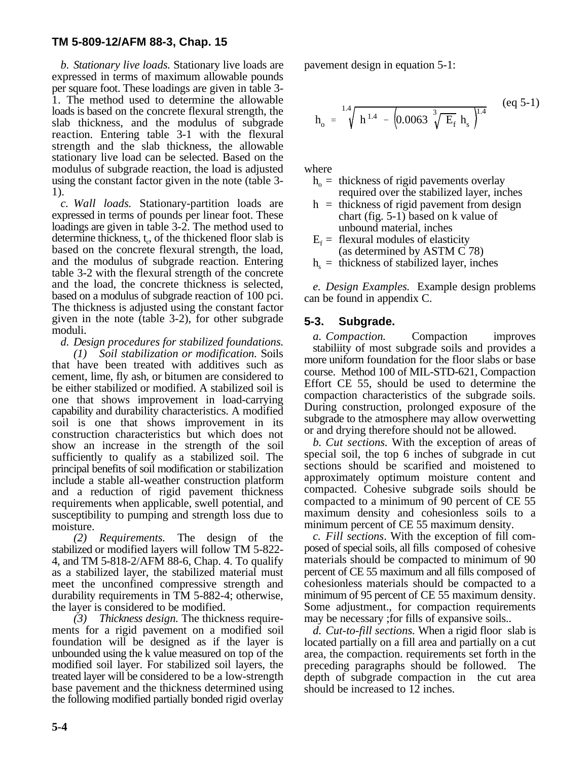*b. Stationary live loads.* Stationary live loads are expressed in terms of maximum allowable pounds per square foot. These loadings are given in table 3-1. The method used to determine the allowable loads is based on the concrete flexural strength, the slab thickness, and the modulus of subgrade reaction. Entering table 3-1 with the flexural strength and the slab thickness, the allowable stationary live load can be selected. Based on the modulus of subgrade reaction, the load is adjusted using the constant factor given in the note (table 3-1).

*c. Wall loads.* Stationary-partition loads are expressed in terms of pounds per linear foot. These loadings are given in table 3-2. The method used to determine thickness, $t_c$, of the thickened floor slab is based on the concrete flexural strength, the load, and the modulus of subgrade reaction. Entering table 3-2 with the flexural strength of the concrete and the load, the concrete thickness is selected, based on a modulus of subgrade reaction of 100 pci. The thickness is adjusted using the constant factor given in the note (table 3-2), for other subgrade moduli.

*d. Design procedures for stabilized foundations.*

*(1) Soil stabilization or modification.* Soils that have been treated with additives such as cement, lime, fly ash, or bitumen are considered to be either stabilized or modified. A stabilized soil is one that shows improvement in load-carrying capability and durability characteristics. A modified soil is one that shows improvement in its construction characteristics but which does not show an increase in the strength of the soil sufficiently to qualify as a stabilized soil. The principal benefits of soil modification or stabilization include a stable all-weather construction platform and a reduction of rigid pavement thickness requirements when applicable, swell potential, and susceptibility to pumping and strength loss due to moisture.

*(2) Requirements.* The design of the stabilized or modified layers will follow TM 5-822-4, and TM 5-818-2/AFM 88-6, Chap. 4. To qualify as a stabilized layer, the stabilized material must meet the unconfined compressive strength and durability requirements in TM 5-882-4; otherwise, the layer is considered to be modified.

*(3) Thickness design.* The thickness requirements for a rigid pavement on a modified soil foundation will be designed as if the layer is unbounded using the k value measured on top of the modified soil layer. For stabilized soil layers, the treated layer will be considered to be a low-strength base pavement and the thickness determined using the following modified partially bonded rigid overlay pavement design in equation 5-1:

$$h_o = \sqrt[1.4]{h^{1.4} - \left(0.0063\ \sqrt[3]{E_f}\ h_s\right)^{1.4}} \qquad \text{(eq 5-1)}$$

where

- $h_o$ = thickness of rigid pavements overlay required over the stabilized layer, inches
- $h$ = thickness of rigid pavement from design chart (fig. 5-1) based on k value of unbound material, inches
- $E_f$ = flexural modules of elasticity (as determined by ASTM C 78)
- $h_s$ = thickness of stabilized layer, inches

*e. Design Examples.* Example design problems can be found in appendix C.

## 5-3. Subgrade.

*a. Compaction.* Compaction improves stabiliity of most subgrade soils and provides a more uniform foundation for the floor slabs or base course. Method 100 of MIL-STD-621, Compaction Effort CE 55, should be used to determine the compaction characteristics of the subgrade soils. During construction, prolonged exposure of the subgrade to the atmosphere may allow overwetting or and drying therefore should not be allowed.

*b. Cut sections.* With the exception of areas of special soil, the top 6 inches of subgrade in cut sections should be scarified and moistened to approximately optimum moisture content and compacted. Cohesive subgrade soils should be compacted to a minimum of 90 percent of CE 55 maximum density and cohesionless soils to a minimum percent of CE 55 maximum density.

*c. Fill sections*. With the exception of fill composed of special soils, all fills composed of cohesive materials should be compacted to minimum of 90 percent of CE 55 maximum and all fills composed of cohesionless materials should be compacted to a minimum of 95 percent of CE 55 maximum density. Some adjustment., for compaction requirements may be necessary ;for fills of expansive soils..

*d. Cut-to-fill sections.* When a rigid floor slab is located partially on a fill area and partially on a cut area, the compaction. requirements set forth in the preceding paragraphs should be followed. The depth of subgrade compaction in the cut area should be increased to 12 inches.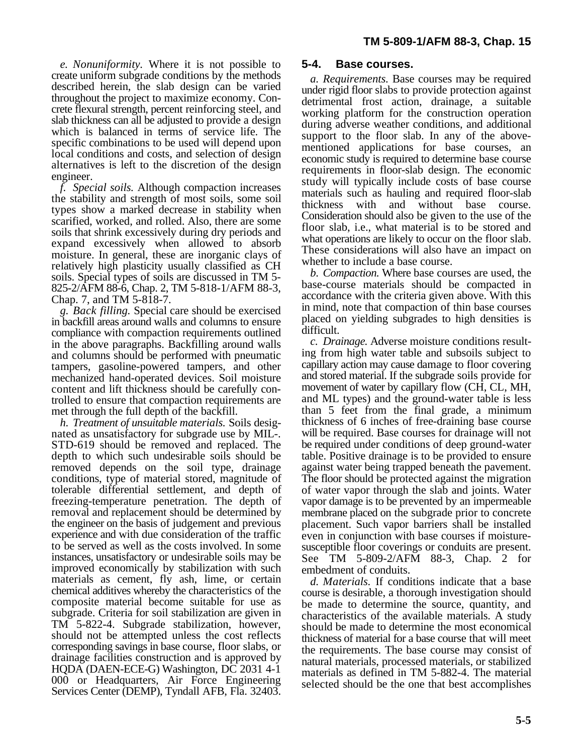*e. Nonuniformity.* Where it is not possible to create uniform subgrade conditions by the methods described herein, the slab design can be varied throughout the project to maximize economy. Concrete flexural strength, percent reinforcing steel, and slab thickness can all be adjusted to provide a design which is balanced in terms of service life. The specific combinations to be used will depend upon local conditions and costs, and selection of design alternatives is left to the discretion of the design engineer.

*f. Special soils.* Although compaction increases the stability and strength of most soils, some soil types show a marked decrease in stability when scarified, worked, and rolled. Also, there are some soils that shrink excessively during dry periods and expand excessively when allowed to absorb moisture. In general, these are inorganic clays of relatively high plasticity usually classified as CH soils. Special types of soils are discussed in TM 5-825-2/AFM 88-6, Chap. 2, TM 5-818-1/AFM 88-3, Chap. 7, and TM 5-818-7.

*g. Back filling.* Special care should be exercised in backfill areas around walls and columns to ensure compliance with compaction requirements outlined in the above paragraphs. Backfilling around walls and columns should be performed with pneumatic tampers, gasoline-powered tampers, and other mechanized hand-operated devices. Soil moisture content and lift thickness should be carefully controlled to ensure that compaction requirements are met through the full depth of the backfill.

*h. Treatment of unsuitable materials.* Soils designated as unsatisfactory for subgrade use by MIL-. STD-619 should be removed and replaced. The depth to which such undesirable soils should be removed depends on the soil type, drainage conditions, type of material stored, magnitude of tolerable differential settlement, and depth of freezing-temperature penetration. The depth of removal and replacement should be determined by the engineer on the basis of judgement and previous experience and with due consideration of the traffic to be served as well as the costs involved. In some instances, unsatisfactory or undesirable soils may be improved economically by stabilization with such materials as cement, fly ash, lime, or certain chemical additives whereby the characteristics of the composite material become suitable for use as subgrade. Criteria for soil stabilization are given in TM 5-822-4. Subgrade stabilization, however, should not be attempted unless the cost reflects corresponding savings in base course, floor slabs, or drainage facilities construction and is approved by HQDA (DAEN-ECE-G) Washington, DC 2031 4-1 000 or Headquarters, Air Force Engineering Services Center (DEMP), Tyndall AFB, Fla. 32403.

## 5-4. Base courses.

*a. Requirements.* Base courses may be required under rigid floor slabs to provide protection against detrimental frost action, drainage, a suitable working platform for the construction operation during adverse weather conditions, and additional support to the floor slab. In any of the above-mentioned applications for base courses, an economic study is required to determine base course requirements in floor-slab design. The economic study will typically include costs of base course materials such as hauling and required floor-slab thickness with and without base course. Consideration should also be given to the use of the floor slab, i.e., what material is to be stored and what operations are likely to occur on the floor slab. These considerations will also have an impact on whether to include a base course.

*b. Compaction.* Where base courses are used, the base-course materials should be compacted in accordance with the criteria given above. With this in mind, note that compaction of thin base courses placed on yielding subgrades to high densities is difficult.

*c. Drainage.* Adverse moisture conditions resulting from high water table and subsoils subject to capillary action may cause damage to floor covering and stored material. If the subgrade soils provide for movement of water by capillary flow (CH, CL, MH, and ML types) and the ground-water table is less than 5 feet from the final grade, a minimum thickness of 6 inches of free-draining base course will be required. Base courses for drainage will not be required under conditions of deep ground-water table. Positive drainage is to be provided to ensure against water being trapped beneath the pavement. The floor should be protected against the migration of water vapor through the slab and joints. Water vapor damage is to be prevented by an impermeable membrane placed on the subgrade prior to concrete placement. Such vapor barriers shall be installed even in conjunction with base courses if moisture-susceptible floor coverings or conduits are present. See TM 5-809-2/AFM 88-3, Chap. 2 for embedment of conduits.

*d. Materials.* If conditions indicate that a base course is desirable, a thorough investigation should be made to determine the source, quantity, and characteristics of the available materials. A study should be made to determine the most economical thickness of material for a base course that will meet the requirements. The base course may consist of natural materials, processed materials, or stabilized materials as defined in TM 5-882-4. The material selected should be the one that best accomplishes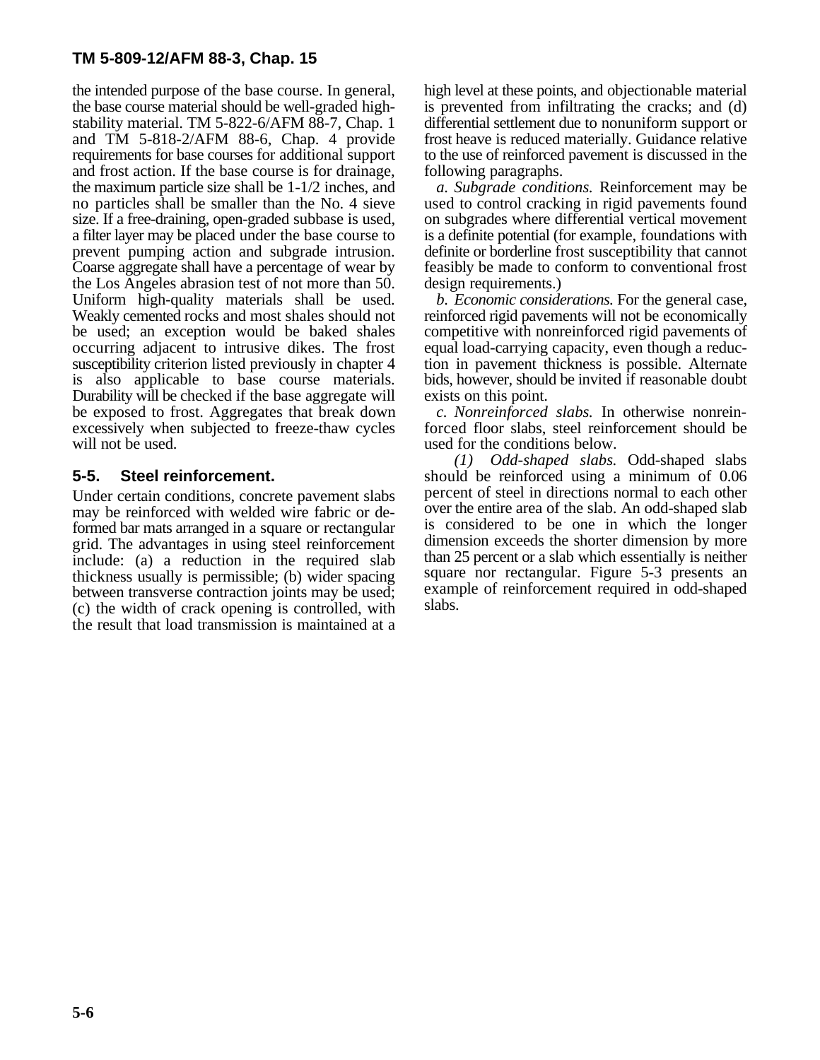the intended purpose of the base course. In general, the base course material should be well-graded high-stability material. TM 5-822-6/AFM 88-7, Chap. 1 and TM 5-818-2/AFM 88-6, Chap. 4 provide requirements for base courses for additional support and frost action. If the base course is for drainage, the maximum particle size shall be 1-1/2 inches, and no particles shall be smaller than the No. 4 sieve size. If a free-draining, open-graded subbase is used, a filter layer may be placed under the base course to prevent pumping action and subgrade intrusion. Coarse aggregate shall have a percentage of wear by the Los Angeles abrasion test of not more than 50. Uniform high-quality materials shall be used. Weakly cemented rocks and most shales should not be used; an exception would be baked shales occurring adjacent to intrusive dikes. The frost susceptibility criterion listed previously in chapter 4 is also applicable to base course materials. Durability will be checked if the base aggregate will be exposed to frost. Aggregates that break down excessively when subjected to freeze-thaw cycles will not be used.

## 5-5. Steel reinforcement.

Under certain conditions, concrete pavement slabs may be reinforced with welded wire fabric or deformed bar mats arranged in a square or rectangular grid. The advantages in using steel reinforcement include: (a) a reduction in the required slab thickness usually is permissible; (b) wider spacing between transverse contraction joints may be used; (c) the width of crack opening is controlled, with the result that load transmission is maintained at a high level at these points, and objectionable material is prevented from infiltrating the cracks; and (d) differential settlement due to nonuniform support or frost heave is reduced materially. Guidance relative to the use of reinforced pavement is discussed in the following paragraphs.

*a. Subgrade conditions.* Reinforcement may be used to control cracking in rigid pavements found on subgrades where differential vertical movement is a definite potential (for example, foundations with definite or borderline frost susceptibility that cannot feasibly be made to conform to conventional frost design requirements.)

*b. Economic considerations.* For the general case, reinforced rigid pavements will not be economically competitive with nonreinforced rigid pavements of equal load-carrying capacity, even though a reduction in pavement thickness is possible. Alternate bids, however, should be invited if reasonable doubt exists on this point.

*c. Nonreinforced slabs.* In otherwise nonreinforced floor slabs, steel reinforcement should be used for the conditions below.

*(1) Odd-shaped slabs.* Odd-shaped slabs should be reinforced using a minimum of 0.06 percent of steel in directions normal to each other over the entire area of the slab. An odd-shaped slab is considered to be one in which the longer dimension exceeds the shorter dimension by more than 25 percent or a slab which essentially is neither square nor rectangular. Figure 5-3 presents an example of reinforcement required in odd-shaped slabs.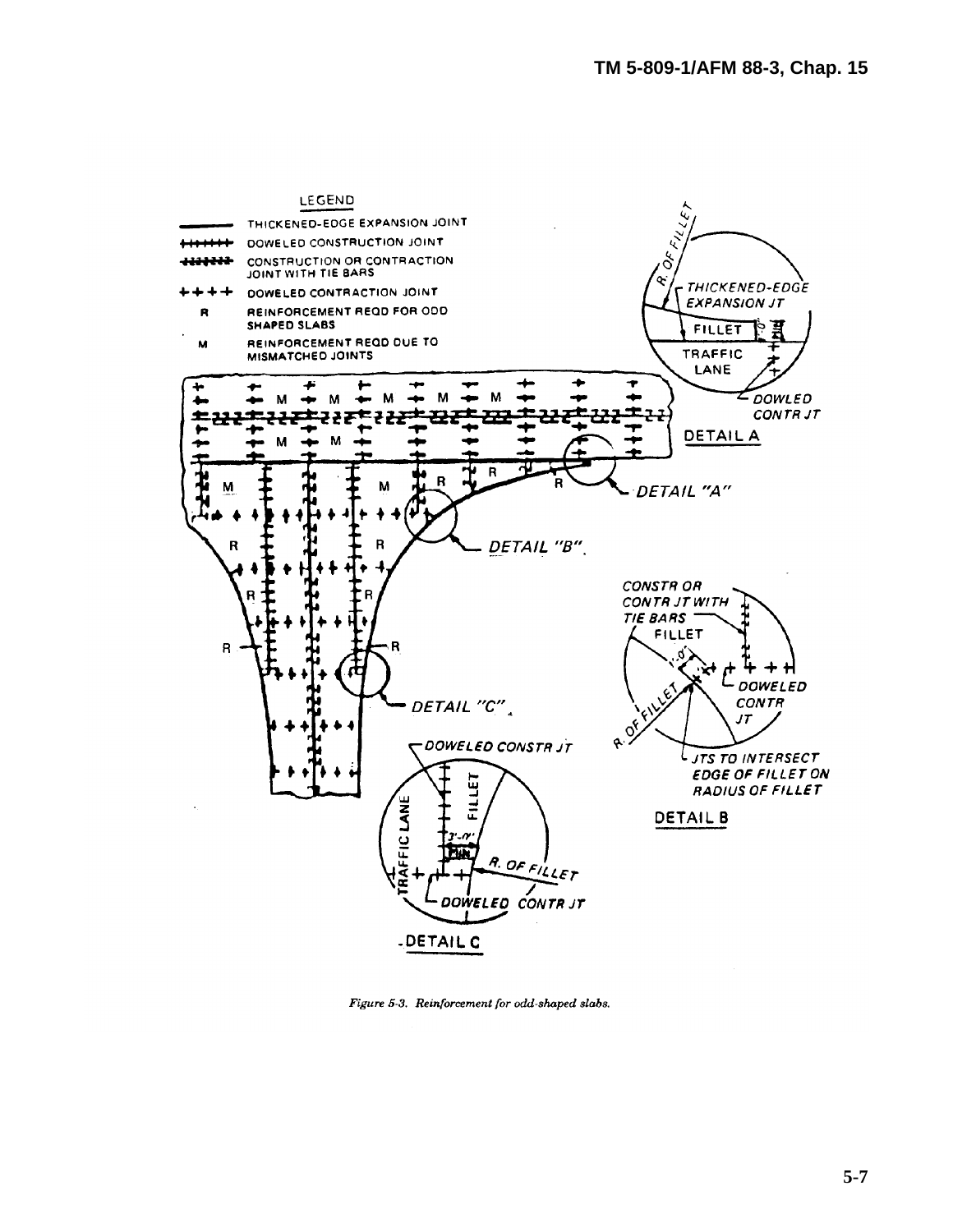LEGEND

- THICKENED-EDGE EXPANSION JOINT
- DOWELED CONSTRUCTION JOINT
- CONSTRUCTION OR CONTRACTION JOINT WITH TIE BARS
- DOWELED CONTRACTION JOINT
- R — REINFORCEMENT REQD FOR ODD SHAPED SLABS
- M — REINFORCEMENT REQD DUE TO MISMATCHED JOINTS

DETAIL A: R. OF FILLET; THICKENED-EDGE EXPANSION JT; FILLET; 1'-0"; TRAFFIC LANE; DOWLED CONTR JT

DETAIL B: CONSTR OR CONTR JT WITH TIE BARS; FILLET; 1'-0"; R. OF FILLET; DOWELED CONTR JT; JTS TO INTERSECT EDGE OF FILLET ON RADIUS OF FILLET

DETAIL C: DOWELED CONSTR JT; TRAFFIC LANE; FILLET; 3'-0" MIN; R. OF FILLET; DOWELED CONTR JT

*Figure 5-3. Reinforcement for odd-shaped slabs.*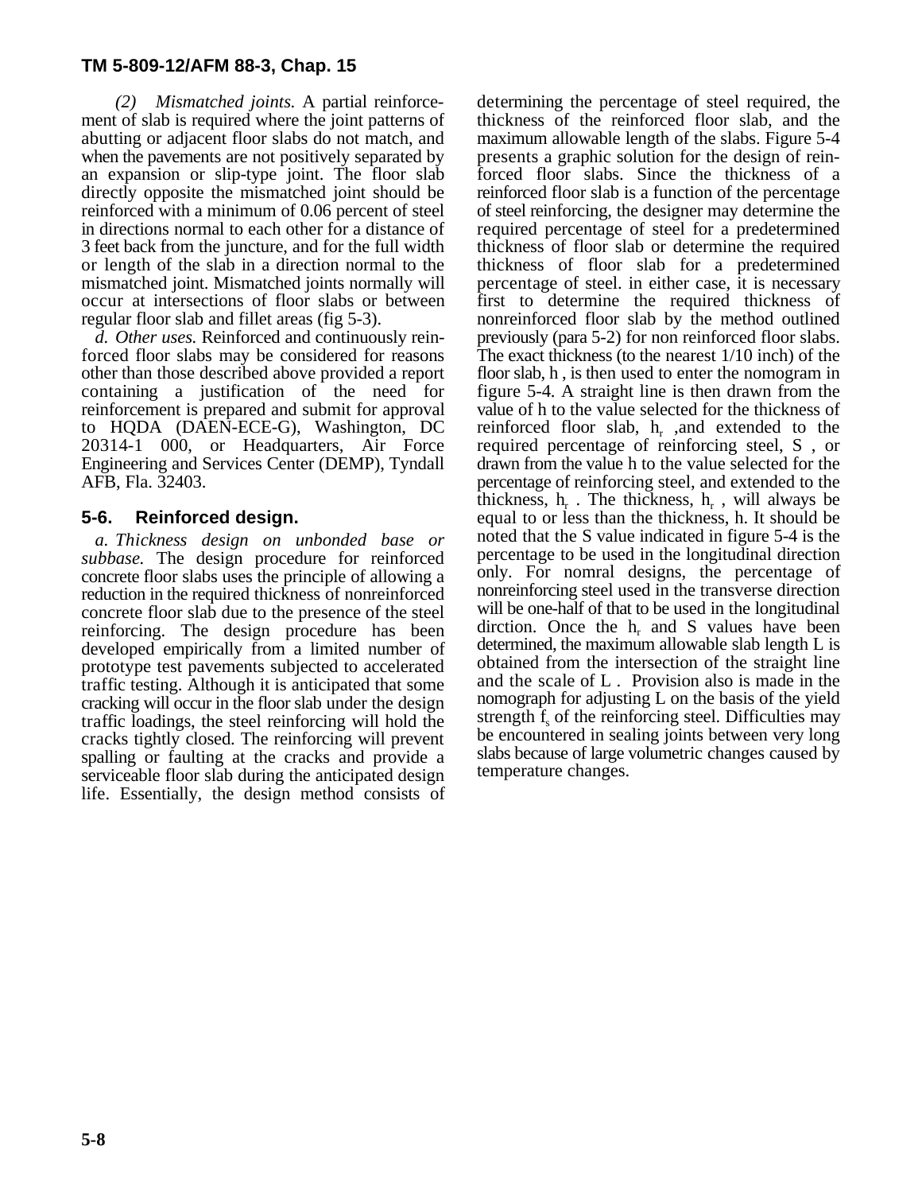*(2) Mismatched joints.* A partial reinforcement of slab is required where the joint patterns of abutting or adjacent floor slabs do not match, and when the pavements are not positively separated by an expansion or slip-type joint. The floor slab directly opposite the mismatched joint should be reinforced with a minimum of 0.06 percent of steel in directions normal to each other for a distance of 3 feet back from the juncture, and for the full width or length of the slab in a direction normal to the mismatched joint. Mismatched joints normally will occur at intersections of floor slabs or between regular floor slab and fillet areas (fig 5-3).

*d. Other uses.* Reinforced and continuously reinforced floor slabs may be considered for reasons other than those described above provided a report containing a justification of the need for reinforcement is prepared and submit for approval to HQDA (DAEN-ECE-G), Washington, DC 20314-1 000, or Headquarters, Air Force Engineering and Services Center (DEMP), Tyndall AFB, Fla. 32403.

## 5-6. Reinforced design.

*a. Thickness design on unbonded base or subbase.* The design procedure for reinforced concrete floor slabs uses the principle of allowing a reduction in the required thickness of nonreinforced concrete floor slab due to the presence of the steel reinforcing. The design procedure has been developed empirically from a limited number of prototype test pavements subjected to accelerated traffic testing. Although it is anticipated that some cracking will occur in the floor slab under the design traffic loadings, the steel reinforcing will hold the cracks tightly closed. The reinforcing will prevent spalling or faulting at the cracks and provide a serviceable floor slab during the anticipated design life. Essentially, the design method consists of determining the percentage of steel required, the thickness of the reinforced floor slab, and the maximum allowable length of the slabs. Figure 5-4 presents a graphic solution for the design of reinforced floor slabs. Since the thickness of a reinforced floor slab is a function of the percentage of steel reinforcing, the designer may determine the required percentage of steel for a predetermined thickness of floor slab or determine the required thickness of floor slab for a predetermined percentage of steel. in either case, it is necessary first to determine the required thickness of nonreinforced floor slab by the method outlined previously (para 5-2) for non reinforced floor slabs. The exact thickness (to the nearest 1/10 inch) of the floor slab, h , is then used to enter the nomogram in figure 5-4. A straight line is then drawn from the value of h to the value selected for the thickness of reinforced floor slab, $h_r$ ,and extended to the required percentage of reinforcing steel, S , or drawn from the value h to the value selected for the percentage of reinforcing steel, and extended to the thickness, $h_r$ . The thickness, $h_r$ , will always be equal to or less than the thickness, h. It should be noted that the S value indicated in figure 5-4 is the percentage to be used in the longitudinal direction only. For nomral designs, the percentage of nonreinforcing steel used in the transverse direction will be one-half of that to be used in the longitudinal dirction. Once the $h_r$ and S values have been determined, the maximum allowable slab length L is obtained from the intersection of the straight line and the scale of L . Provision also is made in the nomograph for adjusting L on the basis of the yield strength $f_s$ of the reinforcing steel. Difficulties may be encountered in sealing joints between very long slabs because of large volumetric changes caused by temperature changes.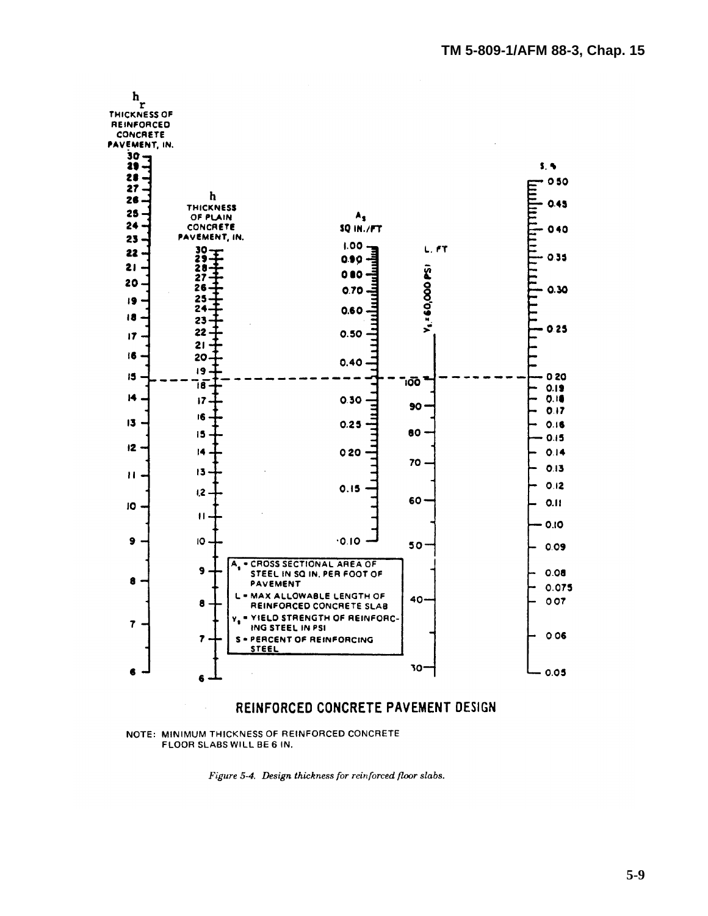$h_r$
THICKNESS OF REINFORCED CONCRETE PAVEMENT, IN.

h
THICKNESS OF PLAIN CONCRETE PAVEMENT, IN.

$A_s$
SQ IN./FT

L, FT

$Y_s = 60,000$ PSI

S, %

$A_s$ = CROSS SECTIONAL AREA OF STEEL IN SQ IN. PER FOOT OF PAVEMENT
L = MAX ALLOWABLE LENGTH OF REINFORCED CONCRETE SLAB
$Y_s$ = YIELD STRENGTH OF REINFORCING STEEL IN PSI
S = PERCENT OF REINFORCING STEEL

REINFORCED CONCRETE PAVEMENT DESIGN

NOTE: MINIMUM THICKNESS OF REINFORCED CONCRETE FLOOR SLABS WILL BE 6 IN.

*Figure 5-4. Design thickness for reinforced floor slabs.*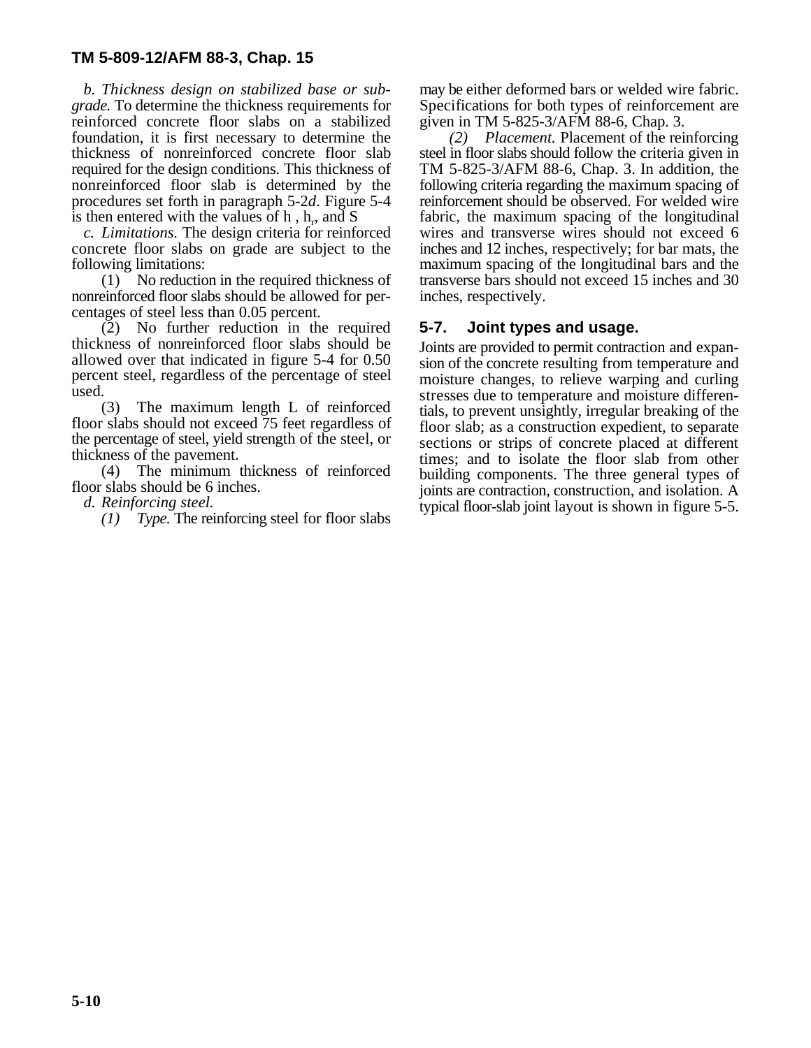*b. Thickness design on stabilized base or subgrade.* To determine the thickness requirements for reinforced concrete floor slabs on a stabilized foundation, it is first necessary to determine the thickness of nonreinforced concrete floor slab required for the design conditions. This thickness of nonreinforced floor slab is determined by the procedures set forth in paragraph 5-2*d*. Figure 5-4 is then entered with the values of h , $h_r$, and S

*c. Limitations.* The design criteria for reinforced concrete floor slabs on grade are subject to the following limitations:

(1) No reduction in the required thickness of nonreinforced floor slabs should be allowed for percentages of steel less than 0.05 percent.

(2) No further reduction in the required thickness of nonreinforced floor slabs should be allowed over that indicated in figure 5-4 for 0.50 percent steel, regardless of the percentage of steel used.

(3) The maximum length L of reinforced floor slabs should not exceed 75 feet regardless of the percentage of steel, yield strength of the steel, or thickness of the pavement.

(4) The minimum thickness of reinforced floor slabs should be 6 inches.

*d. Reinforcing steel.*

*(1) Type.* The reinforcing steel for floor slabs may be either deformed bars or welded wire fabric. Specifications for both types of reinforcement are given in TM 5-825-3/AFM 88-6, Chap. 3.

*(2) Placement.* Placement of the reinforcing steel in floor slabs should follow the criteria given in TM 5-825-3/AFM 88-6, Chap. 3. In addition, the following criteria regarding the maximum spacing of reinforcement should be observed. For welded wire fabric, the maximum spacing of the longitudinal wires and transverse wires should not exceed 6 inches and 12 inches, respectively; for bar mats, the maximum spacing of the longitudinal bars and the transverse bars should not exceed 15 inches and 30 inches, respectively.

## 5-7. Joint types and usage.

Joints are provided to permit contraction and expansion of the concrete resulting from temperature and moisture changes, to relieve warping and curling stresses due to temperature and moisture differentials, to prevent unsightly, irregular breaking of the floor slab; as a construction expedient, to separate sections or strips of concrete placed at different times; and to isolate the floor slab from other building components. The three general types of joints are contraction, construction, and isolation. A typical floor-slab joint layout is shown in figure 5-5.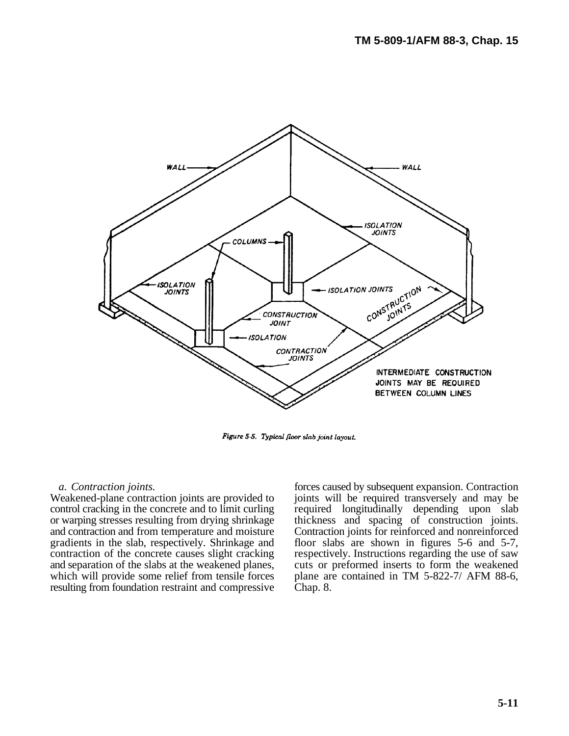Figure 5-5. Typical floor slab joint layout.

*a. Contraction joints.* Weakened-plane contraction joints are provided to control cracking in the concrete and to limit curling or warping stresses resulting from drying shrinkage and contraction and from temperature and moisture gradients in the slab, respectively. Shrinkage and contraction of the concrete causes slight cracking and separation of the slabs at the weakened planes, which will provide some relief from tensile forces resulting from foundation restraint and compressive forces caused by subsequent expansion. Contraction joints will be required transversely and may be required longitudinally depending upon slab thickness and spacing of construction joints. Contraction joints for reinforced and nonreinforced floor slabs are shown in figures 5-6 and 5-7, respectively. Instructions regarding the use of saw cuts or preformed inserts to form the weakened plane are contained in TM 5-822-7/ AFM 88-6, Chap. 8.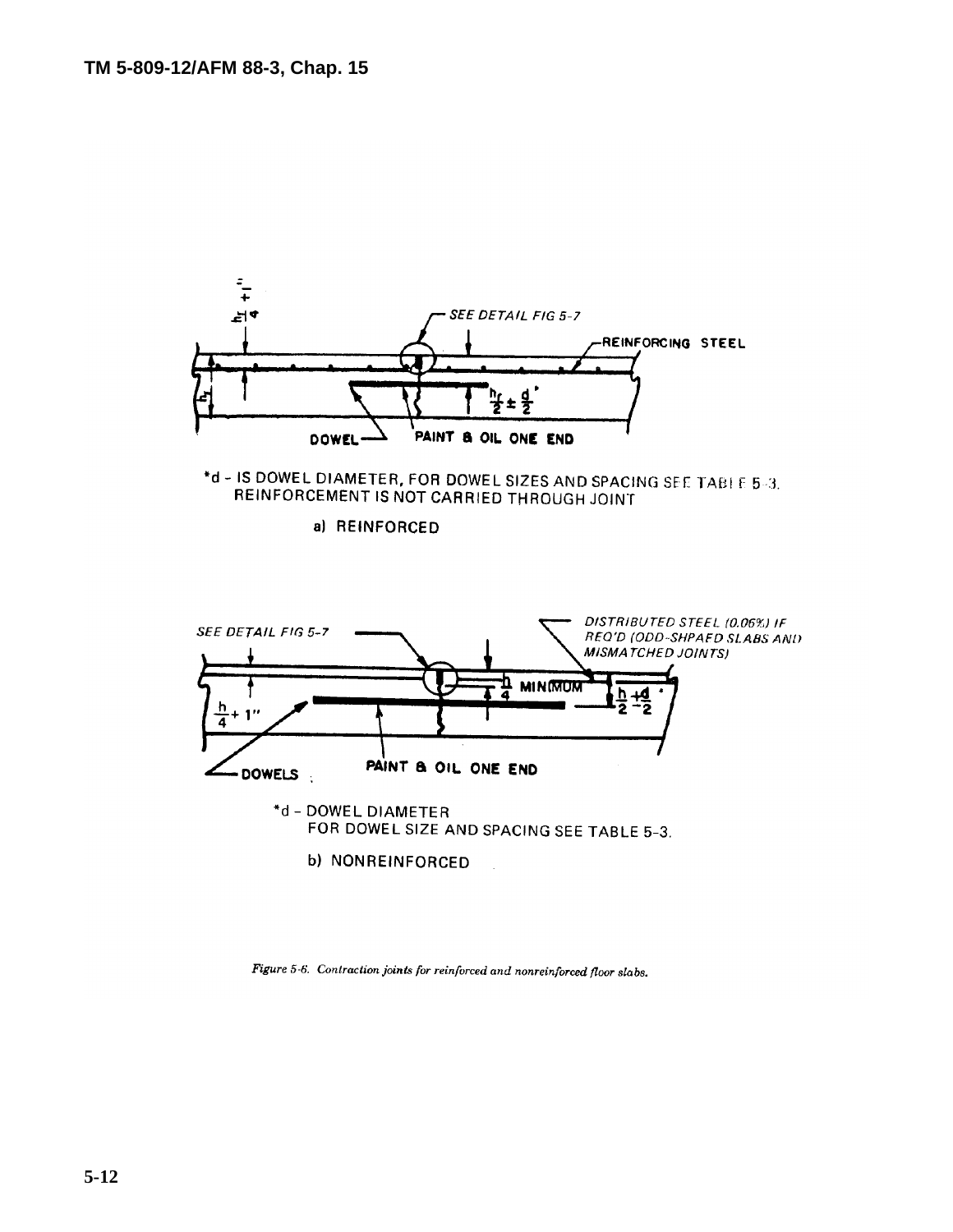*d - IS DOWEL DIAMETER, FOR DOWEL SIZES AND SPACING SEE TABLE 5-3. REINFORCEMENT IS NOT CARRIED THROUGH JOINT

a) REINFORCED

*d - DOWEL DIAMETER
FOR DOWEL SIZE AND SPACING SEE TABLE 5-3.

b) NONREINFORCED

*Figure 5-6. Contraction joints for reinforced and nonreinforced floor slabs.*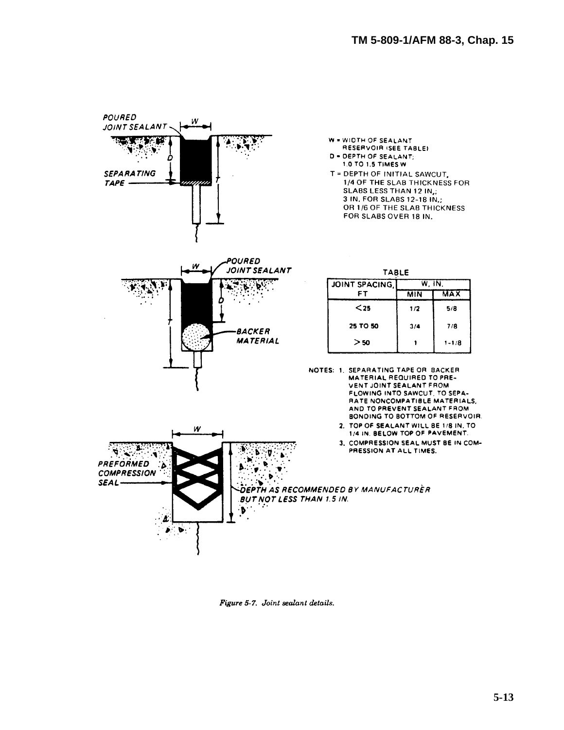POURED JOINT SEALANT

SEPARATING TAPE

W = WIDTH OF SEALANT RESERVOIR (SEE TABLE)

D = DEPTH OF SEALANT; 1.0 TO 1.5 TIMES W

T = DEPTH OF INITIAL SAWCUT, 1/4 OF THE SLAB THICKNESS FOR SLABS LESS THAN 12 IN.; 3 IN. FOR SLABS 12-18 IN.; OR 1/6 OF THE SLAB THICKNESS FOR SLABS OVER 18 IN.

POURED JOINT SEALANT

BACKER MATERIAL

TABLE

| JOINT SPACING, FT | W, IN. | |
|---|---|---|
| | MIN | MAX |
| <25 | 1/2 | 5/8 |
| 25 TO 50 | 3/4 | 7/8 |
| >50 | 1 | 1-1/8 |

NOTES:

1. SEPARATING TAPE OR BACKER MATERIAL REQUIRED TO PREVENT JOINT SEALANT FROM FLOWING INTO SAWCUT, TO SEPARATE NONCOMPATIBLE MATERIALS, AND TO PREVENT SEALANT FROM BONDING TO BOTTOM OF RESERVOIR.
2. TOP OF SEALANT WILL BE 1/8 IN. TO 1/4 IN. BELOW TOP OF PAVEMENT.
3. COMPRESSION SEAL MUST BE IN COMPRESSION AT ALL TIMES.

PREFORMED COMPRESSION SEAL

DEPTH AS RECOMMENDED BY MANUFACTURER BUT NOT LESS THAN 1.5 IN.

*Figure 5-7. Joint sealant details.*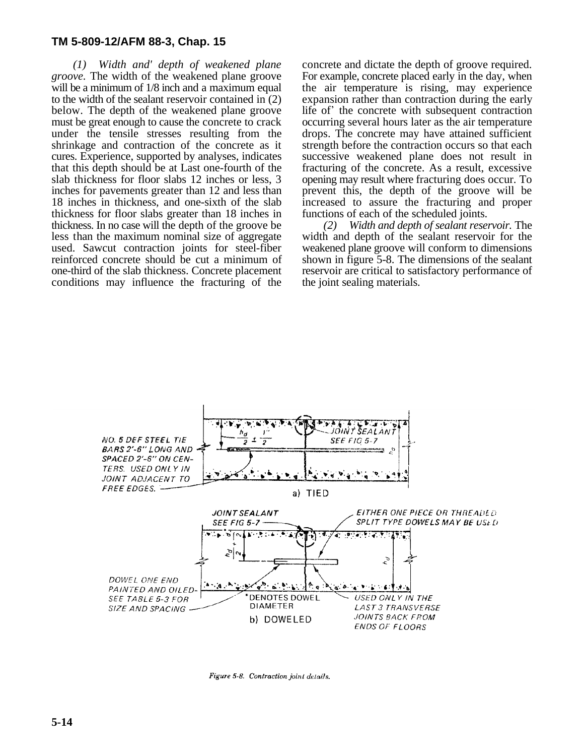(1) *Width and' depth of weakened plane groove.* The width of the weakened plane groove will be a minimum of 1/8 inch and a maximum equal to the width of the sealant reservoir contained in (2) below. The depth of the weakened plane groove must be great enough to cause the concrete to crack under the tensile stresses resulting from the shrinkage and contraction of the concrete as it cures. Experience, supported by analyses, indicates that this depth should be at Last one-fourth of the slab thickness for floor slabs 12 inches or less, 3 inches for pavements greater than 12 and less than 18 inches in thickness, and one-sixth of the slab thickness for floor slabs greater than 18 inches in thickness. In no case will the depth of the groove be less than the maximum nominal size of aggregate used. Sawcut contraction joints for steel-fiber reinforced concrete should be cut a minimum of one-third of the slab thickness. Concrete placement conditions may influence the fracturing of the concrete and dictate the depth of groove required. For example, concrete placed early in the day, when the air temperature is rising, may experience expansion rather than contraction during the early life of' the concrete with subsequent contraction occurring several hours later as the air temperature drops. The concrete may have attained sufficient strength before the contraction occurs so that each successive weakened plane does not result in fracturing of the concrete. As a result, excessive opening may result where fracturing does occur. To prevent this, the depth of the groove will be increased to assure the fracturing and proper functions of each of the scheduled joints.

(2) *Width and depth of sealant reservoir.* The width and depth of the sealant reservoir for the weakened plane groove will conform to dimensions shown in figure 5-8. The dimensions of the sealant reservoir are critical to satisfactory performance of the joint sealing materials.

a) TIED — NO. 5 DEF STEEL TIE BARS 2'-6" LONG AND SPACED 2'-6" ON CENTERS. USED ONLY IN JOINT ADJACENT TO FREE EDGES. JOINT SEALANT SEE FIG 5-7. $\frac{h_d}{2} \pm \frac{1"}{2}$

b) DOWELED — JOINT SEALANT SEE FIG 5-7. EITHER ONE PIECE OR THREADED SPLIT TYPE DOWELS MAY BE USED. DOWEL ONE END PAINTED AND OILED-SEE TABLE 5-3 FOR SIZE AND SPACING. *DENOTES DOWEL DIAMETER. USED ONLY IN THE LAST 3 TRANSVERSE JOINTS BACK FROM ENDS OF FLOORS. $\frac{h_d}{2}$

Figure 5-8. Contraction joint details.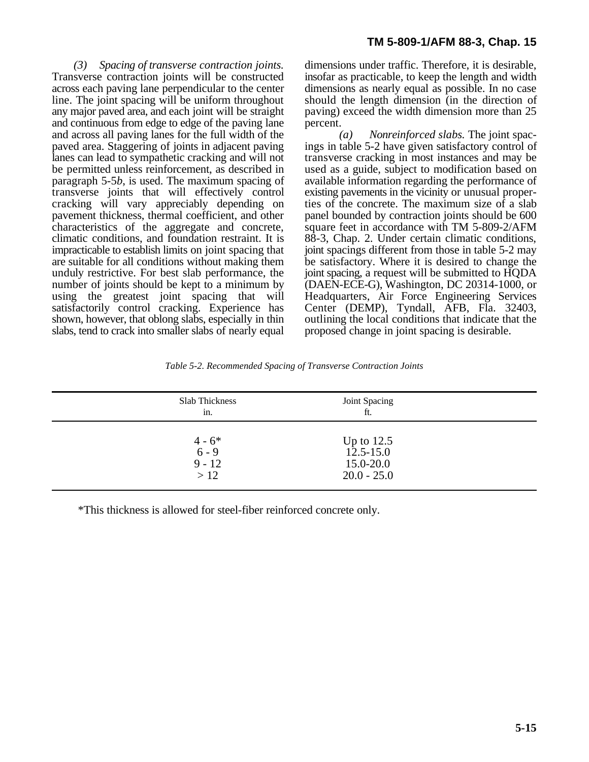*(3) Spacing of transverse contraction joints.* Transverse contraction joints will be constructed across each paving lane perpendicular to the center line. The joint spacing will be uniform throughout any major paved area, and each joint will be straight and continuous from edge to edge of the paving lane and across all paving lanes for the full width of the paved area. Staggering of joints in adjacent paving lanes can lead to sympathetic cracking and will not be permitted unless reinforcement, as described in paragraph 5-5*b*, is used. The maximum spacing of transverse joints that will effectively control cracking will vary appreciably depending on pavement thickness, thermal coefficient, and other characteristics of the aggregate and concrete, climatic conditions, and foundation restraint. It is impracticable to establish limits on joint spacing that are suitable for all conditions without making them unduly restrictive. For best slab performance, the number of joints should be kept to a minimum by using the greatest joint spacing that will satisfactorily control cracking. Experience has shown, however, that oblong slabs, especially in thin slabs, tend to crack into smaller slabs of nearly equal dimensions under traffic. Therefore, it is desirable, insofar as practicable, to keep the length and width dimensions as nearly equal as possible. In no case should the length dimension (in the direction of paving) exceed the width dimension more than 25 percent.

*(a) Nonreinforced slabs.* The joint spacings in table 5-2 have given satisfactory control of transverse cracking in most instances and may be used as a guide, subject to modification based on available information regarding the performance of existing pavements in the vicinity or unusual properties of the concrete. The maximum size of a slab panel bounded by contraction joints should be 600 square feet in accordance with TM 5-809-2/AFM 88-3, Chap. 2. Under certain climatic conditions, joint spacings different from those in table 5-2 may be satisfactory. Where it is desired to change the joint spacing, a request will be submitted to HQDA (DAEN-ECE-G), Washington, DC 20314-1000, or Headquarters, Air Force Engineering Services Center (DEMP), Tyndall, AFB, Fla. 32403, outlining the local conditions that indicate that the proposed change in joint spacing is desirable.

*Table 5-2. Recommended Spacing of Transverse Contraction Joints*

| Slab Thickness in. | Joint Spacing ft. |
|---|---|
| 4 - 6* | Up to 12.5 |
| 6 - 9 | 12.5-15.0 |
| 9 - 12 | 15.0-20.0 |
| > 12 | 20.0 - 25.0 |

*This thickness is allowed for steel-fiber reinforced concrete only.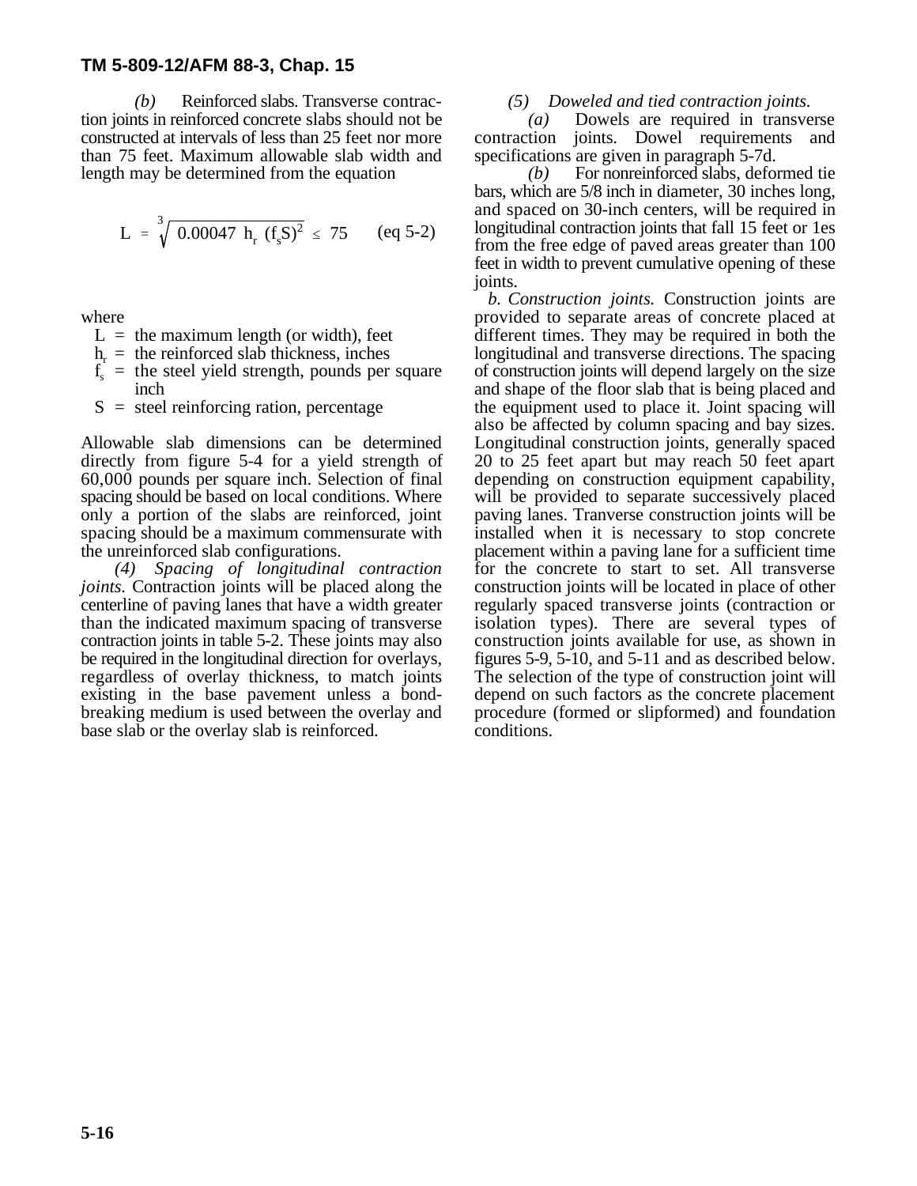*(b)* Reinforced slabs. Transverse contraction joints in reinforced concrete slabs should not be constructed at intervals of less than 25 feet nor more than 75 feet. Maximum allowable slab width and length may be determined from the equation

$$L = \sqrt[3]{0.00047\ h_r\ (f_s S)^2} \leq 75 \qquad \text{(eq 5-2)}$$

where

- $L$ = the maximum length (or width), feet
- $h_r$ = the reinforced slab thickness, inches
- $f_s$ = the steel yield strength, pounds per square inch
- $S$ = steel reinforcing ration, percentage

Allowable slab dimensions can be determined directly from figure 5-4 for a yield strength of 60,000 pounds per square inch. Selection of final spacing should be based on local conditions. Where only a portion of the slabs are reinforced, joint spacing should be a maximum commensurate with the unreinforced slab configurations.

*(4) Spacing of longitudinal contraction joints.* Contraction joints will be placed along the centerline of paving lanes that have a width greater than the indicated maximum spacing of transverse contraction joints in table 5-2. These joints may also be required in the longitudinal direction for overlays, regardless of overlay thickness, to match joints existing in the base pavement unless a bond-breaking medium is used between the overlay and base slab or the overlay slab is reinforced.

*(5) Doweled and tied contraction joints.*

*(a)* Dowels are required in transverse contraction joints. Dowel requirements and specifications are given in paragraph 5-7d.

*(b)* For nonreinforced slabs, deformed tie bars, which are 5/8 inch in diameter, 30 inches long, and spaced on 30-inch centers, will be required in longitudinal contraction joints that fall 15 feet or 1es from the free edge of paved areas greater than 100 feet in width to prevent cumulative opening of these joints.

*b. Construction joints.* Construction joints are provided to separate areas of concrete placed at different times. They may be required in both the longitudinal and transverse directions. The spacing of construction joints will depend largely on the size and shape of the floor slab that is being placed and the equipment used to place it. Joint spacing will also be affected by column spacing and bay sizes. Longitudinal construction joints, generally spaced 20 to 25 feet apart but may reach 50 feet apart depending on construction equipment capability, will be provided to separate successively placed paving lanes. Tranverse construction joints will be installed when it is necessary to stop concrete placement within a paving lane for a sufficient time for the concrete to start to set. All transverse construction joints will be located in place of other regularly spaced transverse joints (contraction or isolation types). There are several types of construction joints available for use, as shown in figures 5-9, 5-10, and 5-11 and as described below. The selection of the type of construction joint will depend on such factors as the concrete placement procedure (formed or slipformed) and foundation conditions.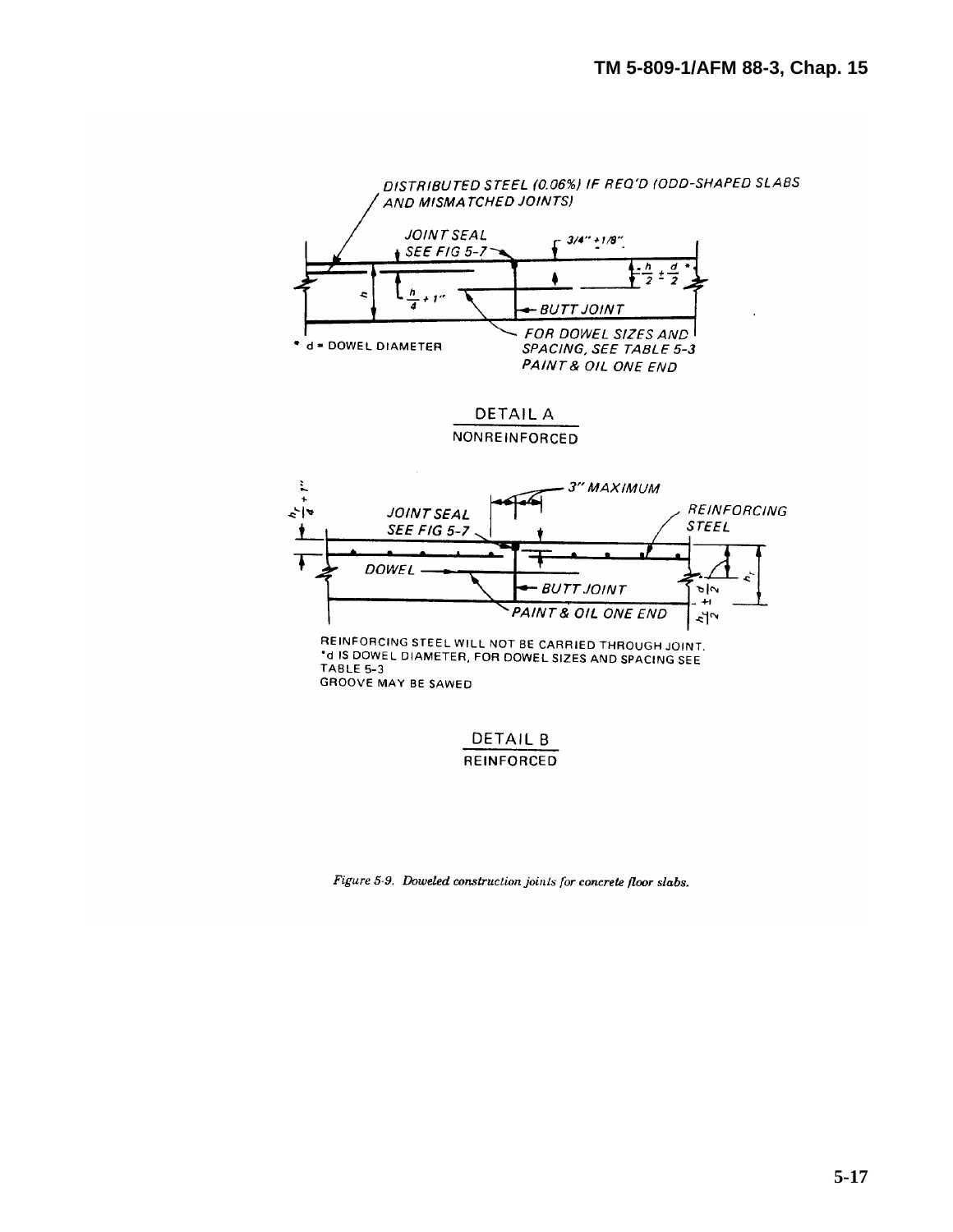DISTRIBUTED STEEL (0.06%) IF REQ'D (ODD-SHAPED SLABS AND MISMATCHED JOINTS)

JOINT SEAL SEE FIG 5-7

3/4" ±1/8"

$\frac{h}{2} \pm \frac{d}{2}$ *

$h$

$\frac{h}{4} + 1"$

BUTT JOINT

FOR DOWEL SIZES AND SPACING, SEE TABLE 5-3 PAINT & OIL ONE END

\* d = DOWEL DIAMETER

DETAIL A

NONREINFORCED

3" MAXIMUM

$\frac{h_r}{4} + 1"$

JOINT SEAL SEE FIG 5-7

REINFORCING STEEL

DOWEL

BUTT JOINT

PAINT & OIL ONE END

$h_r$

$\frac{h_r}{2} \pm \frac{d}{2}$

REINFORCING STEEL WILL NOT BE CARRIED THROUGH JOINT.
\*d IS DOWEL DIAMETER, FOR DOWEL SIZES AND SPACING SEE TABLE 5-3
GROOVE MAY BE SAWED

DETAIL B

REINFORCED

*Figure 5-9. Doweled construction joints for concrete floor slabs.*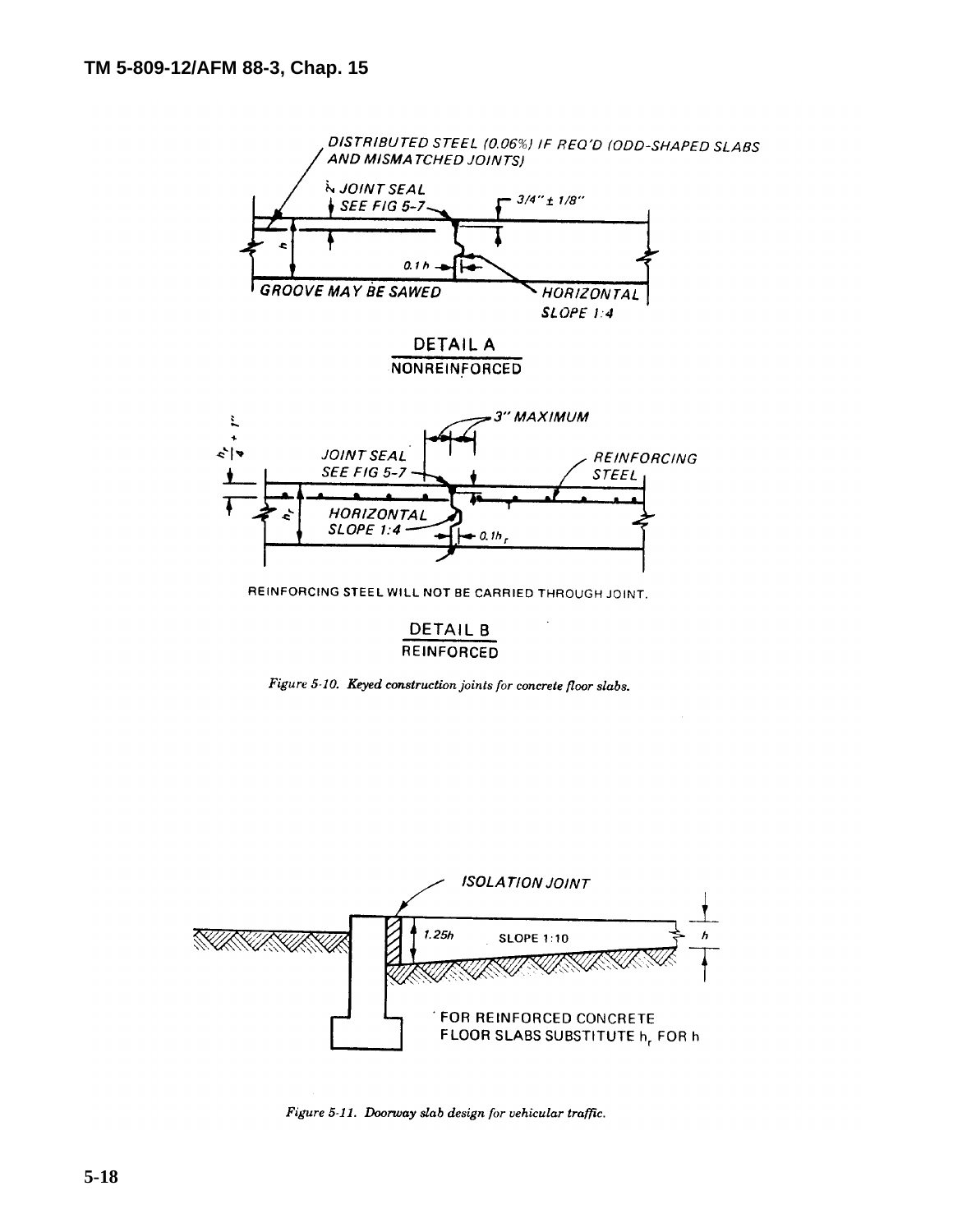DISTRIBUTED STEEL (0.06%) IF REQ'D (ODD-SHAPED SLABS AND MISMATCHED JOINTS)

JOINT SEAL SEE FIG 5-7

3/4" ± 1/8"

h

0.1 h

GROOVE MAY BE SAWED

HORIZONTAL SLOPE 1:4

DETAIL A

NONREINFORCED

3" MAXIMUM

$h_r/4 + 1"$

JOINT SEAL SEE FIG 5-7

REINFORCING STEEL

$h_r$

HORIZONTAL SLOPE 1:4

$0.1h_r$

REINFORCING STEEL WILL NOT BE CARRIED THROUGH JOINT.

DETAIL B

REINFORCED

*Figure 5-10. Keyed construction joints for concrete floor slabs.*

ISOLATION JOINT

1.25h

SLOPE 1:10

h

FOR REINFORCED CONCRETE FLOOR SLABS SUBSTITUTE $h_r$ FOR h

*Figure 5-11. Doorway slab design for vehicular traffic.*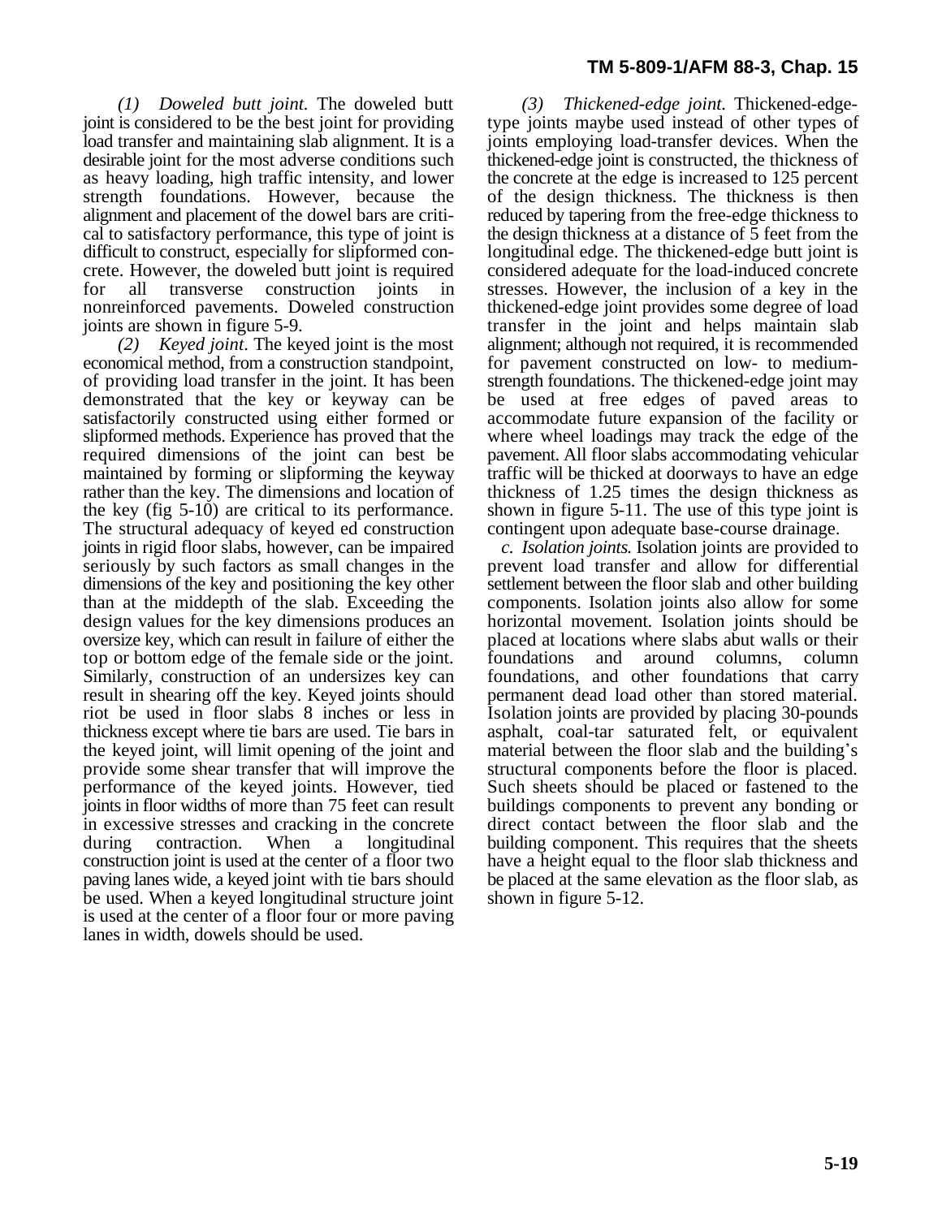*(1) Doweled butt joint.* The doweled butt joint is considered to be the best joint for providing load transfer and maintaining slab alignment. It is a desirable joint for the most adverse conditions such as heavy loading, high traffic intensity, and lower strength foundations. However, because the alignment and placement of the dowel bars are critical to satisfactory performance, this type of joint is difficult to construct, especially for slipformed concrete. However, the doweled butt joint is required for all transverse construction joints in nonreinforced pavements. Doweled construction joints are shown in figure 5-9.

*(2) Keyed joint.* The keyed joint is the most economical method, from a construction standpoint, of providing load transfer in the joint. It has been demonstrated that the key or keyway can be satisfactorily constructed using either formed or slipformed methods. Experience has proved that the required dimensions of the joint can best be maintained by forming or slipforming the keyway rather than the key. The dimensions and location of the key (fig 5-10) are critical to its performance. The structural adequacy of keyed ed construction joints in rigid floor slabs, however, can be impaired seriously by such factors as small changes in the dimensions of the key and positioning the key other than at the middepth of the slab. Exceeding the design values for the key dimensions produces an oversize key, which can result in failure of either the top or bottom edge of the female side or the joint. Similarly, construction of an undersizes key can result in shearing off the key. Keyed joints should riot be used in floor slabs 8 inches or less in thickness except where tie bars are used. Tie bars in the keyed joint, will limit opening of the joint and provide some shear transfer that will improve the performance of the keyed joints. However, tied joints in floor widths of more than 75 feet can result in excessive stresses and cracking in the concrete during contraction. When a longitudinal construction joint is used at the center of a floor two paving lanes wide, a keyed joint with tie bars should be used. When a keyed longitudinal structure joint is used at the center of a floor four or more paving lanes in width, dowels should be used.

*(3) Thickened-edge joint.* Thickened-edge-type joints maybe used instead of other types of joints employing load-transfer devices. When the thickened-edge joint is constructed, the thickness of the concrete at the edge is increased to 125 percent of the design thickness. The thickness is then reduced by tapering from the free-edge thickness to the design thickness at a distance of 5 feet from the longitudinal edge. The thickened-edge butt joint is considered adequate for the load-induced concrete stresses. However, the inclusion of a key in the thickened-edge joint provides some degree of load transfer in the joint and helps maintain slab alignment; although not required, it is recommended for pavement constructed on low- to medium-strength foundations. The thickened-edge joint may be used at free edges of paved areas to accommodate future expansion of the facility or where wheel loadings may track the edge of the pavement. All floor slabs accommodating vehicular traffic will be thicked at doorways to have an edge thickness of 1.25 times the design thickness as shown in figure 5-11. The use of this type joint is contingent upon adequate base-course drainage.

*c. Isolation joints.* Isolation joints are provided to prevent load transfer and allow for differential settlement between the floor slab and other building components. Isolation joints also allow for some horizontal movement. Isolation joints should be placed at locations where slabs abut walls or their foundations and around columns, column foundations, and other foundations that carry permanent dead load other than stored material. Isolation joints are provided by placing 30-pounds asphalt, coal-tar saturated felt, or equivalent material between the floor slab and the building's structural components before the floor is placed. Such sheets should be placed or fastened to the buildings components to prevent any bonding or direct contact between the floor slab and the building component. This requires that the sheets have a height equal to the floor slab thickness and be placed at the same elevation as the floor slab, as shown in figure 5-12.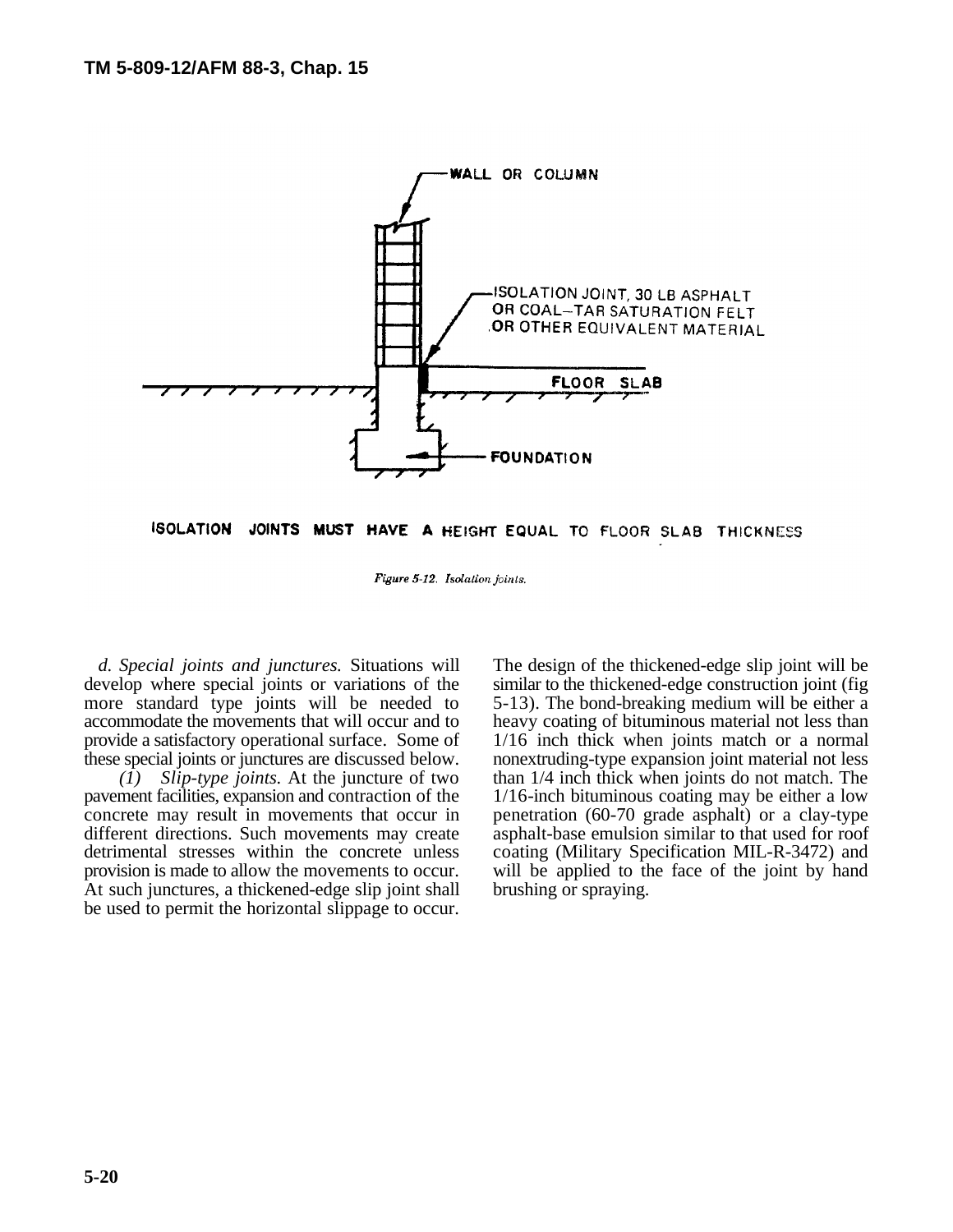WALL OR COLUMN

ISOLATION JOINT, 30 LB ASPHALT OR COAL–TAR SATURATION FELT OR OTHER EQUIVALENT MATERIAL

FLOOR SLAB

FOUNDATION

ISOLATION JOINTS MUST HAVE A HEIGHT EQUAL TO FLOOR SLAB THICKNESS

*Figure 5-12. Isolation joints.*

*d. Special joints and junctures.* Situations will develop where special joints or variations of the more standard type joints will be needed to accommodate the movements that will occur and to provide a satisfactory operational surface. Some of these special joints or junctures are discussed below.

*(1) Slip-type joints.* At the juncture of two pavement facilities, expansion and contraction of the concrete may result in movements that occur in different directions. Such movements may create detrimental stresses within the concrete unless provision is made to allow the movements to occur. At such junctures, a thickened-edge slip joint shall be used to permit the horizontal slippage to occur. The design of the thickened-edge slip joint will be similar to the thickened-edge construction joint (fig 5-13). The bond-breaking medium will be either a heavy coating of bituminous material not less than 1/16 inch thick when joints match or a normal nonextruding-type expansion joint material not less than 1/4 inch thick when joints do not match. The 1/16-inch bituminous coating may be either a low penetration (60-70 grade asphalt) or a clay-type asphalt-base emulsion similar to that used for roof coating (Military Specification MIL-R-3472) and will be applied to the face of the joint by hand brushing or spraying.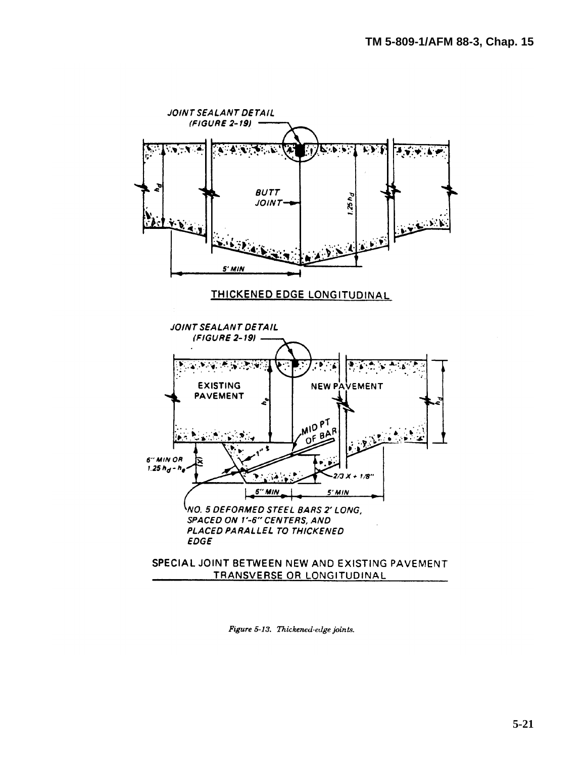JOINT SEALANT DETAIL (FIGURE 2-19)

BUTT JOINT

$h_d$

$1.25\,h_d$

5' MIN

THICKENED EDGE LONGITUDINAL

JOINT SEALANT DETAIL (FIGURE 2-19)

EXISTING PAVEMENT

NEW PAVEMENT

$h_e$

$h_d$

MID PT OF BAR

1" ±

6" MIN OR $1.25\,h_d - h_e$

(X)

2/3 X + 1/8"

6" MIN

5' MIN

NO. 5 DEFORMED STEEL BARS 2' LONG, SPACED ON 1'-6" CENTERS, AND PLACED PARALLEL TO THICKENED EDGE

SPECIAL JOINT BETWEEN NEW AND EXISTING PAVEMENT TRANSVERSE OR LONGITUDINAL

*Figure 5-13. Thickened-edge joints.*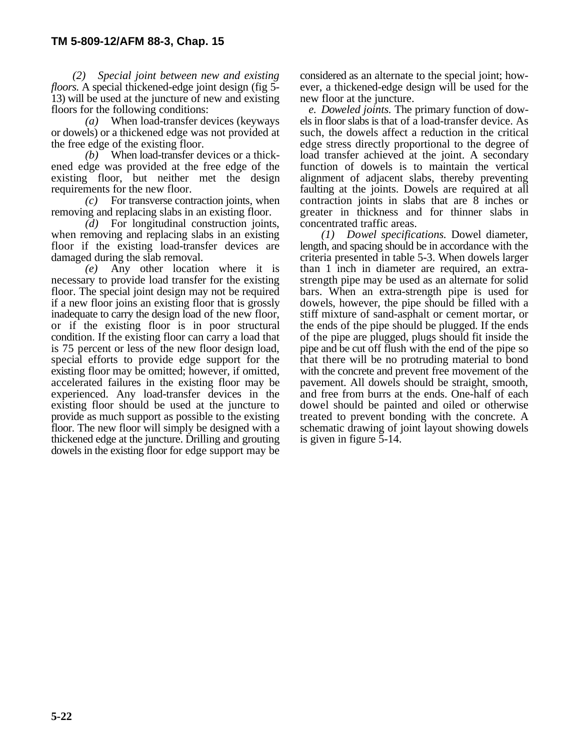*(2) Special joint between new and existing floors.* A special thickened-edge joint design (fig 5-13) will be used at the juncture of new and existing floors for the following conditions:

*(a)* When load-transfer devices (keyways or dowels) or a thickened edge was not provided at the free edge of the existing floor.

*(b)* When load-transfer devices or a thickened edge was provided at the free edge of the existing floor, but neither met the design requirements for the new floor.

*(c)* For transverse contraction joints, when removing and replacing slabs in an existing floor.

*(d)* For longitudinal construction joints, when removing and replacing slabs in an existing floor if the existing load-transfer devices are damaged during the slab removal.

*(e)* Any other location where it is necessary to provide load transfer for the existing floor. The special joint design may not be required if a new floor joins an existing floor that is grossly inadequate to carry the design load of the new floor, or if the existing floor is in poor structural condition. If the existing floor can carry a load that is 75 percent or less of the new floor design load, special efforts to provide edge support for the existing floor may be omitted; however, if omitted, accelerated failures in the existing floor may be experienced. Any load-transfer devices in the existing floor should be used at the juncture to provide as much support as possible to the existing floor. The new floor will simply be designed with a thickened edge at the juncture. Drilling and grouting dowels in the existing floor for edge support may be considered as an alternate to the special joint; however, a thickened-edge design will be used for the new floor at the juncture.

*e. Doweled joints.* The primary function of dowels in floor slabs is that of a load-transfer device. As such, the dowels affect a reduction in the critical edge stress directly proportional to the degree of load transfer achieved at the joint. A secondary function of dowels is to maintain the vertical alignment of adjacent slabs, thereby preventing faulting at the joints. Dowels are required at all contraction joints in slabs that are 8 inches or greater in thickness and for thinner slabs in concentrated traffic areas.

*(1) Dowel specifications.* Dowel diameter, length, and spacing should be in accordance with the criteria presented in table 5-3. When dowels larger than 1 inch in diameter are required, an extra-strength pipe may be used as an alternate for solid bars. When an extra-strength pipe is used for dowels, however, the pipe should be filled with a stiff mixture of sand-asphalt or cement mortar, or the ends of the pipe should be plugged. If the ends of the pipe are plugged, plugs should fit inside the pipe and be cut off flush with the end of the pipe so that there will be no protruding material to bond with the concrete and prevent free movement of the pavement. All dowels should be straight, smooth, and free from burrs at the ends. One-half of each dowel should be painted and oiled or otherwise treated to prevent bonding with the concrete. A schematic drawing of joint layout showing dowels is given in figure 5-14.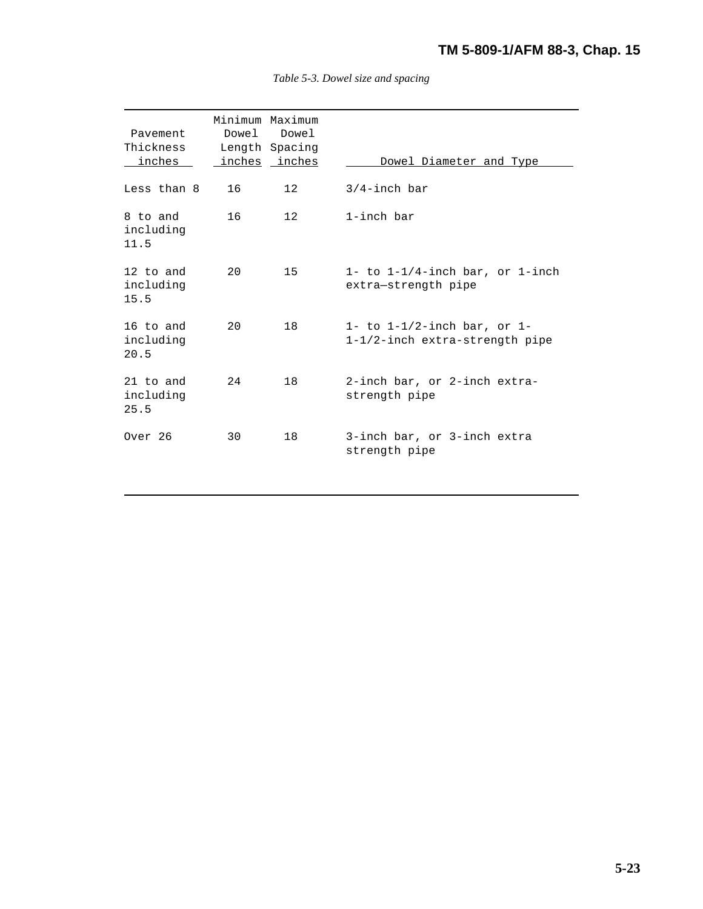*Table 5-3. Dowel size and spacing*

| Pavement Thickness inches | Minimum Dowel Length inches | Maximum Dowel Spacing inches | Dowel Diameter and Type |
|---|---|---|---|
| Less than 8 | 16 | 12 | 3/4-inch bar |
| 8 to and including 11.5 | 16 | 12 | 1-inch bar |
| 12 to and including 15.5 | 20 | 15 | 1- to 1-1/4-inch bar, or 1-inch extra—strength pipe |
| 16 to and including 20.5 | 20 | 18 | 1- to 1-1/2-inch bar, or 1-1-1/2-inch extra-strength pipe |
| 21 to and including 25.5 | 24 | 18 | 2-inch bar, or 2-inch extra-strength pipe |
| Over 26 | 30 | 18 | 3-inch bar, or 3-inch extra strength pipe |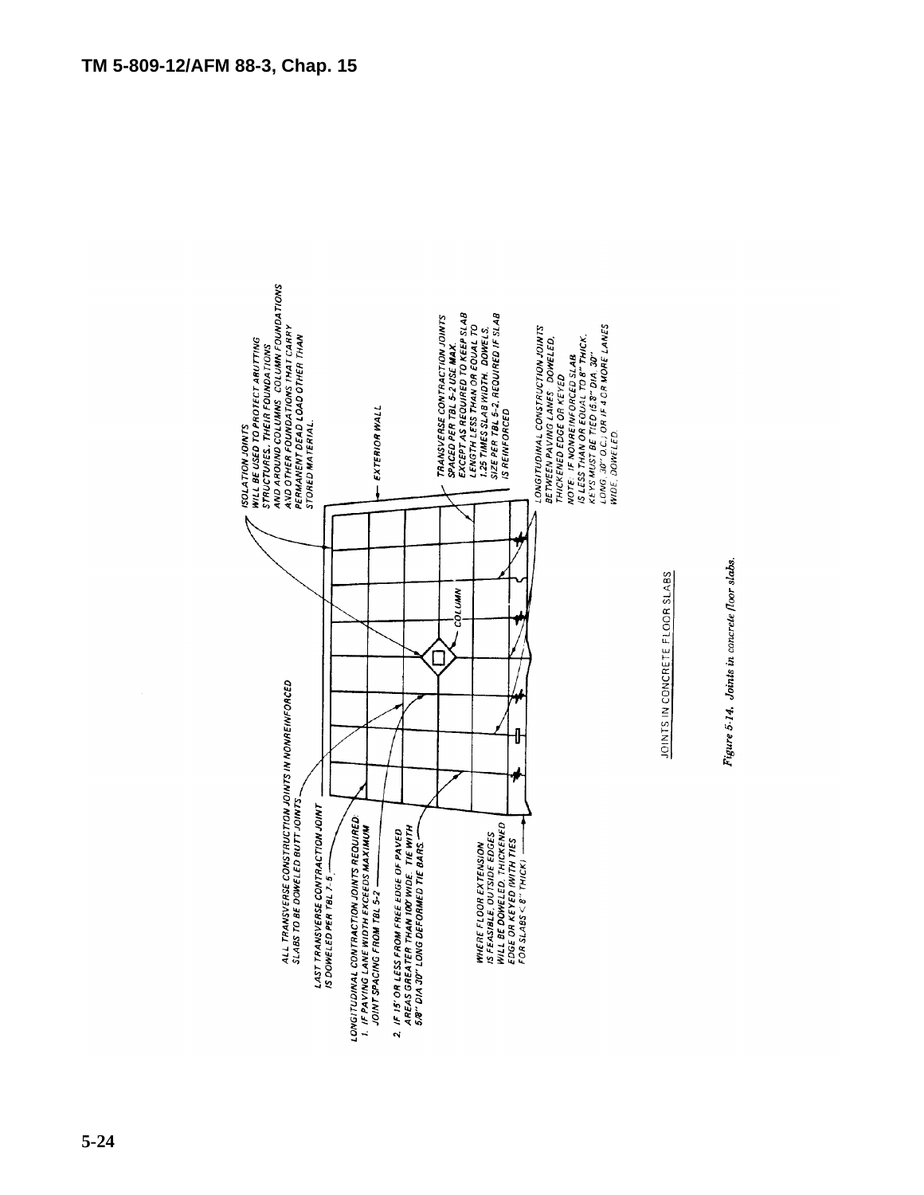ISOLATION JOINTS WILL BE USED TO PROTECT ABUTTING STRUCTURES, THEIR FOUNDATIONS AND AROUND COLUMNS, COLUMN FOUNDATIONS AND OTHER FOUNDATIONS THAT CARRY PERMANENT DEAD LOAD OTHER THAN STORED MATERIAL.

EXTERIOR WALL

TRANSVERSE CONTRACTION JOINTS SPACED PER TBL 5-2 USE MAX. EXCEPT AS REQUIRED TO KEEP SLAB LENGTH LESS THAN OR EQUAL TO 1.25 TIMES SLAB WIDTH. DOWELS, SIZE PER TBL 5-2, REQUIRED IF SLAB IS REINFORCED

LONGITUDINAL CONSTRUCTION JOINTS BETWEEN PAVING LANES: DOWELED, THICKENED EDGE OR KEYED

NOTE: IF NONREINFORCED SLAB IS LESS THAN OR EQUAL TO 8" THICK, KEYS MUST BE TIED (5/8" DIA. 30" LONG, 30" O.C.) OR IF 4 OR MORE LANES WIDE, DOWELED.

COLUMN

ALL TRANSVERSE CONSTRUCTION JOINTS IN NONREINFORCED SLABS TO BE DOWELED BUTT JOINTS

LAST TRANSVERSE CONTRACTION JOINT IS DOWELED PER TBL 7-5

LONGITUDINAL CONTRACTION JOINTS REQUIRED:
1. IF PAVING LANE WIDTH EXCEEDS MAXIMUM JOINT SPACING FROM TBL 5-2
2. IF 15' OR LESS FROM FREE EDGE OF PAVED AREAS GREATER THAN 100' WIDE. TIE WITH 5/8" DIA 30" LONG DEFORMED TIE BARS.

WHERE FLOOR EXTENSION IS FEASIBLE, OUTSIDE EDGES WILL BE DOWELED, THICKENED EDGE OR KEYED (WITH TIES FOR SLABS < 8" THICK)

JOINTS IN CONCRETE FLOOR SLABS

*Figure 5-14. Joints in concrete floor slabs.*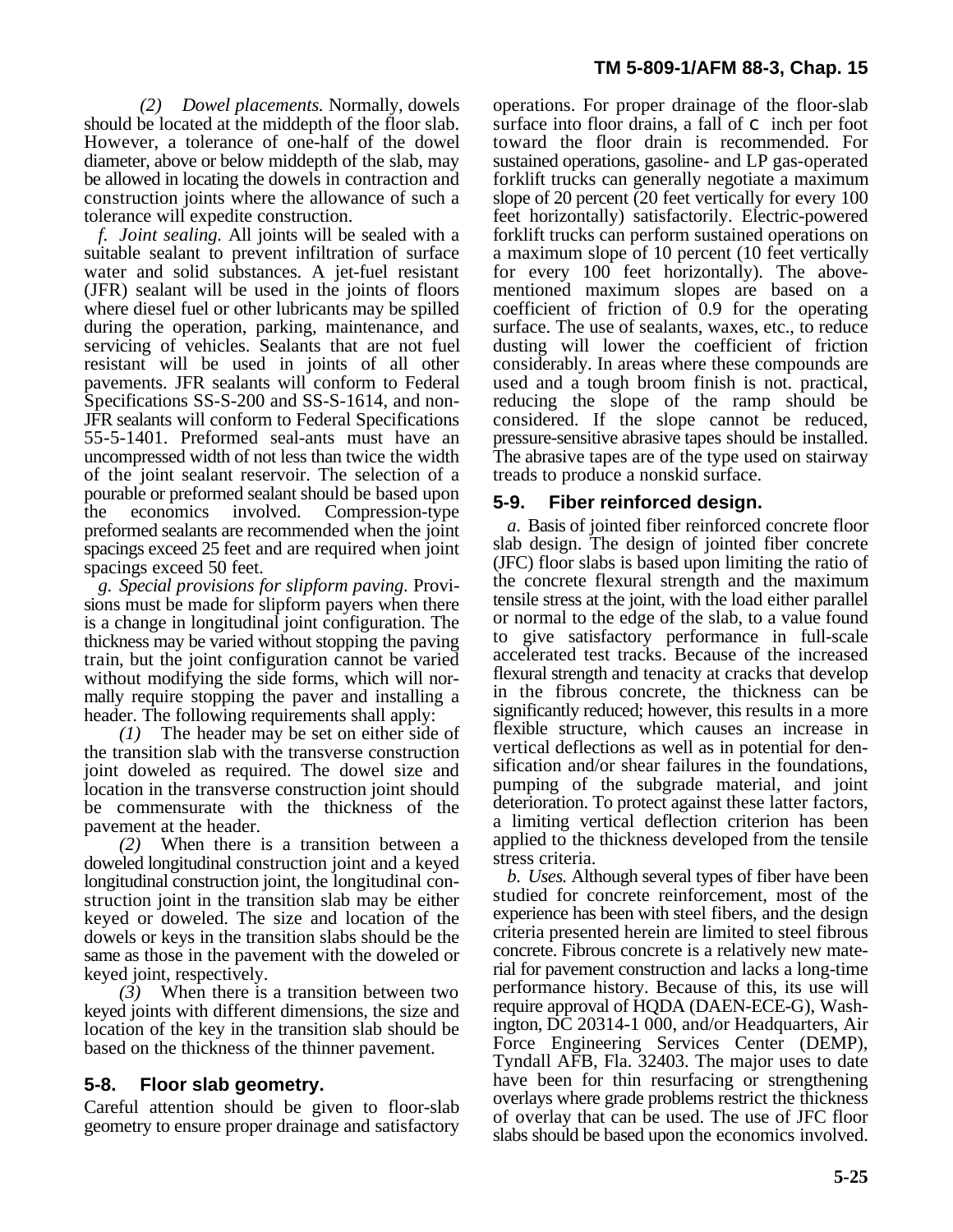(2) *Dowel placements.* Normally, dowels should be located at the middepth of the floor slab. However, a tolerance of one-half of the dowel diameter, above or below middepth of the slab, may be allowed in locating the dowels in contraction and construction joints where the allowance of such a tolerance will expedite construction.

*f. Joint sealing.* All joints will be sealed with a suitable sealant to prevent infiltration of surface water and solid substances. A jet-fuel resistant (JFR) sealant will be used in the joints of floors where diesel fuel or other lubricants may be spilled during the operation, parking, maintenance, and servicing of vehicles. Sealants that are not fuel resistant will be used in joints of all other pavements. JFR sealants will conform to Federal Specifications SS-S-200 and SS-S-1614, and non-JFR sealants will conform to Federal Specifications 55-5-1401. Preformed seal-ants must have an uncompressed width of not less than twice the width of the joint sealant reservoir. The selection of a pourable or preformed sealant should be based upon the economics involved. Compression-type preformed sealants are recommended when the joint spacings exceed 25 feet and are required when joint spacings exceed 50 feet.

*g. Special provisions for slipform paving.* Provisions must be made for slipform payers when there is a change in longitudinal joint configuration. The thickness may be varied without stopping the paving train, but the joint configuration cannot be varied without modifying the side forms, which will normally require stopping the paver and installing a header. The following requirements shall apply:

(1) The header may be set on either side of the transition slab with the transverse construction joint doweled as required. The dowel size and location in the transverse construction joint should be commensurate with the thickness of the pavement at the header.

(2) When there is a transition between a doweled longitudinal construction joint and a keyed longitudinal construction joint, the longitudinal construction joint in the transition slab may be either keyed or doweled. The size and location of the dowels or keys in the transition slabs should be the same as those in the pavement with the doweled or keyed joint, respectively.

(3) When there is a transition between two keyed joints with different dimensions, the size and location of the key in the transition slab should be based on the thickness of the thinner pavement.

## 5-8. Floor slab geometry.

Careful attention should be given to floor-slab geometry to ensure proper drainage and satisfactory operations. For proper drainage of the floor-slab surface into floor drains, a fall of c inch per foot toward the floor drain is recommended. For sustained operations, gasoline- and LP gas-operated forklift trucks can generally negotiate a maximum slope of 20 percent (20 feet vertically for every 100 feet horizontally) satisfactorily. Electric-powered forklift trucks can perform sustained operations on a maximum slope of 10 percent (10 feet vertically for every 100 feet horizontally). The above-mentioned maximum slopes are based on a coefficient of friction of 0.9 for the operating surface. The use of sealants, waxes, etc., to reduce dusting will lower the coefficient of friction considerably. In areas where these compounds are used and a tough broom finish is not. practical, reducing the slope of the ramp should be considered. If the slope cannot be reduced, pressure-sensitive abrasive tapes should be installed. The abrasive tapes are of the type used on stairway treads to produce a nonskid surface.

## 5-9. Fiber reinforced design.

*a.* Basis of jointed fiber reinforced concrete floor slab design. The design of jointed fiber concrete (JFC) floor slabs is based upon limiting the ratio of the concrete flexural strength and the maximum tensile stress at the joint, with the load either parallel or normal to the edge of the slab, to a value found to give satisfactory performance in full-scale accelerated test tracks. Because of the increased flexural strength and tenacity at cracks that develop in the fibrous concrete, the thickness can be significantly reduced; however, this results in a more flexible structure, which causes an increase in vertical deflections as well as in potential for densification and/or shear failures in the foundations, pumping of the subgrade material, and joint deterioration. To protect against these latter factors, a limiting vertical deflection criterion has been applied to the thickness developed from the tensile stress criteria.

*b. Uses.* Although several types of fiber have been studied for concrete reinforcement, most of the experience has been with steel fibers, and the design criteria presented herein are limited to steel fibrous concrete. Fibrous concrete is a relatively new material for pavement construction and lacks a long-time performance history. Because of this, its use will require approval of HQDA (DAEN-ECE-G), Washington, DC 20314-1 000, and/or Headquarters, Air Force Engineering Services Center (DEMP), Tyndall AFB, Fla. 32403. The major uses to date have been for thin resurfacing or strengthening overlays where grade problems restrict the thickness of overlay that can be used. The use of JFC floor slabs should be based upon the economics involved.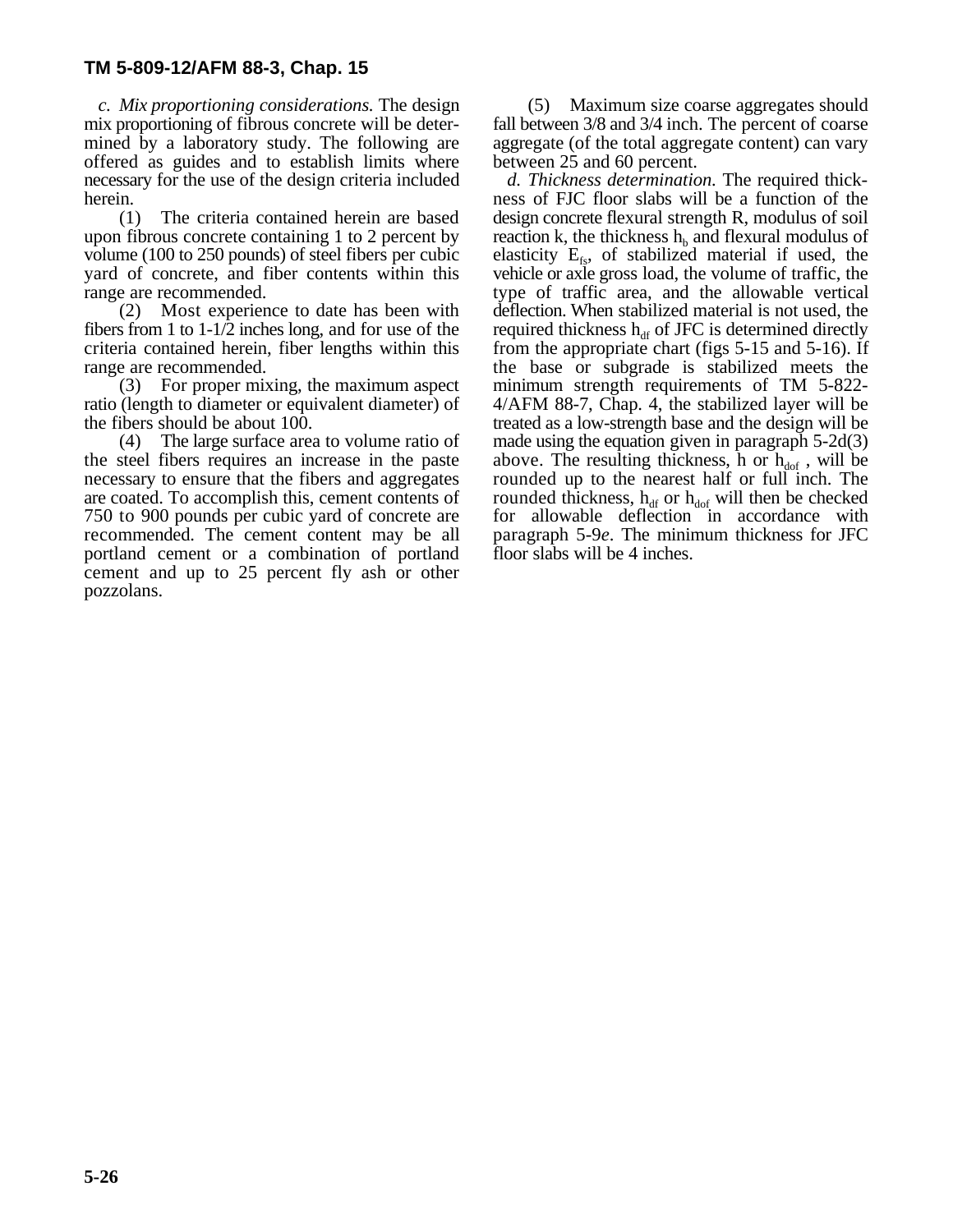*c. Mix proportioning considerations.* The design mix proportioning of fibrous concrete will be determined by a laboratory study. The following are offered as guides and to establish limits where necessary for the use of the design criteria included herein.

(1) The criteria contained herein are based upon fibrous concrete containing 1 to 2 percent by volume (100 to 250 pounds) of steel fibers per cubic yard of concrete, and fiber contents within this range are recommended.

(2) Most experience to date has been with fibers from 1 to 1-1/2 inches long, and for use of the criteria contained herein, fiber lengths within this range are recommended.

(3) For proper mixing, the maximum aspect ratio (length to diameter or equivalent diameter) of the fibers should be about 100.

(4) The large surface area to volume ratio of the steel fibers requires an increase in the paste necessary to ensure that the fibers and aggregates are coated. To accomplish this, cement contents of 750 to 900 pounds per cubic yard of concrete are recommended. The cement content may be all portland cement or a combination of portland cement and up to 25 percent fly ash or other pozzolans.

(5) Maximum size coarse aggregates should fall between 3/8 and 3/4 inch. The percent of coarse aggregate (of the total aggregate content) can vary between 25 and 60 percent.

*d. Thickness determination.* The required thickness of FJC floor slabs will be a function of the design concrete flexural strength R, modulus of soil reaction k, the thickness $h_b$ and flexural modulus of elasticity $E_{fs}$, of stabilized material if used, the vehicle or axle gross load, the volume of traffic, the type of traffic area, and the allowable vertical deflection. When stabilized material is not used, the required thickness $h_{df}$ of JFC is determined directly from the appropriate chart (figs 5-15 and 5-16). If the base or subgrade is stabilized meets the minimum strength requirements of TM 5-822-4/AFM 88-7, Chap. 4, the stabilized layer will be treated as a low-strength base and the design will be made using the equation given in paragraph 5-2d(3) above. The resulting thickness, h or $h_{dof}$ , will be rounded up to the nearest half or full inch. The rounded thickness, $h_{df}$ or $h_{dof}$ will then be checked for allowable deflection in accordance with paragraph 5-9*e*. The minimum thickness for JFC floor slabs will be 4 inches.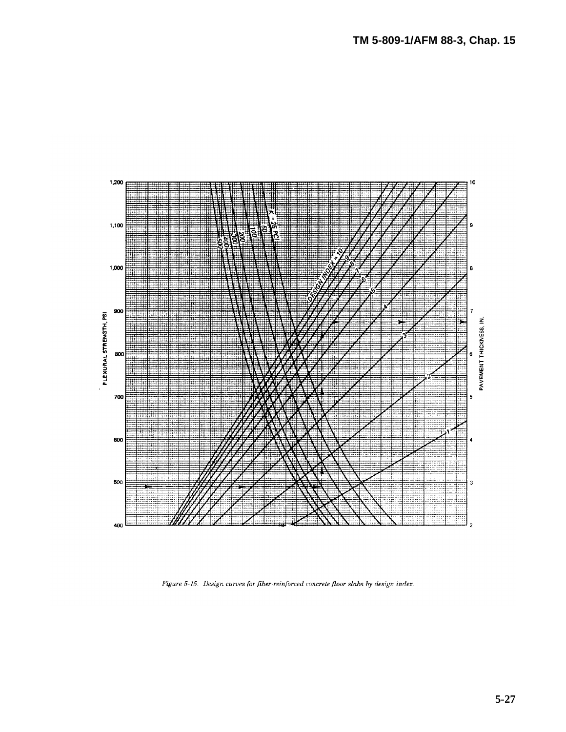Figure 5-15. Design curves for fiber-reinforced concrete floor slabs by design index.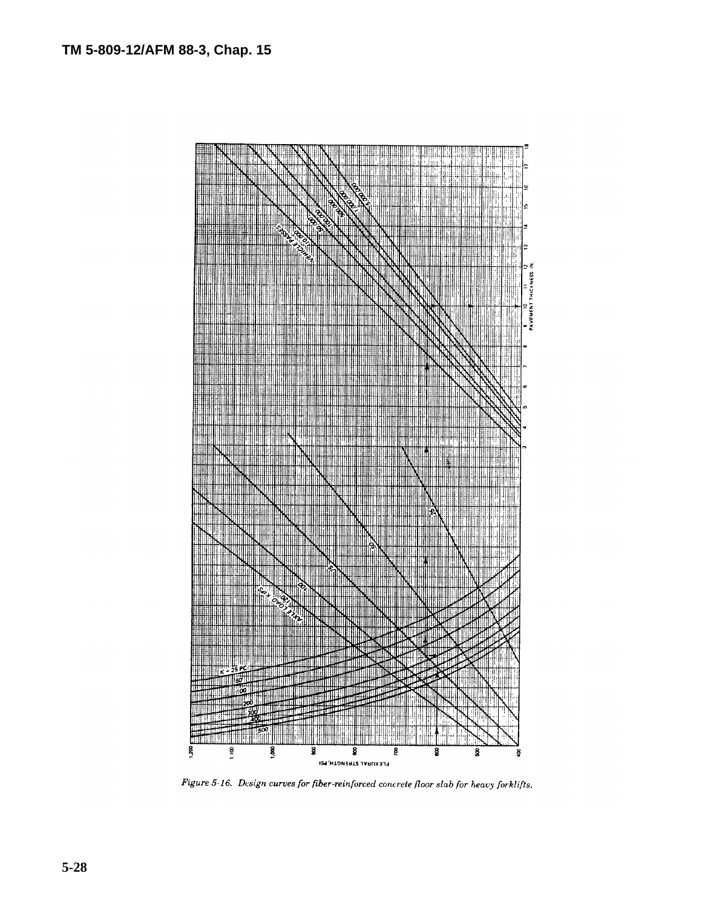Figure 5-16. Design curves for fiber-reinforced concrete floor slab for heavy forklifts.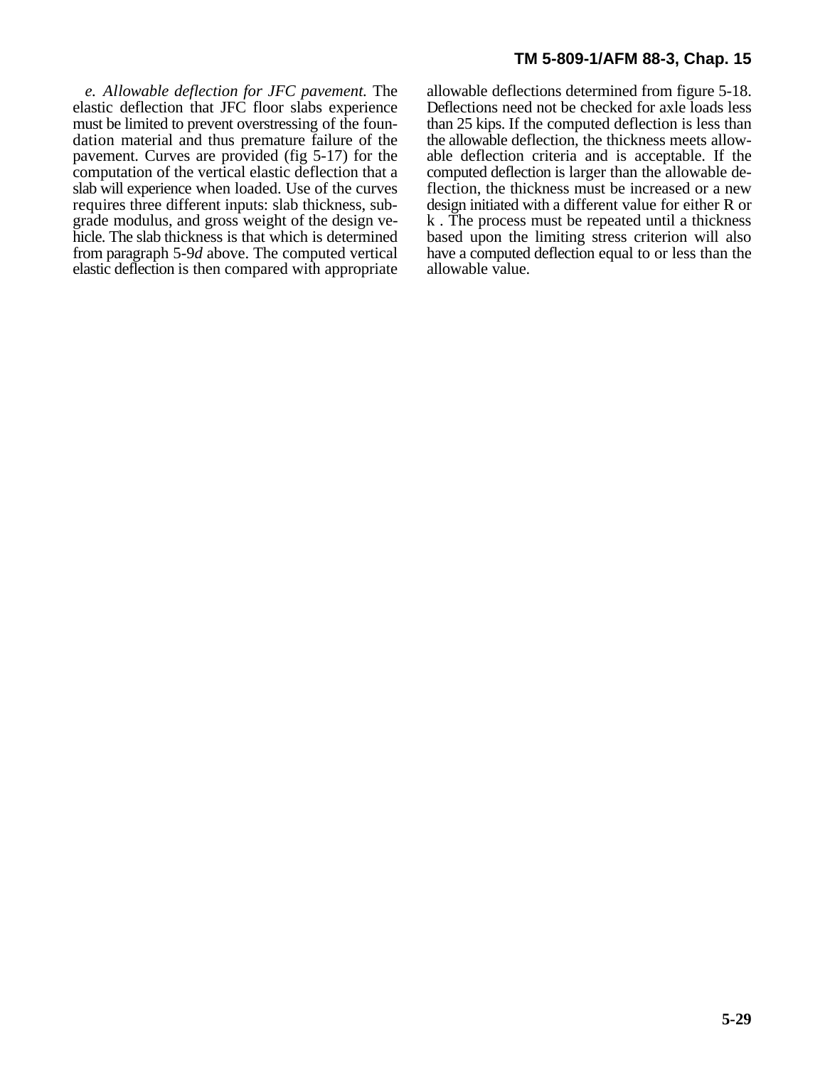*e. Allowable deflection for JFC pavement.* The elastic deflection that JFC floor slabs experience must be limited to prevent overstressing of the foundation material and thus premature failure of the pavement. Curves are provided (fig 5-17) for the computation of the vertical elastic deflection that a slab will experience when loaded. Use of the curves requires three different inputs: slab thickness, subgrade modulus, and gross weight of the design vehicle. The slab thickness is that which is determined from paragraph 5-9*d* above. The computed vertical elastic deflection is then compared with appropriate allowable deflections determined from figure 5-18. Deflections need not be checked for axle loads less than 25 kips. If the computed deflection is less than the allowable deflection, the thickness meets allowable deflection criteria and is acceptable. If the computed deflection is larger than the allowable deflection, the thickness must be increased or a new design initiated with a different value for either R or k . The process must be repeated until a thickness based upon the limiting stress criterion will also have a computed deflection equal to or less than the allowable value.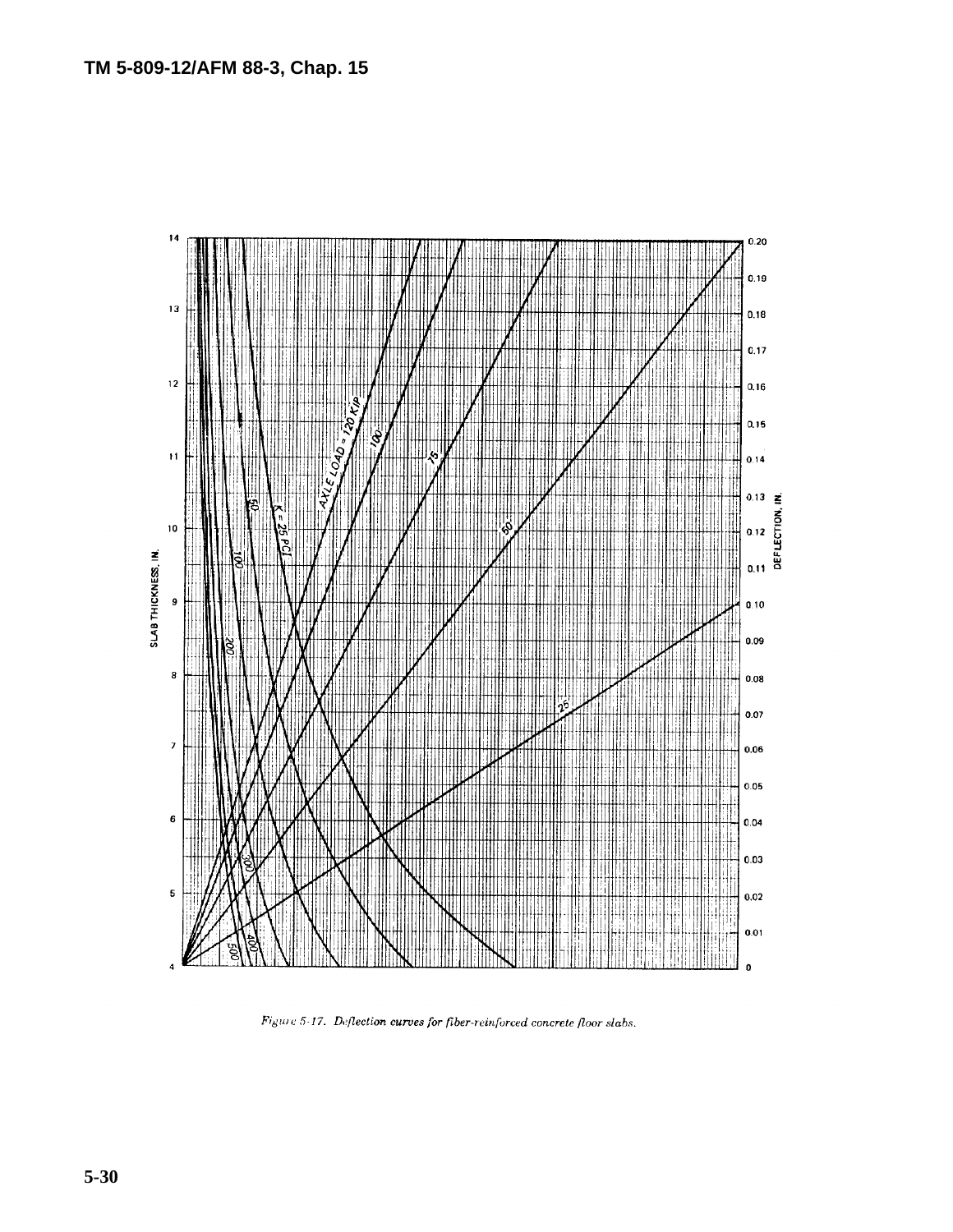Figure 5-17. Deflection curves for fiber-reinforced concrete floor slabs.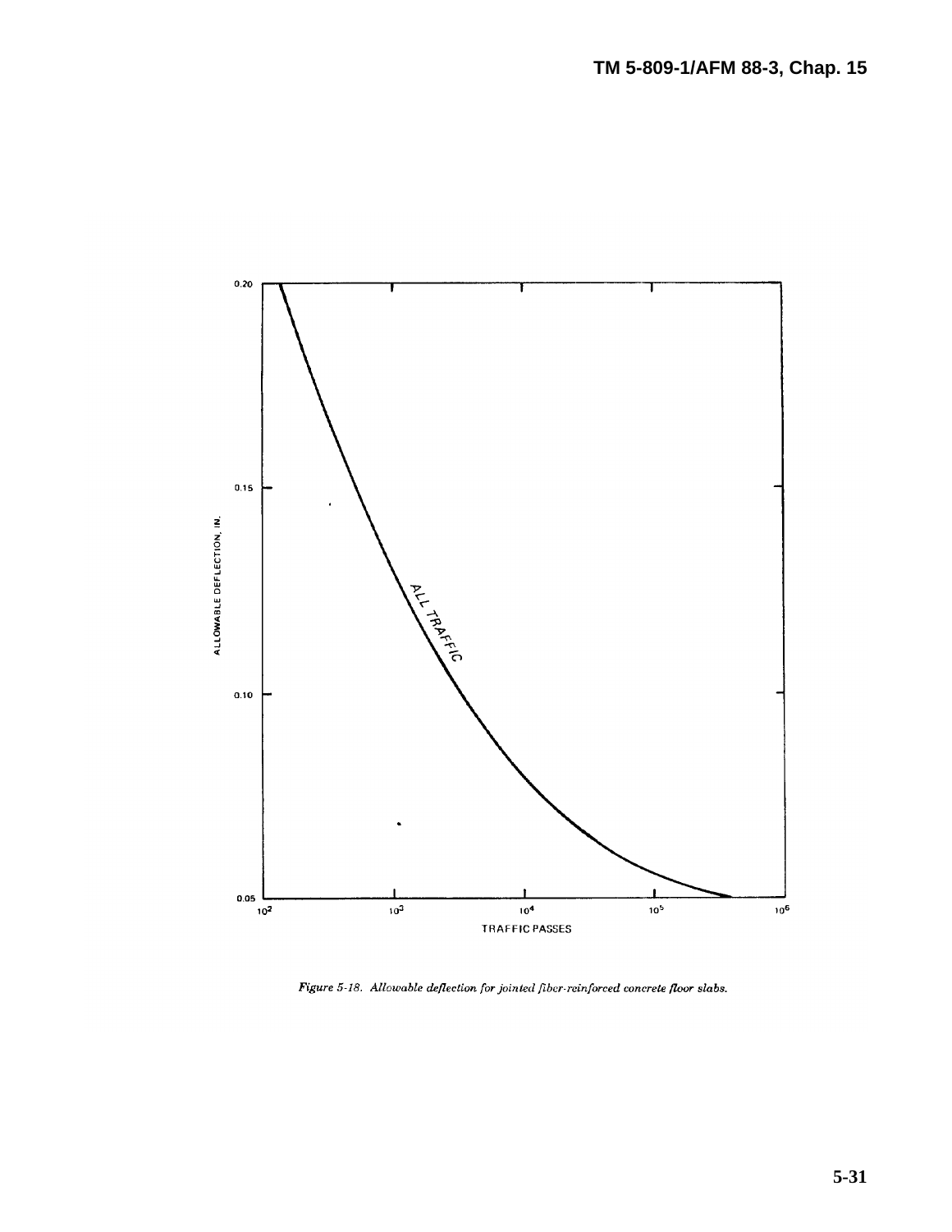*Figure 5-18. Allowable deflection for jointed fiber-reinforced concrete floor slabs.*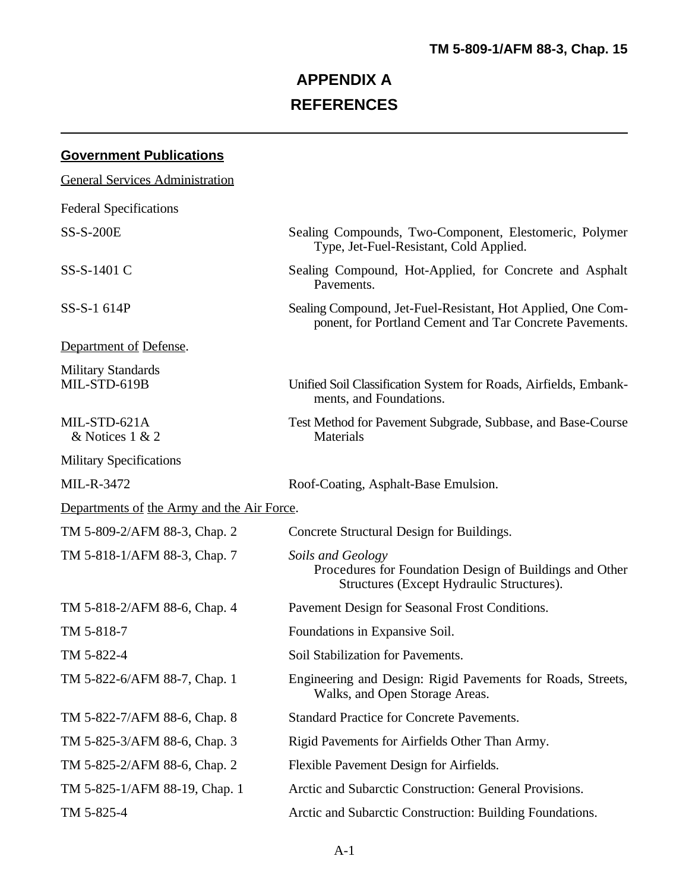# APPENDIX A
# REFERENCES

## Government Publications

General Services Administration

Federal Specifications

| | |
|---|---|
| SS-S-200E | Sealing Compounds, Two-Component, Elestomeric, Polymer Type, Jet-Fuel-Resistant, Cold Applied. |
| SS-S-1401 C | Sealing Compound, Hot-Applied, for Concrete and Asphalt Pavements. |
| SS-S-1 614P | Sealing Compound, Jet-Fuel-Resistant, Hot Applied, One Component, for Portland Cement and Tar Concrete Pavements. |

Department of Defense.

Military Standards

| | |
|---|---|
| MIL-STD-619B | Unified Soil Classification System for Roads, Airfields, Embankments, and Foundations. |
| MIL-STD-621A & Notices 1 & 2 | Test Method for Pavement Subgrade, Subbase, and Base-Course Materials |

Military Specifications

| | |
|---|---|
| MIL-R-3472 | Roof-Coating, Asphalt-Base Emulsion. |

Departments of the Army and the Air Force.

| | |
|---|---|
| TM 5-809-2/AFM 88-3, Chap. 2 | Concrete Structural Design for Buildings. |
| TM 5-818-1/AFM 88-3, Chap. 7 | *Soils and Geology* Procedures for Foundation Design of Buildings and Other Structures (Except Hydraulic Structures). |
| TM 5-818-2/AFM 88-6, Chap. 4 | Pavement Design for Seasonal Frost Conditions. |
| TM 5-818-7 | Foundations in Expansive Soil. |
| TM 5-822-4 | Soil Stabilization for Pavements. |
| TM 5-822-6/AFM 88-7, Chap. 1 | Engineering and Design: Rigid Pavements for Roads, Streets, Walks, and Open Storage Areas. |
| TM 5-822-7/AFM 88-6, Chap. 8 | Standard Practice for Concrete Pavements. |
| TM 5-825-3/AFM 88-6, Chap. 3 | Rigid Pavements for Airfields Other Than Army. |
| TM 5-825-2/AFM 88-6, Chap. 2 | Flexible Pavement Design for Airfields. |
| TM 5-825-1/AFM 88-19, Chap. 1 | Arctic and Subarctic Construction: General Provisions. |
| TM 5-825-4 | Arctic and Subarctic Construction: Building Foundations. |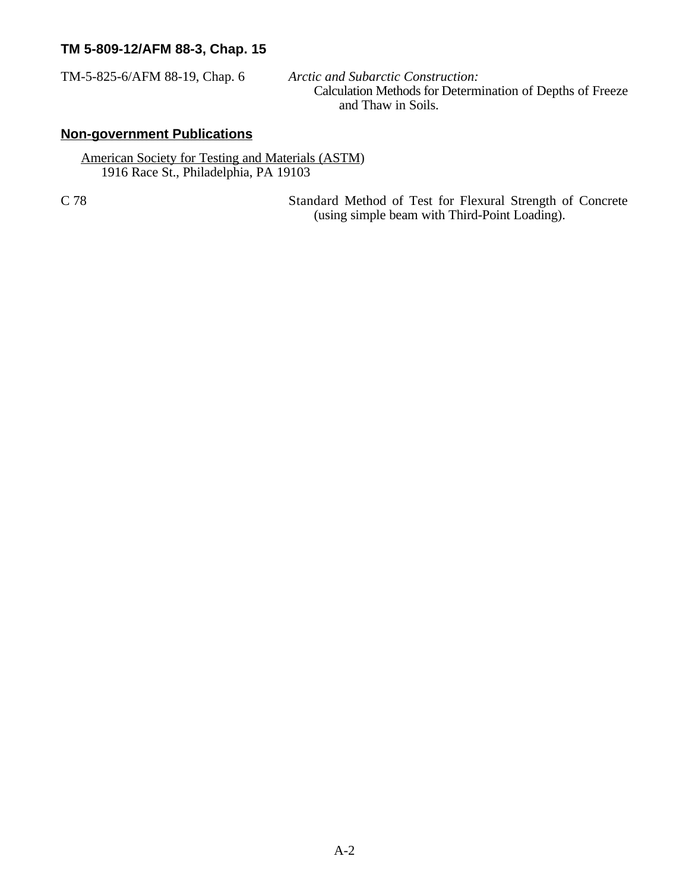TM-5-825-6/AFM 88-19, Chap. 6 — *Arctic and Subarctic Construction:* Calculation Methods for Determination of Depths of Freeze and Thaw in Soils.

## Non-government Publications

American Society for Testing and Materials (ASTM)
1916 Race St., Philadelphia, PA 19103

C 78 — Standard Method of Test for Flexural Strength of Concrete (using simple beam with Third-Point Loading).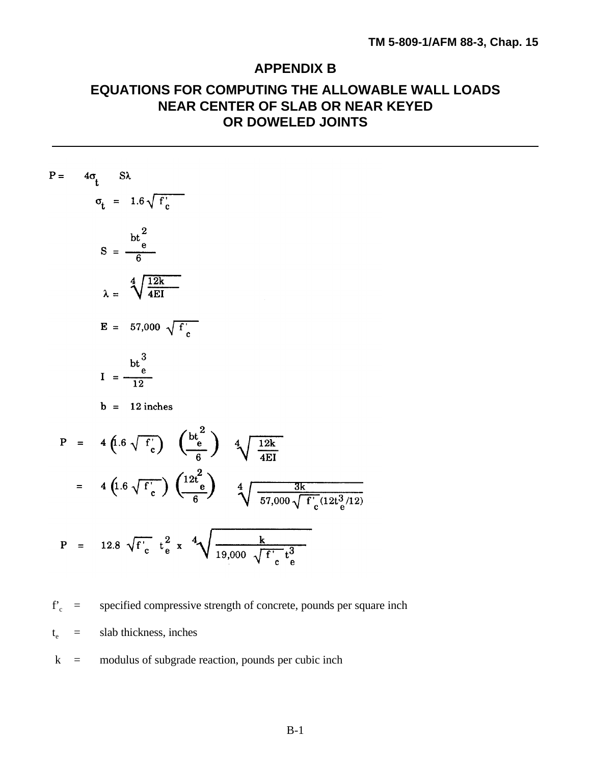# APPENDIX B

## EQUATIONS FOR COMPUTING THE ALLOWABLE WALL LOADS NEAR CENTER OF SLAB OR NEAR KEYED OR DOWELED JOINTS

---

$$P = 4\sigma_t \quad S\lambda$$

$$\sigma_t = 1.6\sqrt{f'_c}$$

$$S = \frac{bt_e^2}{6}$$

$$\lambda = \sqrt[4]{\frac{12k}{4EI}}$$

$$E = 57{,}000\sqrt{f'_c}$$

$$I = \frac{bt_e^3}{12}$$

$$b = 12 \text{ inches}$$

$$P = 4\left(1.6\sqrt{f'_c}\right)\left(\frac{bt_e^2}{6}\right)\sqrt[4]{\frac{12k}{4EI}}$$

$$= 4\left(1.6\sqrt{f'_c}\right)\left(\frac{12t_e^2}{6}\right)\sqrt[4]{\frac{3k}{57{,}000\sqrt{f'_c}(12t_e^3/12)}}$$

$$P = 12.8\sqrt{f'_c}\;t_e^2 \times \sqrt[4]{\frac{k}{19{,}000\sqrt{f'_c}\;t_e^3}}$$

$f'_c$ = specified compressive strength of concrete, pounds per square inch

$t_e$ = slab thickness, inches

$k$ = modulus of subgrade reaction, pounds per cubic inch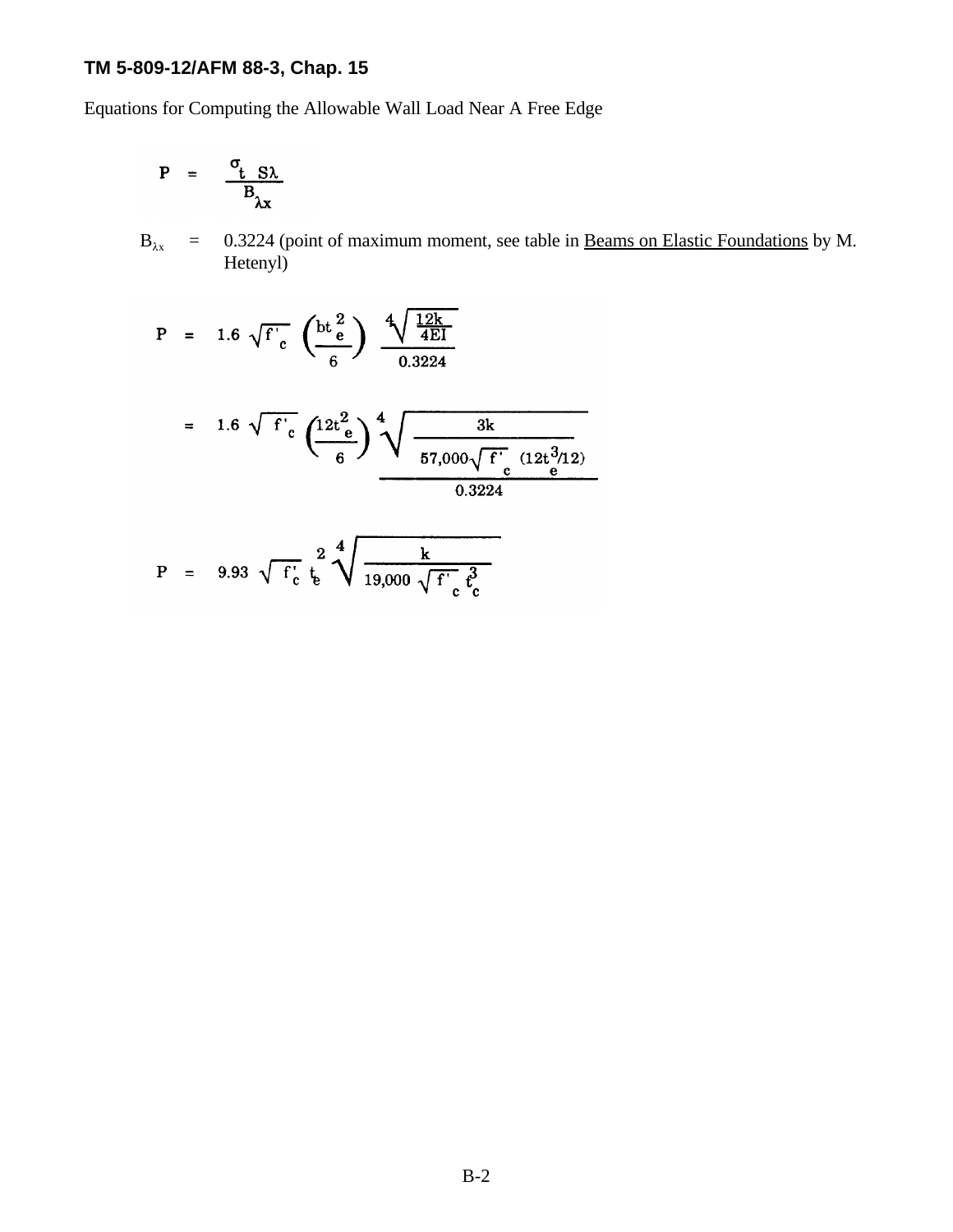Equations for Computing the Allowable Wall Load Near A Free Edge

$$P = \frac{\sigma_t \; S\lambda}{B_{\lambda x}}$$

$B_{\lambda x}$ = 0.3224 (point of maximum moment, see table in Beams on Elastic Foundations by M. Hetenyl)

$$P = 1.6 \sqrt{f'_c} \left(\frac{bt_e^2}{6}\right) \frac{\sqrt[4]{\frac{12k}{4EI}}}{0.3224}$$

$$= 1.6 \sqrt{f'_c} \left(\frac{12t_e^2}{6}\right) \frac{\sqrt[4]{\frac{3k}{57{,}000\sqrt{f'_c}\;(12t_e^3/12)}}}{0.3224}$$

$$P = 9.93 \sqrt{f'_c}\; t_e^2 \sqrt[4]{\frac{k}{19{,}000 \sqrt{f'_c}\; t_c^3}}$$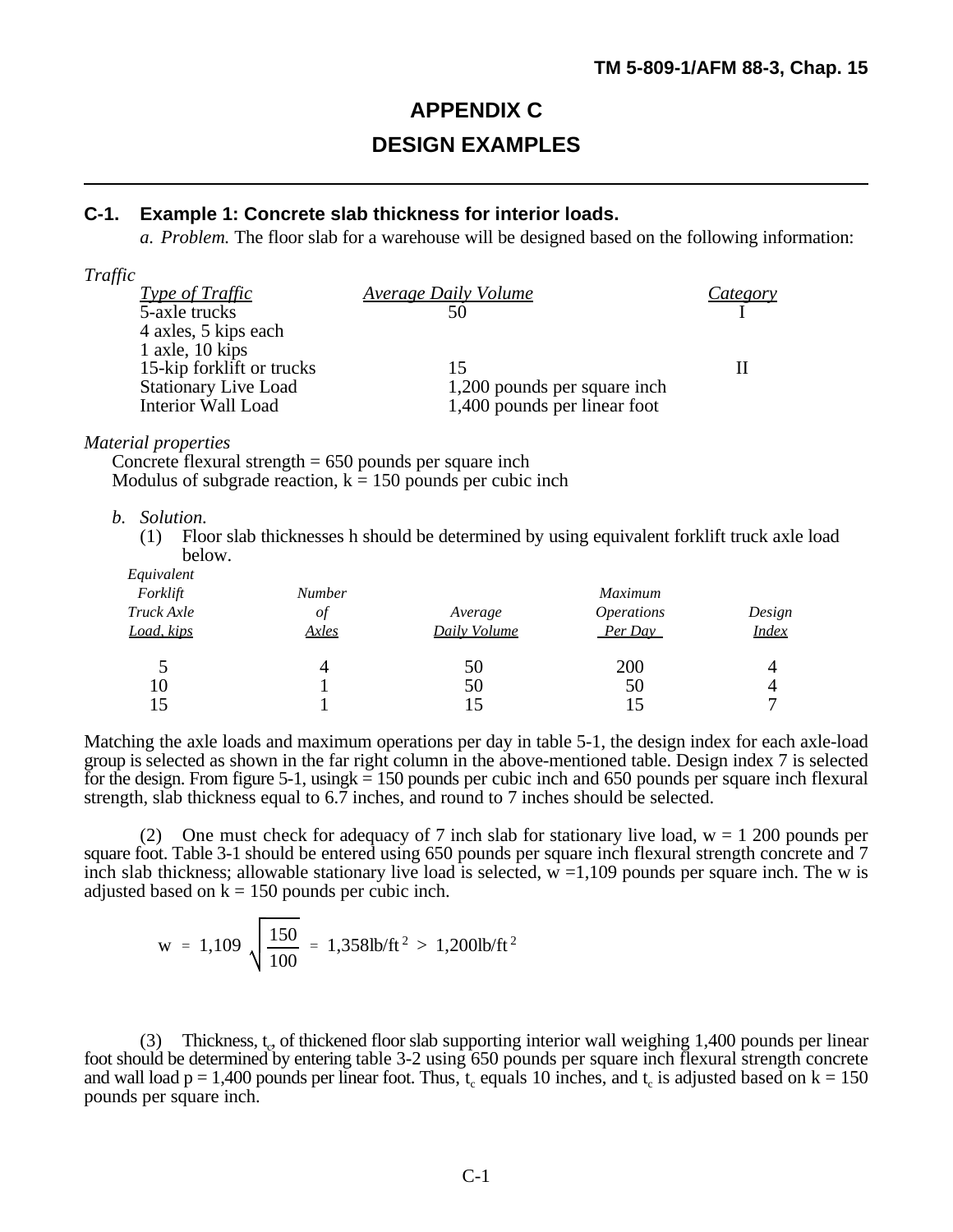# APPENDIX C

# DESIGN EXAMPLES

## C-1. Example 1: Concrete slab thickness for interior loads.

*a. Problem.* The floor slab for a warehouse will be designed based on the following information:

*Traffic*

| *Type of Traffic* | *Average Daily Volume* | *Category* |
|---|---|---|
| 5-axle trucks | 50 | I |
| 4 axles, 5 kips each | | |
| 1 axle, 10 kips | | |
| 15-kip forklift or trucks | 15 | II |
| Stationary Live Load | 1,200 pounds per square inch | |
| Interior Wall Load | 1,400 pounds per linear foot | |

*Material properties*

Concrete flexural strength = 650 pounds per square inch
Modulus of subgrade reaction, k = 150 pounds per cubic inch

*b. Solution.*

(1) Floor slab thicknesses h should be determined by using equivalent forklift truck axle load below.

| *Equivalent Forklift Truck Axle Load, kips* | *Number of Axles* | *Average Daily Volume* | *Maximum Operations Per Day* | *Design Index* |
|---|---|---|---|---|
| 5 | 4 | 50 | 200 | 4 |
| 10 | 1 | 50 | 50 | 4 |
| 15 | 1 | 15 | 15 | 7 |

Matching the axle loads and maximum operations per day in table 5-1, the design index for each axle-load group is selected as shown in the far right column in the above-mentioned table. Design index 7 is selected for the design. From figure 5-1, usingk = 150 pounds per cubic inch and 650 pounds per square inch flexural strength, slab thickness equal to 6.7 inches, and round to 7 inches should be selected.

(2) One must check for adequacy of 7 inch slab for stationary live load, w = 1 200 pounds per square foot. Table 3-1 should be entered using 650 pounds per square inch flexural strength concrete and 7 inch slab thickness; allowable stationary live load is selected, w =1,109 pounds per square inch. The w is adjusted based on k = 150 pounds per cubic inch.

$$w = 1{,}109\sqrt{\frac{150}{100}} = 1{,}358 \text{lb/ft}^2 > 1{,}200 \text{lb/ft}^2$$

(3) Thickness, $t_c$, of thickened floor slab supporting interior wall weighing 1,400 pounds per linear foot should be determined by entering table 3-2 using 650 pounds per square inch flexural strength concrete and wall load p = 1,400 pounds per linear foot. Thus, $t_c$ equals 10 inches, and $t_c$ is adjusted based on k = 150 pounds per square inch.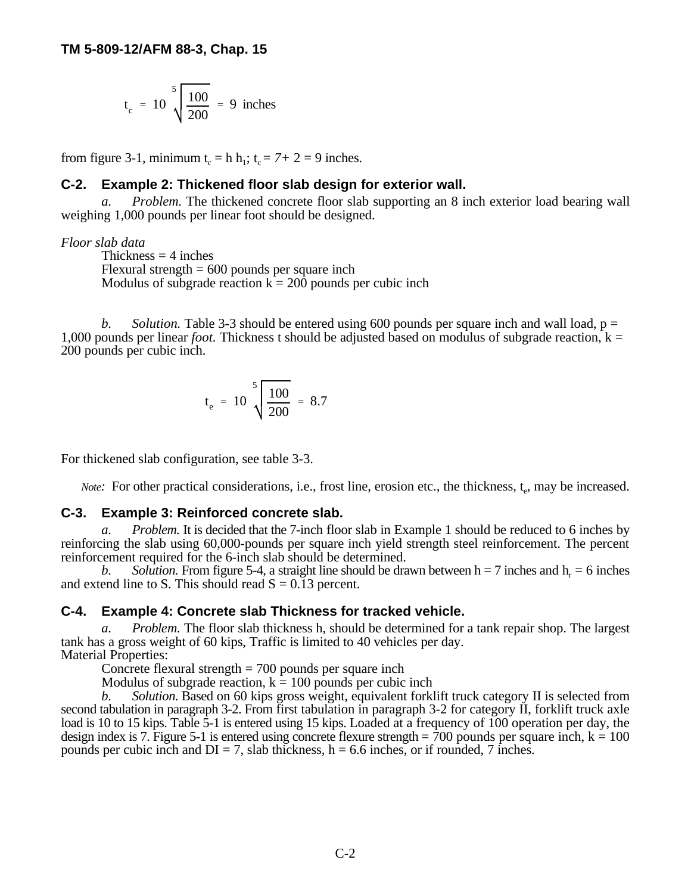$$t_c = 10 \sqrt[5]{\frac{100}{200}} = 9 \text{ inches}$$

from figure 3-1, minimum $t_c = h\ h_1$; $t_c = 7 + 2 = 9$ inches.

## C-2. Example 2: Thickened floor slab design for exterior wall.

*a. Problem.* The thickened concrete floor slab supporting an 8 inch exterior load bearing wall weighing 1,000 pounds per linear foot should be designed.

*Floor slab data*

Thickness = 4 inches
Flexural strength = 600 pounds per square inch
Modulus of subgrade reaction k = 200 pounds per cubic inch

*b. Solution.* Table 3-3 should be entered using 600 pounds per square inch and wall load, p = 1,000 pounds per linear *foot*. Thickness t should be adjusted based on modulus of subgrade reaction, k = 200 pounds per cubic inch.

$$t_e = 10 \sqrt[5]{\frac{100}{200}} = 8.7$$

For thickened slab configuration, see table 3-3.

*Note:* For other practical considerations, i.e., frost line, erosion etc., the thickness, $t_e$, may be increased.

## C-3. Example 3: Reinforced concrete slab.

*a. Problem.* It is decided that the 7-inch floor slab in Example 1 should be reduced to 6 inches by reinforcing the slab using 60,000-pounds per square inch yield strength steel reinforcement. The percent reinforcement required for the 6-inch slab should be determined.

*b. Solution.* From figure 5-4, a straight line should be drawn between h = 7 inches and $h_r$ = 6 inches and extend line to S. This should read S = 0.13 percent.

## C-4. Example 4: Concrete slab Thickness for tracked vehicle.

*a. Problem.* The floor slab thickness h, should be determined for a tank repair shop. The largest tank has a gross weight of 60 kips, Traffic is limited to 40 vehicles per day.

Material Properties:

Concrete flexural strength = 700 pounds per square inch
Modulus of subgrade reaction, k = 100 pounds per cubic inch

*b. Solution.* Based on 60 kips gross weight, equivalent forklift truck category II is selected from second tabulation in paragraph 3-2. From first tabulation in paragraph 3-2 for category II, forklift truck axle load is 10 to 15 kips. Table 5-1 is entered using 15 kips. Loaded at a frequency of 100 operation per day, the design index is 7. Figure 5-1 is entered using concrete flexure strength = 700 pounds per square inch, k = 100 pounds per cubic inch and DI = 7, slab thickness, h = 6.6 inches, or if rounded, 7 inches.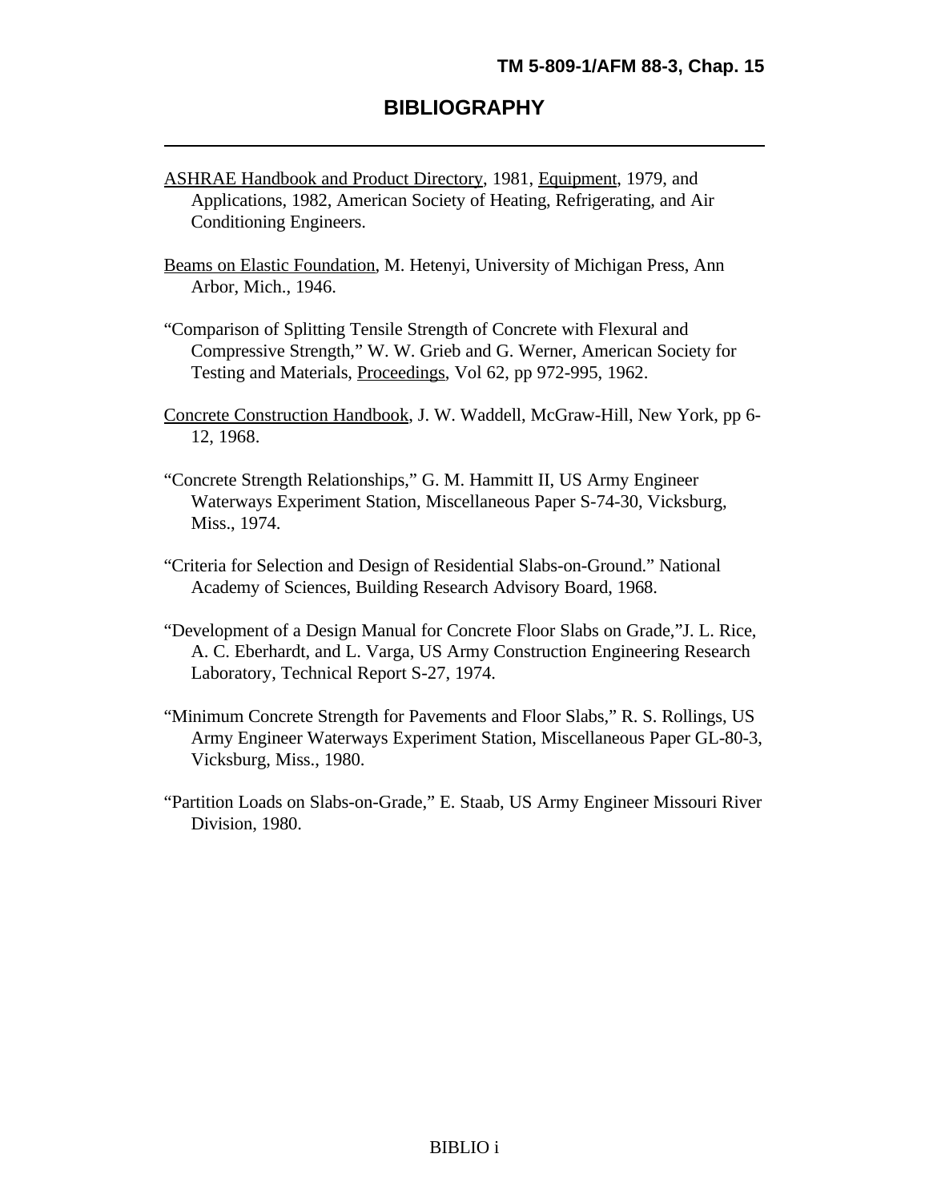# BIBLIOGRAPHY

ASHRAE Handbook and Product Directory, 1981, Equipment, 1979, and Applications, 1982, American Society of Heating, Refrigerating, and Air Conditioning Engineers.

Beams on Elastic Foundation, M. Hetenyi, University of Michigan Press, Ann Arbor, Mich., 1946.

"Comparison of Splitting Tensile Strength of Concrete with Flexural and Compressive Strength," W. W. Grieb and G. Werner, American Society for Testing and Materials, Proceedings, Vol 62, pp 972-995, 1962.

Concrete Construction Handbook, J. W. Waddell, McGraw-Hill, New York, pp 6-12, 1968.

"Concrete Strength Relationships," G. M. Hammitt II, US Army Engineer Waterways Experiment Station, Miscellaneous Paper S-74-30, Vicksburg, Miss., 1974.

"Criteria for Selection and Design of Residential Slabs-on-Ground." National Academy of Sciences, Building Research Advisory Board, 1968.

"Development of a Design Manual for Concrete Floor Slabs on Grade,"J. L. Rice, A. C. Eberhardt, and L. Varga, US Army Construction Engineering Research Laboratory, Technical Report S-27, 1974.

"Minimum Concrete Strength for Pavements and Floor Slabs," R. S. Rollings, US Army Engineer Waterways Experiment Station, Miscellaneous Paper GL-80-3, Vicksburg, Miss., 1980.

"Partition Loads on Slabs-on-Grade," E. Staab, US Army Engineer Missouri River Division, 1980.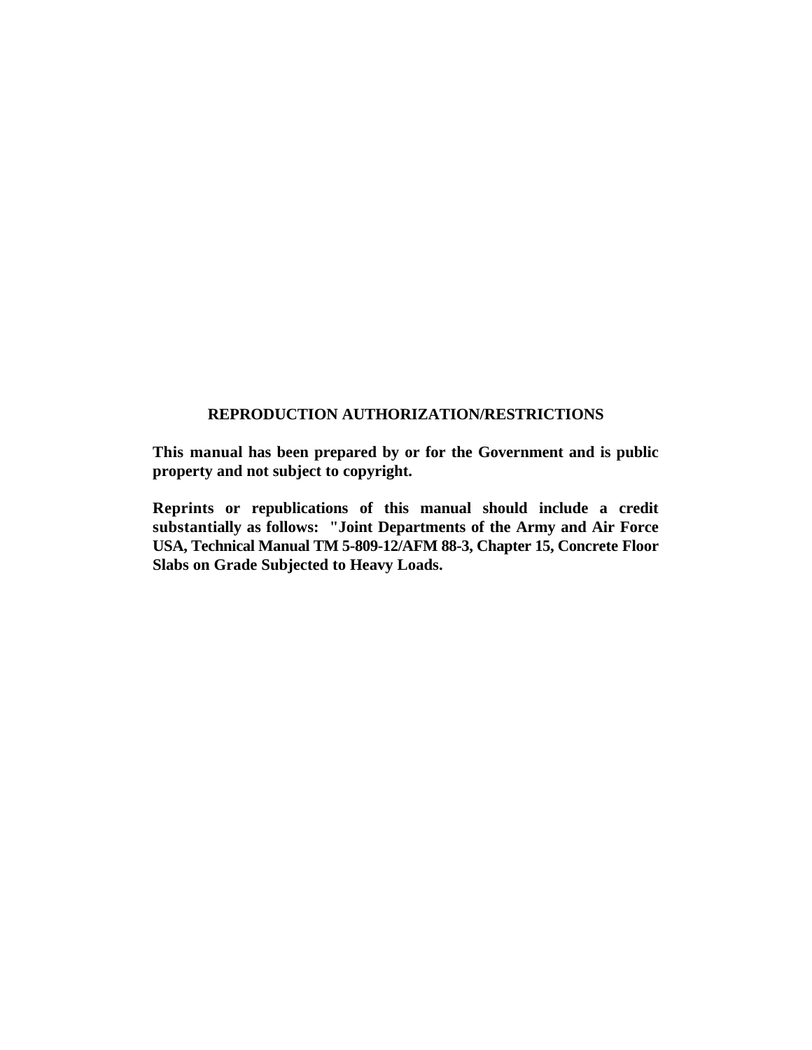**REPRODUCTION AUTHORIZATION/RESTRICTIONS**

**This manual has been prepared by or for the Government and is public property and not subject to copyright.**

**Reprints or republications of this manual should include a credit substantially as follows: "Joint Departments of the Army and Air Force USA, Technical Manual TM 5-809-12/AFM 88-3, Chapter 15, Concrete Floor Slabs on Grade Subjected to Heavy Loads.**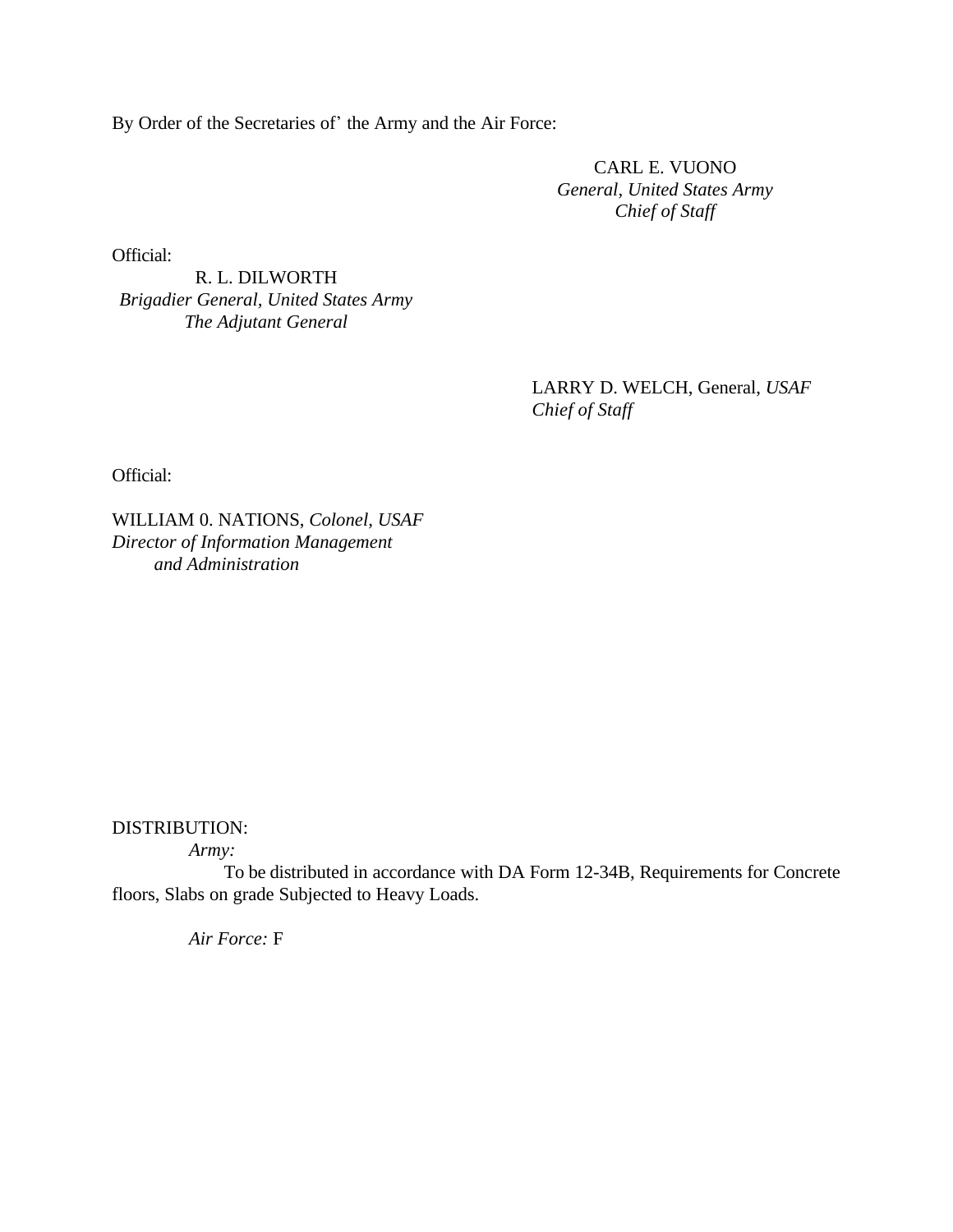By Order of the Secretaries of' the Army and the Air Force:

CARL E. VUONO
*General, United States Army*
*Chief of Staff*

Official:

R. L. DILWORTH
*Brigadier General, United States Army*
*The Adjutant General*

LARRY D. WELCH, General, *USAF*
*Chief of Staff*

Official:

WILLIAM 0. NATIONS, *Colonel, USAF*
*Director of Information Management*
*and Administration*

DISTRIBUTION:

*Army:*

To be distributed in accordance with DA Form 12-34B, Requirements for Concrete floors, Slabs on grade Subjected to Heavy Loads.

*Air Force:* F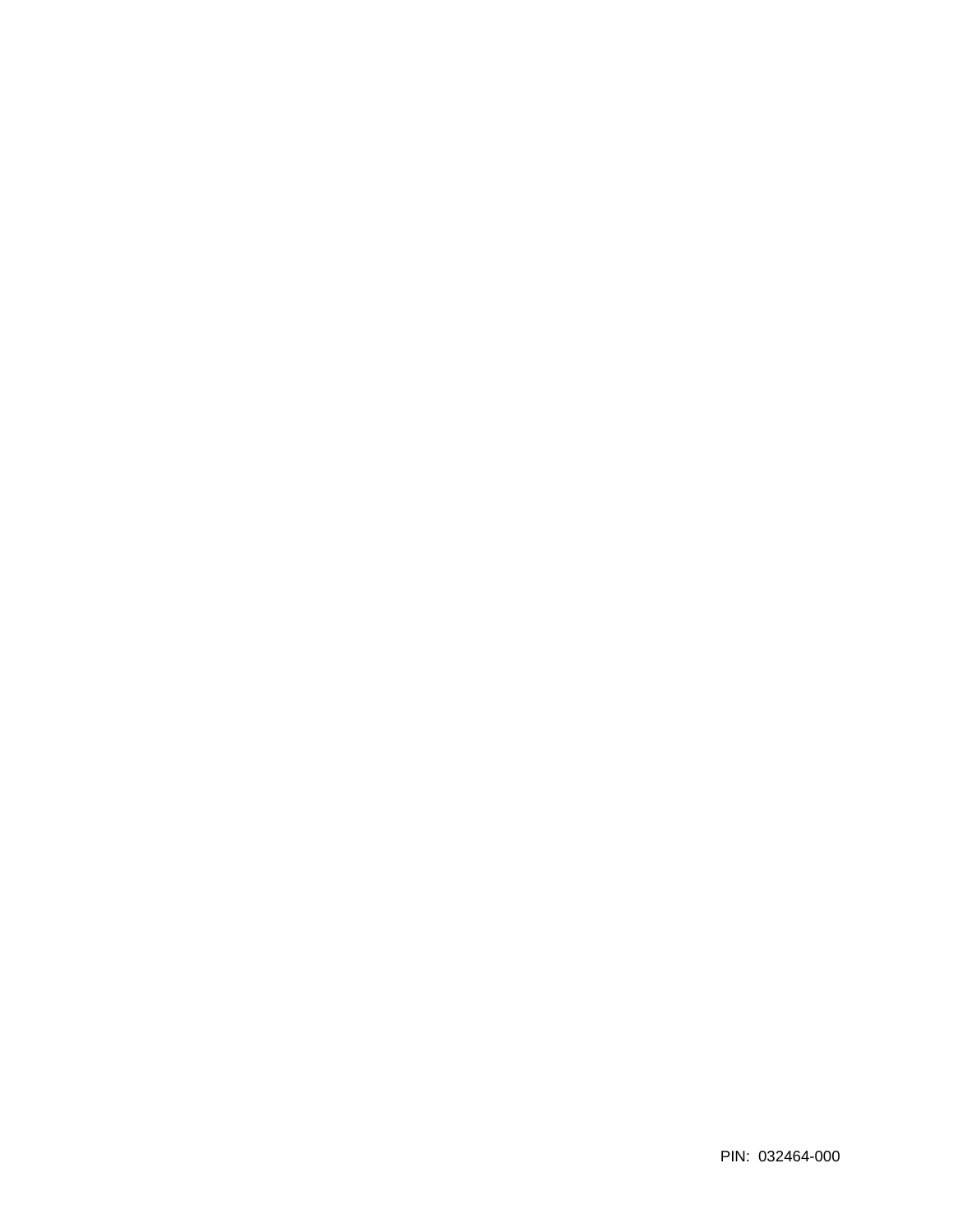PIN: 032464-000